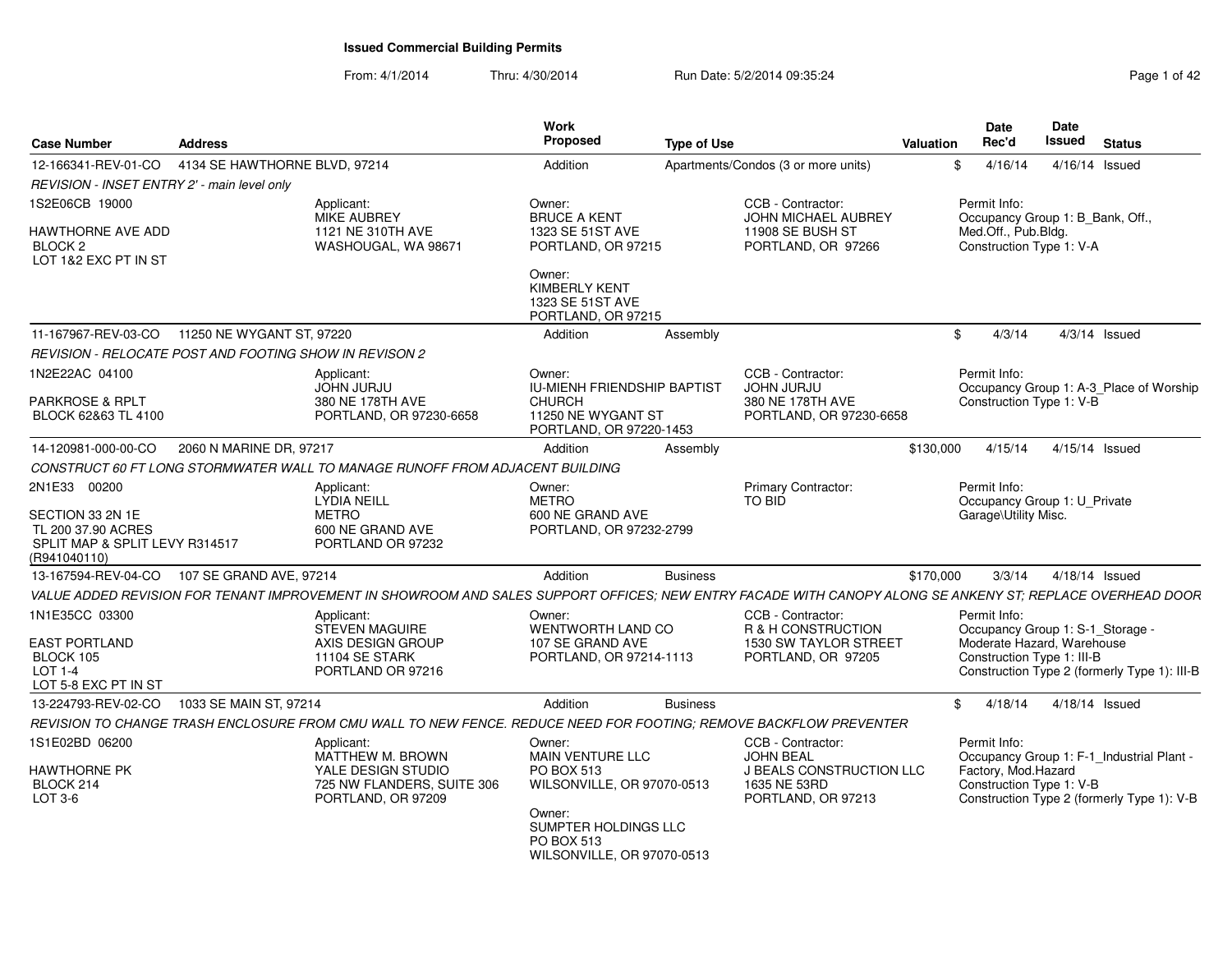# Issued Commercial Building Permits

From: 4/1/2014 Thru: 4/30/2014 Run Date: 5/2/2014 09:35:24

| Case Number | Address | Work Proposed | Type of Use | Valuation | Date Rec'd | Date Issued | Status |
|---|---|---|---|---|---|---|---|
| 12-166341-REV-01-CO | 4134 SE HAWTHORNE BLVD, 97214 | Addition | Apartments/Condos (3 or more units) | $ | 4/16/14 | 4/16/14 | Issued |

REVISION - INSET ENTRY 2' - main level only

1S2E06CB 19000
HAWTHORNE AVE ADD
BLOCK 2
LOT 1&2 EXC PT IN ST

Applicant:
MIKE AUBREY
1121 NE 310TH AVE
WASHOUGAL, WA 98671

Owner:
BRUCE A KENT
1323 SE 51ST AVE
PORTLAND, OR 97215

Owner:
KIMBERLY KENT
1323 SE 51ST AVE
PORTLAND, OR 97215

CCB - Contractor:
JOHN MICHAEL AUBREY
11908 SE BUSH ST
PORTLAND, OR 97266

Permit Info:
Occupancy Group 1: B_Bank, Off., Med.Off., Pub.Bldg.
Construction Type 1: V-A

---

| Case Number | Address | Work Proposed | Type of Use | Valuation | Date Rec'd | Date Issued | Status |
|---|---|---|---|---|---|---|---|
| 11-167967-REV-03-CO | 11250 NE WYGANT ST, 97220 | Addition | Assembly | $ | 4/3/14 | 4/3/14 | Issued |

REVISION - RELOCATE POST AND FOOTING SHOW IN REVISON 2

1N2E22AC 04100
PARKROSE & RPLT
BLOCK 62&63 TL 4100

Applicant:
JOHN JURJU
380 NE 178TH AVE
PORTLAND, OR 97230-6658

Owner:
IU-MIENH FRIENDSHIP BAPTIST CHURCH
11250 NE WYGANT ST
PORTLAND, OR 97220-1453

CCB - Contractor:
JOHN JURJU
380 NE 178TH AVE
PORTLAND, OR 97230-6658

Permit Info:
Occupancy Group 1: A-3_Place of Worship
Construction Type 1: V-B

---

| Case Number | Address | Work Proposed | Type of Use | Valuation | Date Rec'd | Date Issued | Status |
|---|---|---|---|---|---|---|---|
| 14-120981-000-00-CO | 2060 N MARINE DR, 97217 | Addition | Assembly | $130,000 | 4/15/14 | 4/15/14 | Issued |

CONSTRUCT 60 FT LONG STORMWATER WALL TO MANAGE RUNOFF FROM ADJACENT BUILDING

2N1E33 00200
SECTION 33 2N 1E
TL 200 37.90 ACRES
SPLIT MAP & SPLIT LEVY R314517 (R941040110)

Applicant:
LYDIA NEILL
METRO
600 NE GRAND AVE
PORTLAND OR 97232

Owner:
METRO
600 NE GRAND AVE
PORTLAND, OR 97232-2799

Primary Contractor:
TO BID

Permit Info:
Occupancy Group 1: U_Private Garage\Utility Misc.

---

| Case Number | Address | Work Proposed | Type of Use | Valuation | Date Rec'd | Date Issued | Status |
|---|---|---|---|---|---|---|---|
| 13-167594-REV-04-CO | 107 SE GRAND AVE, 97214 | Addition | Business | $170,000 | 3/3/14 | 4/18/14 | Issued |

VALUE ADDED REVISION FOR TENANT IMPROVEMENT IN SHOWROOM AND SALES SUPPORT OFFICES; NEW ENTRY FACADE WITH CANOPY ALONG SE ANKENY ST; REPLACE OVERHEAD DOOR

1N1E35CC 03300
EAST PORTLAND
BLOCK 105
LOT 1-4
LOT 5-8 EXC PT IN ST

Applicant:
STEVEN MAGUIRE
AXIS DESIGN GROUP
11104 SE STARK
PORTLAND OR 97216

Owner:
WENTWORTH LAND CO
107 SE GRAND AVE
PORTLAND, OR 97214-1113

CCB - Contractor:
R & H CONSTRUCTION
1530 SW TAYLOR STREET
PORTLAND, OR 97205

Permit Info:
Occupancy Group 1: S-1_Storage - Moderate Hazard, Warehouse
Construction Type 1: III-B
Construction Type 2 (formerly Type 1): III-B

---

| Case Number | Address | Work Proposed | Type of Use | Valuation | Date Rec'd | Date Issued | Status |
|---|---|---|---|---|---|---|---|
| 13-224793-REV-02-CO | 1033 SE MAIN ST, 97214 | Addition | Business | $ | 4/18/14 | 4/18/14 | Issued |

REVISION TO CHANGE TRASH ENCLOSURE FROM CMU WALL TO NEW FENCE. REDUCE NEED FOR FOOTING; REMOVE BACKFLOW PREVENTER

1S1E02BD 06200
HAWTHORNE PK
BLOCK 214
LOT 3-6

Applicant:
MATTHEW M. BROWN
YALE DESIGN STUDIO
725 NW FLANDERS, SUITE 306
PORTLAND, OR 97209

Owner:
MAIN VENTURE LLC
PO BOX 513
WILSONVILLE, OR 97070-0513

Owner:
SUMPTER HOLDINGS LLC
PO BOX 513
WILSONVILLE, OR 97070-0513

CCB - Contractor:
JOHN BEAL
J BEALS CONSTRUCTION LLC
1635 NE 53RD
PORTLAND, OR 97213

Permit Info:
Occupancy Group 1: F-1_Industrial Plant - Factory, Mod.Hazard
Construction Type 1: V-B
Construction Type 2 (formerly Type 1): V-B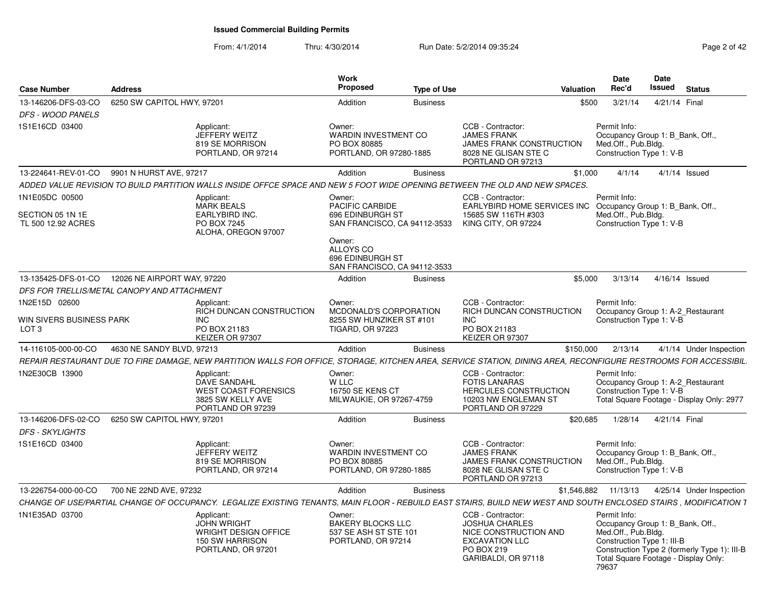**Issued Commercial Building Permits**

From: 4/1/2014 Thru: 4/30/2014 Run Date: 5/2/2014 09:35:24

| Case Number | Address | Work Proposed | Type of Use | Valuation | Date Rec'd | Date Issued | Status |
|---|---|---|---|---|---|---|---|
| 13-146206-DFS-03-CO | 6250 SW CAPITOL HWY, 97201 | Addition | Business | $500 | 3/21/14 | 4/21/14 | Final |

*DFS - WOOD PANELS*

1S1E16CD 03400

Applicant: JEFFERY WEITZ, 819 SE MORRISON, PORTLAND, OR 97214

Owner: WARDIN INVESTMENT CO, PO BOX 80885, PORTLAND, OR 97280-1885

CCB - Contractor: JAMES FRANK, JAMES FRANK CONSTRUCTION, 8028 NE GLISAN STE C, PORTLAND OR 97213

Permit Info: Occupancy Group 1: B_Bank, Off., Med.Off., Pub.Bldg. Construction Type 1: V-B

---

| Case Number | Address | Work Proposed | Type of Use | Valuation | Date Rec'd | Date Issued | Status |
|---|---|---|---|---|---|---|---|
| 13-224641-REV-01-CO | 9901 N HURST AVE, 97217 | Addition | Business | $1,000 | 4/1/14 | 4/1/14 | Issued |

*ADDED VALUE REVISION TO BUILD PARTITION WALLS INSIDE OFFCE SPACE AND NEW 5 FOOT WIDE OPENING BETWEEN THE OLD AND NEW SPACES.*

1N1E05DC 00500

SECTION 05 1N 1E
TL 500 12.92 ACRES

Applicant: MARK BEALS, EARLYBIRD INC., PO BOX 7245, ALOHA, OREGON 97007

Owner: PACIFIC CARBIDE, 696 EDINBURGH ST, SAN FRANCISCO, CA 94112-3533

Owner: ALLOYS CO, 696 EDINBURGH ST, SAN FRANCISCO, CA 94112-3533

CCB - Contractor: EARLYBIRD HOME SERVICES INC, 15685 SW 116TH #303, KING CITY, OR 97224

Permit Info: Occupancy Group 1: B_Bank, Off., Med.Off., Pub.Bldg. Construction Type 1: V-B

---

| Case Number | Address | Work Proposed | Type of Use | Valuation | Date Rec'd | Date Issued | Status |
|---|---|---|---|---|---|---|---|
| 13-135425-DFS-01-CO | 12026 NE AIRPORT WAY, 97220 | Addition | Business | $5,000 | 3/13/14 | 4/16/14 | Issued |

*DFS FOR TRELLIS/METAL CANOPY AND ATTACHMENT*

1N2E15D 02600

WIN SIVERS BUSINESS PARK
LOT 3

Applicant: RICH DUNCAN CONSTRUCTION INC, PO BOX 21183, KEIZER OR 97307

Owner: MCDONALD'S CORPORATION, 8255 SW HUNZIKER ST #101, TIGARD, OR 97223

CCB - Contractor: RICH DUNCAN CONSTRUCTION INC, PO BOX 21183, KEIZER OR 97307

Permit Info: Occupancy Group 1: A-2_Restaurant Construction Type 1: V-B

---

| Case Number | Address | Work Proposed | Type of Use | Valuation | Date Rec'd | Date Issued | Status |
|---|---|---|---|---|---|---|---|
| 14-116105-000-00-CO | 4630 NE SANDY BLVD, 97213 | Addition | Business | $150,000 | 2/13/14 | 4/1/14 | Under Inspection |

*REPAIR RESTAURANT DUE TO FIRE DAMAGE, NEW PARTITION WALLS FOR OFFICE, STORAGE, KITCHEN AREA, SERVICE STATION, DINING AREA, RECONFIGURE RESTROOMS FOR ACCESSIBIL*

1N2E30CB 13900

Applicant: DAVE SANDAHL, WEST COAST FORENSICS, 3825 SW KELLY AVE, PORTLAND OR 97239

Owner: W LLC, 16750 SE KENS CT, MILWAUKIE, OR 97267-4759

CCB - Contractor: FOTIS LANARAS, HERCULES CONSTRUCTION, 10203 NW ENGLEMAN ST, PORTLAND OR 97229

Permit Info: Occupancy Group 1: A-2_Restaurant Construction Type 1: V-B Total Square Footage - Display Only: 2977

---

| Case Number | Address | Work Proposed | Type of Use | Valuation | Date Rec'd | Date Issued | Status |
|---|---|---|---|---|---|---|---|
| 13-146206-DFS-02-CO | 6250 SW CAPITOL HWY, 97201 | Addition | Business | $20,685 | 1/28/14 | 4/21/14 | Final |

*DFS - SKYLIGHTS*

1S1E16CD 03400

Applicant: JEFFERY WEITZ, 819 SE MORRISON, PORTLAND, OR 97214

Owner: WARDIN INVESTMENT CO, PO BOX 80885, PORTLAND, OR 97280-1885

CCB - Contractor: JAMES FRANK, JAMES FRANK CONSTRUCTION, 8028 NE GLISAN STE C, PORTLAND OR 97213

Permit Info: Occupancy Group 1: B_Bank, Off., Med.Off., Pub.Bldg. Construction Type 1: V-B

---

| Case Number | Address | Work Proposed | Type of Use | Valuation | Date Rec'd | Date Issued | Status |
|---|---|---|---|---|---|---|---|
| 13-226754-000-00-CO | 700 NE 22ND AVE, 97232 | Addition | Business | $1,546,882 | 11/13/13 | 4/25/14 | Under Inspection |

*CHANGE OF USE/PARTIAL CHANGE OF OCCUPANCY. LEGALIZE EXISTING TENANTS, MAIN FLOOR - REBUILD EAST STAIRS, BUILD NEW WEST AND SOUTH ENCLOSED STAIRS , MODIFICATION T*

1N1E35AD 03700

Applicant: JOHN WRIGHT, WRIGHT DESIGN OFFICE, 150 SW HARRISON, PORTLAND, OR 97201

Owner: BAKERY BLOCKS LLC, 537 SE ASH ST STE 101, PORTLAND, OR 97214

CCB - Contractor: JOSHUA CHARLES, NICE CONSTRUCTION AND EXCAVATION LLC, PO BOX 219, GARIBALDI, OR 97118

Permit Info: Occupancy Group 1: B_Bank, Off., Med.Off., Pub.Bldg. Construction Type 1: III-B Construction Type 2 (formerly Type 1): III-B Total Square Footage - Display Only: 79637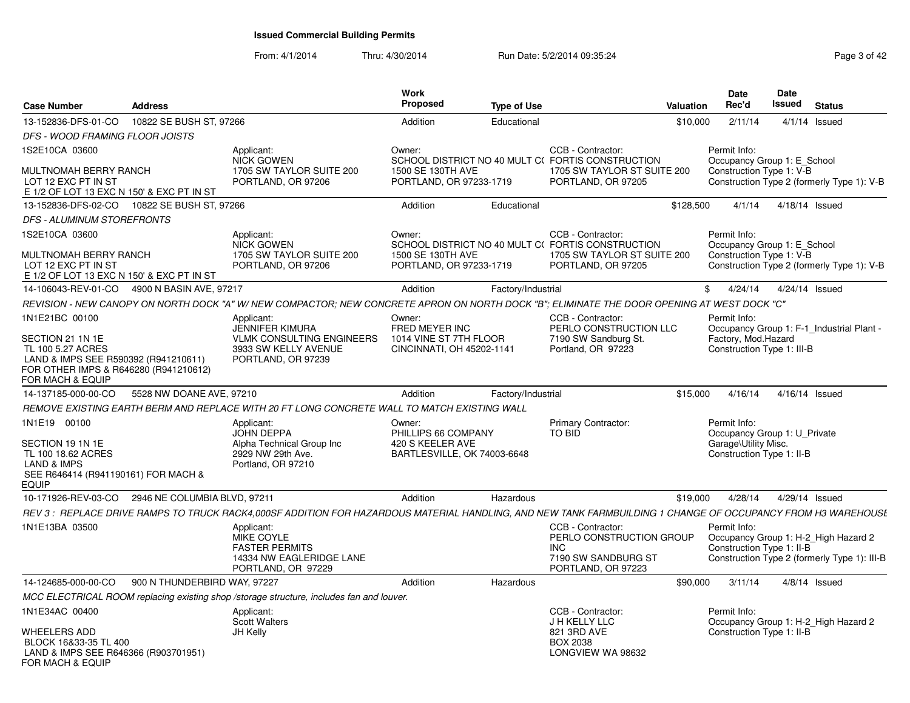**Issued Commercial Building Permits**

From: 4/1/2014 Thru: 4/30/2014 Run Date: 5/2/2014 09:35:24

| Case Number | Address | Work Proposed | Type of Use | Valuation | Date Rec'd | Date Issued | Status |
|---|---|---|---|---|---|---|---|
| 13-152836-DFS-01-CO | 10822 SE BUSH ST, 97266 | Addition | Educational | $10,000 | 2/11/14 | 4/1/14 | Issued |

*DFS - WOOD FRAMING FLOOR JOISTS*

1S2E10CA 03600

MULTNOMAH BERRY RANCH
LOT 12 EXC PT IN ST
E 1/2 OF LOT 13 EXC N 150' & EXC PT IN ST

Applicant: NICK GOWEN, 1705 SW TAYLOR SUITE 200, PORTLAND, OR 97206

Owner: SCHOOL DISTRICT NO 40 MULT C( 1500 SE 130TH AVE, PORTLAND, OR 97233-1719

CCB - Contractor: FORTIS CONSTRUCTION, 1705 SW TAYLOR ST SUITE 200, PORTLAND, OR 97205

Permit Info: Occupancy Group 1: E_School; Construction Type 1: V-B; Construction Type 2 (formerly Type 1): V-B

| Case Number | Address | Work Proposed | Type of Use | Valuation | Date Rec'd | Date Issued | Status |
|---|---|---|---|---|---|---|---|
| 13-152836-DFS-02-CO | 10822 SE BUSH ST, 97266 | Addition | Educational | $128,500 | 4/1/14 | 4/18/14 | Issued |

*DFS - ALUMINUM STOREFRONTS*

1S2E10CA 03600

MULTNOMAH BERRY RANCH
LOT 12 EXC PT IN ST
E 1/2 OF LOT 13 EXC N 150' & EXC PT IN ST

Applicant: NICK GOWEN, 1705 SW TAYLOR SUITE 200, PORTLAND, OR 97206

Owner: SCHOOL DISTRICT NO 40 MULT C( 1500 SE 130TH AVE, PORTLAND, OR 97233-1719

CCB - Contractor: FORTIS CONSTRUCTION, 1705 SW TAYLOR ST SUITE 200, PORTLAND, OR 97205

Permit Info: Occupancy Group 1: E_School; Construction Type 1: V-B; Construction Type 2 (formerly Type 1): V-B

| Case Number | Address | Work Proposed | Type of Use | Valuation | Date Rec'd | Date Issued | Status |
|---|---|---|---|---|---|---|---|
| 14-106043-REV-01-CO | 4900 N BASIN AVE, 97217 | Addition | Factory/Industrial | $ | 4/24/14 | 4/24/14 | Issued |

*REVISION - NEW CANOPY ON NORTH DOCK "A" W/ NEW COMPACTOR; NEW CONCRETE APRON ON NORTH DOCK "B"; ELIMINATE THE DOOR OPENING AT WEST DOCK "C"*

1N1E21BC 00100

SECTION 21 1N 1E
TL 100 5.27 ACRES
LAND & IMPS SEE R590392 (R941210611)
FOR OTHER IMPS & R646280 (R941210612)
FOR MACH & EQUIP

Applicant: JENNIFER KIMURA, VLMK CONSULTING ENGINEERS, 3933 SW KELLY AVENUE, PORTLAND, OR 97239

Owner: FRED MEYER INC, 1014 VINE ST 7TH FLOOR, CINCINNATI, OH 45202-1141

CCB - Contractor: PERLO CONSTRUCTION LLC, 7190 SW Sandburg St., Portland, OR 97223

Permit Info: Occupancy Group 1: F-1_Industrial Plant - Factory, Mod.Hazard; Construction Type 1: III-B

| Case Number | Address | Work Proposed | Type of Use | Valuation | Date Rec'd | Date Issued | Status |
|---|---|---|---|---|---|---|---|
| 14-137185-000-00-CO | 5528 NW DOANE AVE, 97210 | Addition | Factory/Industrial | $15,000 | 4/16/14 | 4/16/14 | Issued |

*REMOVE EXISTING EARTH BERM AND REPLACE WITH 20 FT LONG CONCRETE WALL TO MATCH EXISTING WALL*

1N1E19 00100

SECTION 19 1N 1E
TL 100 18.62 ACRES
LAND & IMPS
SEE R646414 (R941190161) FOR MACH & EQUIP

Applicant: JOHN DEPPA, Alpha Technical Group Inc, 2929 NW 29th Ave., Portland, OR 97210

Owner: PHILLIPS 66 COMPANY, 420 S KEELER AVE, BARTLESVILLE, OK 74003-6648

Primary Contractor: TO BID

Permit Info: Occupancy Group 1: U_Private Garage\Utility Misc.; Construction Type 1: II-B

| Case Number | Address | Work Proposed | Type of Use | Valuation | Date Rec'd | Date Issued | Status |
|---|---|---|---|---|---|---|---|
| 10-171926-REV-03-CO | 2946 NE COLUMBIA BLVD, 97211 | Addition | Hazardous | $19,000 | 4/28/14 | 4/29/14 | Issued |

*REV 3 : REPLACE DRIVE RAMPS TO TRUCK RACK4,000SF ADDITION FOR HAZARDOUS MATERIAL HANDLING, AND NEW TANK FARMBUILDING 1 CHANGE OF OCCUPANCY FROM H3 WAREHOUSE*

1N1E13BA 03500

Applicant: MIKE COYLE, FASTER PERMITS, 14334 NW EAGLERIDGE LANE, PORTLAND, OR 97229

CCB - Contractor: PERLO CONSTRUCTION GROUP INC, 7190 SW SANDBURG ST, PORTLAND, OR 97223

Permit Info: Occupancy Group 1: H-2_High Hazard 2; Construction Type 1: II-B; Construction Type 2 (formerly Type 1): III-B

| Case Number | Address | Work Proposed | Type of Use | Valuation | Date Rec'd | Date Issued | Status |
|---|---|---|---|---|---|---|---|
| 14-124685-000-00-CO | 900 N THUNDERBIRD WAY, 97227 | Addition | Hazardous | $90,000 | 3/11/14 | 4/8/14 | Issued |

*MCC ELECTRICAL ROOM replacing existing shop /storage structure, includes fan and louver.*

1N1E34AC 00400

WHEELERS ADD
BLOCK 16&33-35 TL 400
LAND & IMPS SEE R646366 (R903701951)
FOR MACH & EQUIP

Applicant: Scott Walters, JH Kelly

CCB - Contractor: J H KELLY LLC, 821 3RD AVE, BOX 2038, LONGVIEW WA 98632

Permit Info: Occupancy Group 1: H-2_High Hazard 2; Construction Type 1: II-B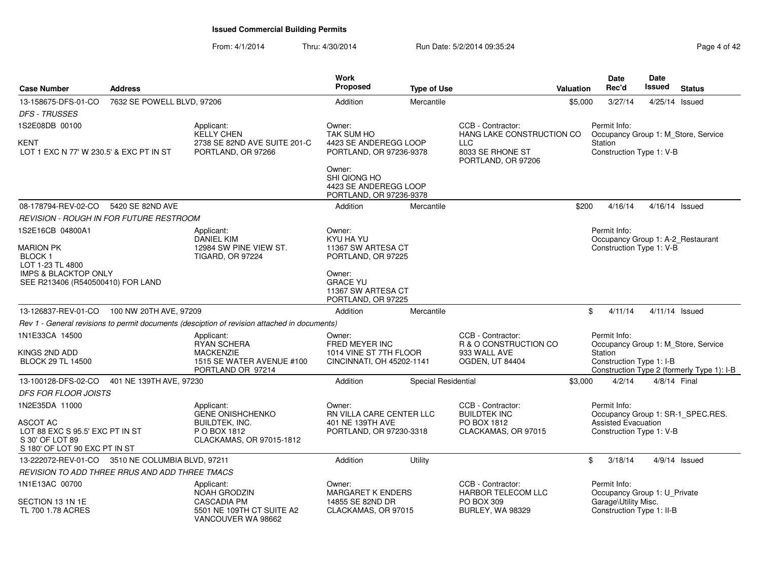# Issued Commercial Building Permits

From: 4/1/2014 Thru: 4/30/2014 Run Date: 5/2/2014 09:35:24

| Case Number | Address | Work Proposed | Type of Use | Valuation | Date Rec'd | Date Issued | Status |
|---|---|---|---|---|---|---|---|
| 13-158675-DFS-01-CO | 7632 SE POWELL BLVD, 97206 | Addition | Mercantile | $5,000 | 3/27/14 | 4/25/14 | Issued |
| 08-178794-REV-02-CO | 5420 SE 82ND AVE | Addition | Mercantile | $200 | 4/16/14 | 4/16/14 | Issued |
| 13-126837-REV-01-CO | 100 NW 20TH AVE, 97209 | Addition | Mercantile | $ | 4/11/14 | 4/11/14 | Issued |
| 13-100128-DFS-02-CO | 401 NE 139TH AVE, 97230 | Addition | Special Residential | $3,000 | 4/2/14 | 4/8/14 | Final |
| 13-222072-REV-01-CO | 3510 NE COLUMBIA BLVD, 97211 | Addition | Utility | $ | 3/18/14 | 4/9/14 | Issued |

## 13-158675-DFS-01-CO — 7632 SE POWELL BLVD, 97206

*DFS - TRUSSES*

1S2E08DB 00100

KENT
LOT 1 EXC N 77' W 230.5' & EXC PT IN ST

Applicant:
KELLY CHEN
2738 SE 82ND AVE SUITE 201-C
PORTLAND, OR 97266

Owner:
TAK SUM HO
4423 SE ANDEREGG LOOP
PORTLAND, OR 97236-9378

Owner:
SHI QIONG HO
4423 SE ANDEREGG LOOP
PORTLAND, OR 97236-9378

CCB - Contractor:
HANG LAKE CONSTRUCTION CO LLC
8033 SE RHONE ST
PORTLAND, OR 97206

Permit Info:
Occupancy Group 1: M_Store, Service Station
Construction Type 1: V-B

## 08-178794-REV-02-CO — 5420 SE 82ND AVE

*REVISION - ROUGH IN FOR FUTURE RESTROOM*

1S2E16CB 04800A1

MARION PK
BLOCK 1
LOT 1-23 TL 4800
IMPS & BLACKTOP ONLY
SEE R213406 (R540500410) FOR LAND

Applicant:
DANIEL KIM
12984 SW PINE VIEW ST.
TIGARD, OR 97224

Owner:
KYU HA YU
11367 SW ARTESA CT
PORTLAND, OR 97225

Owner:
GRACE YU
11367 SW ARTESA CT
PORTLAND, OR 97225

Permit Info:
Occupancy Group 1: A-2_Restaurant
Construction Type 1: V-B

## 13-126837-REV-01-CO — 100 NW 20TH AVE, 97209

*Rev 1 - General revisions to permit documents (desciption of revision attached in documents)*

1N1E33CA 14500

KINGS 2ND ADD
BLOCK 29 TL 14500

Applicant:
RYAN SCHERA
MACKENZIE
1515 SE WATER AVENUE #100
PORTLAND OR 97214

Owner:
FRED MEYER INC
1014 VINE ST 7TH FLOOR
CINCINNATI, OH 45202-1141

CCB - Contractor:
R & O CONSTRUCTION CO
933 WALL AVE
OGDEN, UT 84404

Permit Info:
Occupancy Group 1: M_Store, Service Station
Construction Type 1: I-B
Construction Type 2 (formerly Type 1): I-B

## 13-100128-DFS-02-CO — 401 NE 139TH AVE, 97230

*DFS FOR FLOOR JOISTS*

1N2E35DA 11000

ASCOT AC
LOT 88 EXC S 95.5' EXC PT IN ST
S 30' OF LOT 89
S 180' OF LOT 90 EXC PT IN ST

Applicant:
GENE ONISHCHENKO
BUILDTEK, INC.
P O BOX 1812
CLACKAMAS, OR 97015-1812

Owner:
RN VILLA CARE CENTER LLC
401 NE 139TH AVE
PORTLAND, OR 97230-3318

CCB - Contractor:
BUILDTEK INC
PO BOX 1812
CLACKAMAS, OR 97015

Permit Info:
Occupancy Group 1: SR-1_SPEC.RES. Assisted Evacuation
Construction Type 1: V-B

## 13-222072-REV-01-CO — 3510 NE COLUMBIA BLVD, 97211

*REVISION TO ADD THREE RRUS AND ADD THREE TMACS*

1N1E13AC 00700

SECTION 13 1N 1E
TL 700 1.78 ACRES

Applicant:
NOAH GRODZIN
CASCADIA PM
5501 NE 109TH CT SUITE A2
VANCOUVER WA 98662

Owner:
MARGARET K ENDERS
14855 SE 82ND DR
CLACKAMAS, OR 97015

CCB - Contractor:
HARBOR TELECOM LLC
PO BOX 309
BURLEY, WA 98329

Permit Info:
Occupancy Group 1: U_Private Garage\Utility Misc.
Construction Type 1: II-B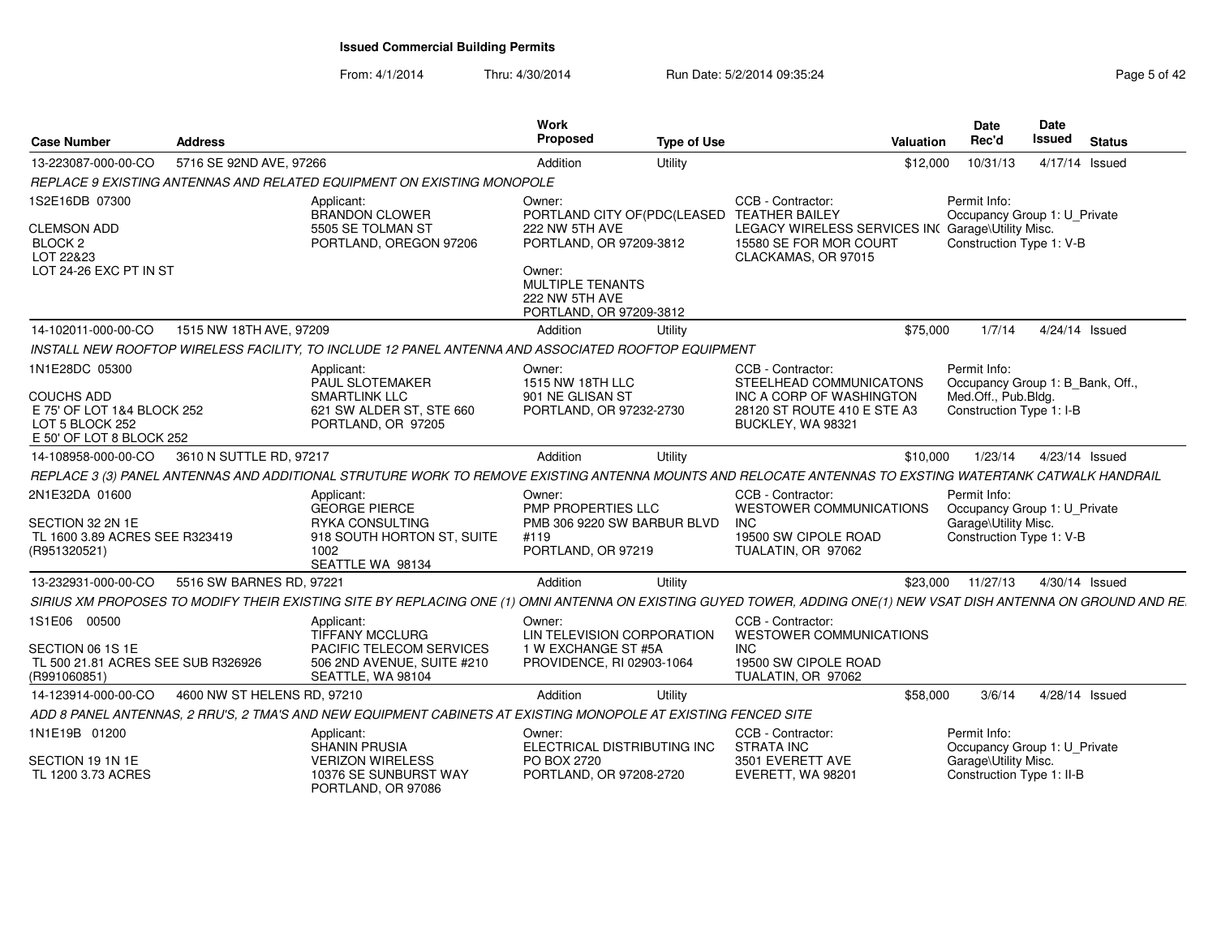# Issued Commercial Building Permits

From: 4/1/2014 Thru: 4/30/2014 Run Date: 5/2/2014 09:35:24

| Case Number | Address | Work Proposed | Type of Use | Valuation | Date Rec'd | Date Issued | Status |
|---|---|---|---|---|---|---|---|
| 13-223087-000-00-CO | 5716 SE 92ND AVE, 97266 | Addition | Utility | $12,000 | 10/31/13 | 4/17/14 | Issued |

REPLACE 9 EXISTING ANTENNAS AND RELATED EQUIPMENT ON EXISTING MONOPOLE

1S2E16DB 07300

CLEMSON ADD
BLOCK 2
LOT 22&23
LOT 24-26 EXC PT IN ST

Applicant:
BRANDON CLOWER
5505 SE TOLMAN ST
PORTLAND, OREGON 97206

Owner:
PORTLAND CITY OF(PDC(LEASED
222 NW 5TH AVE
PORTLAND, OR 97209-3812

Owner:
MULTIPLE TENANTS
222 NW 5TH AVE
PORTLAND, OR 97209-3812

CCB - Contractor:
TEATHER BAILEY
LEGACY WIRELESS SERVICES IN(
15580 SE FOR MOR COURT
CLACKAMAS, OR 97015

Permit Info:
Occupancy Group 1: U_Private Garage\Utility Misc.
Construction Type 1: V-B

| Case Number | Address | Work Proposed | Type of Use | Valuation | Date Rec'd | Date Issued | Status |
|---|---|---|---|---|---|---|---|
| 14-102011-000-00-CO | 1515 NW 18TH AVE, 97209 | Addition | Utility | $75,000 | 1/7/14 | 4/24/14 | Issued |

INSTALL NEW ROOFTOP WIRELESS FACILITY, TO INCLUDE 12 PANEL ANTENNA AND ASSOCIATED ROOFTOP EQUIPMENT

1N1E28DC 05300

COUCHS ADD
E 75' OF LOT 1&4 BLOCK 252
LOT 5 BLOCK 252
E 50' OF LOT 8 BLOCK 252

Applicant:
PAUL SLOTEMAKER
SMARTLINK LLC
621 SW ALDER ST, STE 660
PORTLAND, OR 97205

Owner:
1515 NW 18TH LLC
901 NE GLISAN ST
PORTLAND, OR 97232-2730

CCB - Contractor:
STEELHEAD COMMUNICATONS INC A CORP OF WASHINGTON
28120 ST ROUTE 410 E STE A3
BUCKLEY, WA 98321

Permit Info:
Occupancy Group 1: B_Bank, Off., Med.Off., Pub.Bldg.
Construction Type 1: I-B

| Case Number | Address | Work Proposed | Type of Use | Valuation | Date Rec'd | Date Issued | Status |
|---|---|---|---|---|---|---|---|
| 14-108958-000-00-CO | 3610 N SUTTLE RD, 97217 | Addition | Utility | $10,000 | 1/23/14 | 4/23/14 | Issued |

REPLACE 3 (3) PANEL ANTENNAS AND ADDITIONAL STRUTURE WORK TO REMOVE EXISTING ANTENNA MOUNTS AND RELOCATE ANTENNAS TO EXSTING WATERTANK CATWALK HANDRAIL

2N1E32DA 01600

SECTION 32 2N 1E
TL 1600 3.89 ACRES SEE R323419
(R951320521)

Applicant:
GEORGE PIERCE
RYKA CONSULTING
918 SOUTH HORTON ST, SUITE 1002
SEATTLE WA 98134

Owner:
PMP PROPERTIES LLC
PMB 306 9220 SW BARBUR BLVD #119
PORTLAND, OR 97219

CCB - Contractor:
WESTOWER COMMUNICATIONS INC
19500 SW CIPOLE ROAD
TUALATIN, OR 97062

Permit Info:
Occupancy Group 1: U_Private Garage\Utility Misc.
Construction Type 1: V-B

| Case Number | Address | Work Proposed | Type of Use | Valuation | Date Rec'd | Date Issued | Status |
|---|---|---|---|---|---|---|---|
| 13-232931-000-00-CO | 5516 SW BARNES RD, 97221 | Addition | Utility | $23,000 | 11/27/13 | 4/30/14 | Issued |

SIRIUS XM PROPOSES TO MODIFY THEIR EXISTING SITE BY REPLACING ONE (1) OMNI ANTENNA ON EXISTING GUYED TOWER, ADDING ONE(1) NEW VSAT DISH ANTENNA ON GROUND AND RE

1S1E06 00500

SECTION 06 1S 1E
TL 500 21.81 ACRES SEE SUB R326926
(R991060851)

Applicant:
TIFFANY MCCLURG
PACIFIC TELECOM SERVICES
506 2ND AVENUE, SUITE #210
SEATTLE, WA 98104

Owner:
LIN TELEVISION CORPORATION
1 W EXCHANGE ST #5A
PROVIDENCE, RI 02903-1064

CCB - Contractor:
WESTOWER COMMUNICATIONS INC
19500 SW CIPOLE ROAD
TUALATIN, OR 97062

| Case Number | Address | Work Proposed | Type of Use | Valuation | Date Rec'd | Date Issued | Status |
|---|---|---|---|---|---|---|---|
| 14-123914-000-00-CO | 4600 NW ST HELENS RD, 97210 | Addition | Utility | $58,000 | 3/6/14 | 4/28/14 | Issued |

ADD 8 PANEL ANTENNAS, 2 RRU'S, 2 TMA'S AND NEW EQUIPMENT CABINETS AT EXISTING MONOPOLE AT EXISTING FENCED SITE

1N1E19B 01200

SECTION 19 1N 1E
TL 1200 3.73 ACRES

Applicant:
SHANIN PRUSIA
VERIZON WIRELESS
10376 SE SUNBURST WAY
PORTLAND, OR 97086

Owner:
ELECTRICAL DISTRIBUTING INC
PO BOX 2720
PORTLAND, OR 97208-2720

CCB - Contractor:
STRATA INC
3501 EVERETT AVE
EVERETT, WA 98201

Permit Info:
Occupancy Group 1: U_Private Garage\Utility Misc.
Construction Type 1: II-B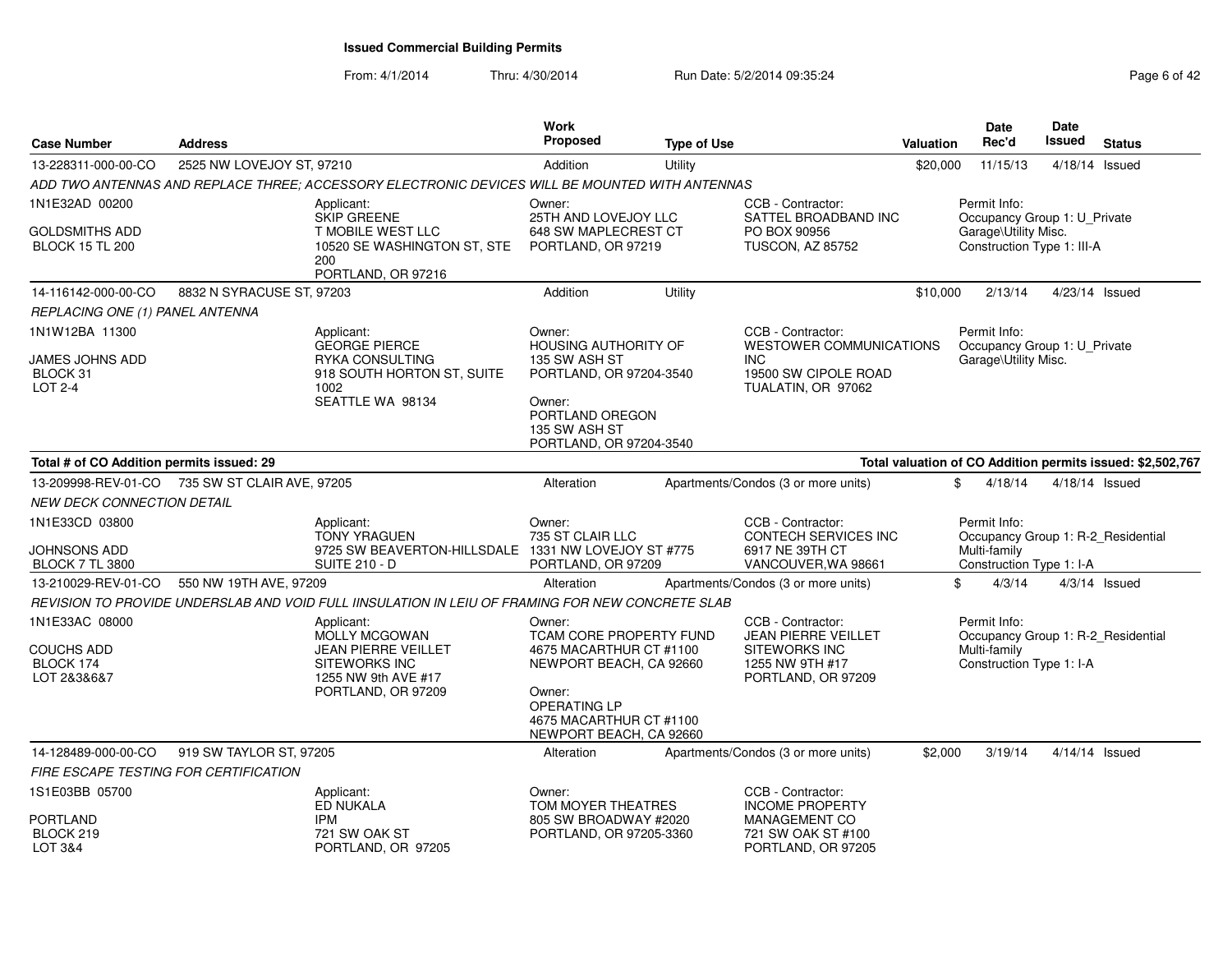**Issued Commercial Building Permits**

From: 4/1/2014 Thru: 4/30/2014 Run Date: 5/2/2014 09:35:24

| Case Number | Address | Work Proposed | Type of Use | Valuation | Date Rec'd | Date Issued | Status |
|---|---|---|---|---|---|---|---|
| 13-228311-000-00-CO | 2525 NW LOVEJOY ST, 97210 | Addition | Utility | $20,000 | 11/15/13 | 4/18/14 | Issued |

*ADD TWO ANTENNAS AND REPLACE THREE; ACCESSORY ELECTRONIC DEVICES WILL BE MOUNTED WITH ANTENNAS*

1N1E32AD 00200
GOLDSMITHS ADD
BLOCK 15 TL 200

Applicant: SKIP GREENE, T MOBILE WEST LLC, 10520 SE WASHINGTON ST, STE 200, PORTLAND, OR 97216

Owner: 25TH AND LOVEJOY LLC, 648 SW MAPLECREST CT, PORTLAND, OR 97219

CCB - Contractor: SATTEL BROADBAND INC, PO BOX 90956, TUSCON, AZ 85752

Permit Info: Occupancy Group 1: U_Private Garage\Utility Misc. Construction Type 1: III-A

| Case Number | Address | Work Proposed | Type of Use | Valuation | Date Rec'd | Date Issued | Status |
|---|---|---|---|---|---|---|---|
| 14-116142-000-00-CO | 8832 N SYRACUSE ST, 97203 | Addition | Utility | $10,000 | 2/13/14 | 4/23/14 | Issued |

*REPLACING ONE (1) PANEL ANTENNA*

1N1W12BA 11300
JAMES JOHNS ADD
BLOCK 31
LOT 2-4

Applicant: GEORGE PIERCE, RYKA CONSULTING, 918 SOUTH HORTON ST, SUITE 1002, SEATTLE WA 98134

Owner: HOUSING AUTHORITY OF, 135 SW ASH ST, PORTLAND, OR 97204-3540

Owner: PORTLAND OREGON, 135 SW ASH ST, PORTLAND, OR 97204-3540

CCB - Contractor: WESTOWER COMMUNICATIONS INC, 19500 SW CIPOLE ROAD, TUALATIN, OR 97062

Permit Info: Occupancy Group 1: U_Private Garage\Utility Misc.

**Total # of CO Addition permits issued: 29**

**Total valuation of CO Addition permits issued: $2,502,767**

| Case Number | Address | Work Proposed | Type of Use | Valuation | Date Rec'd | Date Issued | Status |
|---|---|---|---|---|---|---|---|
| 13-209998-REV-01-CO | 735 SW ST CLAIR AVE, 97205 | Alteration | Apartments/Condos (3 or more units) | $ | 4/18/14 | 4/18/14 | Issued |

*NEW DECK CONNECTION DETAIL*

1N1E33CD 03800
JOHNSONS ADD
BLOCK 7 TL 3800

Applicant: TONY YRAGUEN, 9725 SW BEAVERTON-HILLSDALE, SUITE 210 - D

Owner: 735 ST CLAIR LLC, 1331 NW LOVEJOY ST #775, PORTLAND, OR 97209

CCB - Contractor: CONTECH SERVICES INC, 6917 NE 39TH CT, VANCOUVER,WA 98661

Permit Info: Occupancy Group 1: R-2_Residential Multi-family Construction Type 1: I-A

| Case Number | Address | Work Proposed | Type of Use | Valuation | Date Rec'd | Date Issued | Status |
|---|---|---|---|---|---|---|---|
| 13-210029-REV-01-CO | 550 NW 19TH AVE, 97209 | Alteration | Apartments/Condos (3 or more units) | $ | 4/3/14 | 4/3/14 | Issued |

*REVISION TO PROVIDE UNDERSLAB AND VOID FULL IINSULATION IN LEIU OF FRAMING FOR NEW CONCRETE SLAB*

1N1E33AC 08000
COUCHS ADD
BLOCK 174
LOT 2&3&6&7

Applicant: MOLLY MCGOWAN, JEAN PIERRE VEILLET, SITEWORKS INC, 1255 NW 9th AVE #17, PORTLAND, OR 97209

Owner: TCAM CORE PROPERTY FUND, 4675 MACARTHUR CT #1100, NEWPORT BEACH, CA 92660

Owner: OPERATING LP, 4675 MACARTHUR CT #1100, NEWPORT BEACH, CA 92660

CCB - Contractor: JEAN PIERRE VEILLET, SITEWORKS INC, 1255 NW 9TH #17, PORTLAND, OR 97209

Permit Info: Occupancy Group 1: R-2_Residential Multi-family Construction Type 1: I-A

| Case Number | Address | Work Proposed | Type of Use | Valuation | Date Rec'd | Date Issued | Status |
|---|---|---|---|---|---|---|---|
| 14-128489-000-00-CO | 919 SW TAYLOR ST, 97205 | Alteration | Apartments/Condos (3 or more units) | $2,000 | 3/19/14 | 4/14/14 | Issued |

*FIRE ESCAPE TESTING FOR CERTIFICATION*

1S1E03BB 05700
PORTLAND
BLOCK 219
LOT 3&4

Applicant: ED NUKALA, IPM, 721 SW OAK ST, PORTLAND, OR 97205

Owner: TOM MOYER THEATRES, 805 SW BROADWAY #2020, PORTLAND, OR 97205-3360

CCB - Contractor: INCOME PROPERTY MANAGEMENT CO, 721 SW OAK ST #100, PORTLAND, OR 97205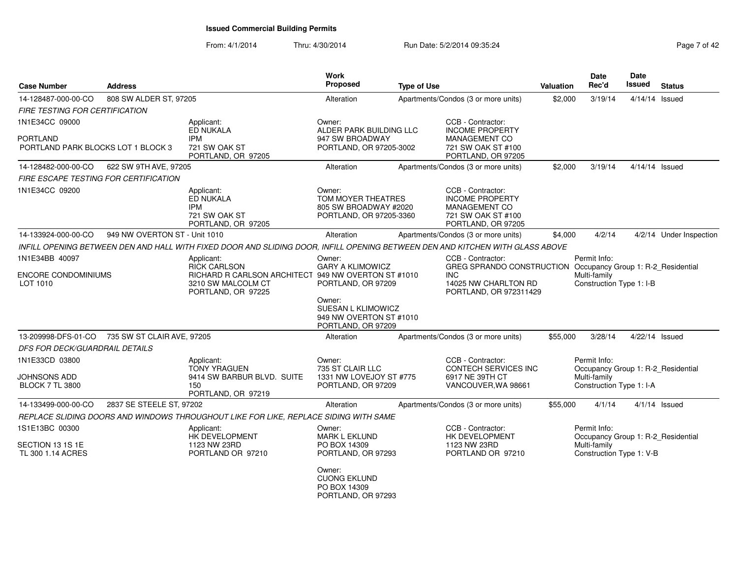**Issued Commercial Building Permits**

From: 4/1/2014 Thru: 4/30/2014 Run Date: 5/2/2014 09:35:24

| Case Number | Address | Work Proposed | Type of Use | Valuation | Date Rec'd | Date Issued | Status |
|---|---|---|---|---|---|---|---|
| 14-128487-000-00-CO | 808 SW ALDER ST, 97205 | Alteration | Apartments/Condos (3 or more units) | $2,000 | 3/19/14 | 4/14/14 | Issued |

*FIRE TESTING FOR CERTIFICATION*

1N1E34CC 09000
PORTLAND
PORTLAND PARK BLOCKS LOT 1 BLOCK 3

Applicant: ED NUKALA, IPM, 721 SW OAK ST, PORTLAND, OR 97205

Owner: ALDER PARK BUILDING LLC, 947 SW BROADWAY, PORTLAND, OR 97205-3002

CCB - Contractor: INCOME PROPERTY MANAGEMENT CO, 721 SW OAK ST #100, PORTLAND, OR 97205

| Case Number | Address | Work Proposed | Type of Use | Valuation | Date Rec'd | Date Issued | Status |
|---|---|---|---|---|---|---|---|
| 14-128482-000-00-CO | 622 SW 9TH AVE, 97205 | Alteration | Apartments/Condos (3 or more units) | $2,000 | 3/19/14 | 4/14/14 | Issued |

*FIRE ESCAPE TESTING FOR CERTIFICATION*

1N1E34CC 09200

Applicant: ED NUKALA, IPM, 721 SW OAK ST, PORTLAND, OR 97205

Owner: TOM MOYER THEATRES, 805 SW BROADWAY #2020, PORTLAND, OR 97205-3360

CCB - Contractor: INCOME PROPERTY MANAGEMENT CO, 721 SW OAK ST #100, PORTLAND, OR 97205

| Case Number | Address | Work Proposed | Type of Use | Valuation | Date Rec'd | Date Issued | Status |
|---|---|---|---|---|---|---|---|
| 14-133924-000-00-CO | 949 NW OVERTON ST - Unit 1010 | Alteration | Apartments/Condos (3 or more units) | $4,000 | 4/2/14 | 4/2/14 | Under Inspection |

*INFILL OPENING BETWEEN DEN AND HALL WITH FIXED DOOR AND SLIDING DOOR, INFILL OPENING BETWEEN DEN AND KITCHEN WITH GLASS ABOVE*

1N1E34BB 40097
ENCORE CONDOMINIUMS
LOT 1010

Applicant: RICK CARLSON, RICHARD R CARLSON ARCHITECT, 3210 SW MALCOLM CT, PORTLAND, OR 97225

Owner: GARY A KLIMOWICZ, 949 NW OVERTON ST #1010, PORTLAND, OR 97209

Owner: SUESAN L KLIMOWICZ, 949 NW OVERTON ST #1010, PORTLAND, OR 97209

CCB - Contractor: GREG SPRANDO CONSTRUCTION INC, 14025 NW CHARLTON RD, PORTLAND, OR 972311429

Permit Info: Occupancy Group 1: R-2_Residential Multi-family; Construction Type 1: I-B

| Case Number | Address | Work Proposed | Type of Use | Valuation | Date Rec'd | Date Issued | Status |
|---|---|---|---|---|---|---|---|
| 13-209998-DFS-01-CO | 735 SW ST CLAIR AVE, 97205 | Alteration | Apartments/Condos (3 or more units) | $55,000 | 3/28/14 | 4/22/14 | Issued |

*DFS FOR DECK/GUARDRAIL DETAILS*

1N1E33CD 03800
JOHNSONS ADD
BLOCK 7 TL 3800

Applicant: TONY YRAGUEN, 9414 SW BARBUR BLVD. SUITE 150, PORTLAND, OR 97219

Owner: 735 ST CLAIR LLC, 1331 NW LOVEJOY ST #775, PORTLAND, OR 97209

CCB - Contractor: CONTECH SERVICES INC, 6917 NE 39TH CT, VANCOUVER,WA 98661

Permit Info: Occupancy Group 1: R-2_Residential Multi-family; Construction Type 1: I-A

| Case Number | Address | Work Proposed | Type of Use | Valuation | Date Rec'd | Date Issued | Status |
|---|---|---|---|---|---|---|---|
| 14-133499-000-00-CO | 2837 SE STEELE ST, 97202 | Alteration | Apartments/Condos (3 or more units) | $55,000 | 4/1/14 | 4/1/14 | Issued |

*REPLACE SLIDING DOORS AND WINDOWS THROUGHOUT LIKE FOR LIKE, REPLACE SIDING WITH SAME*

1S1E13BC 00300
SECTION 13 1S 1E
TL 300 1.14 ACRES

Applicant: HK DEVELOPMENT, 1123 NW 23RD, PORTLAND OR 97210

Owner: MARK L EKLUND, PO BOX 14309, PORTLAND, OR 97293

Owner: CUONG EKLUND, PO BOX 14309, PORTLAND, OR 97293

CCB - Contractor: HK DEVELOPMENT, 1123 NW 23RD, PORTLAND OR 97210

Permit Info: Occupancy Group 1: R-2_Residential Multi-family; Construction Type 1: V-B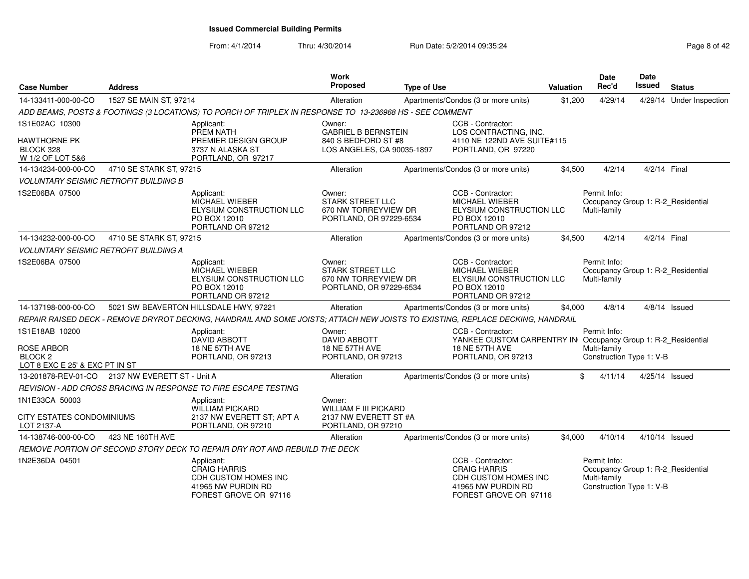# Issued Commercial Building Permits

From: 4/1/2014 Thru: 4/30/2014 Run Date: 5/2/2014 09:35:24

| Case Number | Address | Work Proposed | Type of Use | Valuation | Date Rec'd | Date Issued | Status |
|---|---|---|---|---|---|---|---|
| 14-133411-000-00-CO | 1527 SE MAIN ST, 97214 | Alteration | Apartments/Condos (3 or more units) | $1,200 | 4/29/14 | 4/29/14 | Under Inspection |

ADD BEAMS, POSTS & FOOTINGS (3 LOCATIONS) TO PORCH OF TRIPLEX IN RESPONSE TO 13-236968 HS - SEE COMMENT

1S1E02AC 10300
HAWTHORNE PK
BLOCK 328
W 1/2 OF LOT 5&6

Applicant: PREM NATH, PREMIER DESIGN GROUP, 3737 N ALASKA ST, PORTLAND, OR 97217

Owner: GABRIEL B BERNSTEIN, 840 S BEDFORD ST #8, LOS ANGELES, CA 90035-1897

CCB - Contractor: LOS CONTRACTING, INC., 4110 NE 122ND AVE SUITE#115, PORTLAND, OR 97220

---

| Case Number | Address | Work Proposed | Type of Use | Valuation | Date Rec'd | Date Issued | Status |
|---|---|---|---|---|---|---|---|
| 14-134234-000-00-CO | 4710 SE STARK ST, 97215 | Alteration | Apartments/Condos (3 or more units) | $4,500 | 4/2/14 | 4/2/14 | Final |

VOLUNTARY SEISMIC RETROFIT BUILDING B

1S2E06BA 07500

Applicant: MICHAEL WIEBER, ELYSIUM CONSTRUCTION LLC, PO BOX 12010, PORTLAND OR 97212

Owner: STARK STREET LLC, 670 NW TORREYVIEW DR, PORTLAND, OR 97229-6534

CCB - Contractor: MICHAEL WIEBER, ELYSIUM CONSTRUCTION LLC, PO BOX 12010, PORTLAND OR 97212

Permit Info: Occupancy Group 1: R-2_Residential Multi-family

---

| Case Number | Address | Work Proposed | Type of Use | Valuation | Date Rec'd | Date Issued | Status |
|---|---|---|---|---|---|---|---|
| 14-134232-000-00-CO | 4710 SE STARK ST, 97215 | Alteration | Apartments/Condos (3 or more units) | $4,500 | 4/2/14 | 4/2/14 | Final |

VOLUNTARY SEISMIC RETROFIT BUILDING A

1S2E06BA 07500

Applicant: MICHAEL WIEBER, ELYSIUM CONSTRUCTION LLC, PO BOX 12010, PORTLAND OR 97212

Owner: STARK STREET LLC, 670 NW TORREYVIEW DR, PORTLAND, OR 97229-6534

CCB - Contractor: MICHAEL WIEBER, ELYSIUM CONSTRUCTION LLC, PO BOX 12010, PORTLAND OR 97212

Permit Info: Occupancy Group 1: R-2_Residential Multi-family

---

| Case Number | Address | Work Proposed | Type of Use | Valuation | Date Rec'd | Date Issued | Status |
|---|---|---|---|---|---|---|---|
| 14-137198-000-00-CO | 5021 SW BEAVERTON HILLSDALE HWY, 97221 | Alteration | Apartments/Condos (3 or more units) | $4,000 | 4/8/14 | 4/8/14 | Issued |

REPAIR RAISED DECK - REMOVE DRYROT DECKING, HANDRAIL AND SOME JOISTS; ATTACH NEW JOISTS TO EXISTING, REPLACE DECKING, HANDRAIL

1S1E18AB 10200
ROSE ARBOR
BLOCK 2
LOT 8 EXC E 25' & EXC PT IN ST

Applicant: DAVID ABBOTT, 18 NE 57TH AVE, PORTLAND, OR 97213

Owner: DAVID ABBOTT, 18 NE 57TH AVE, PORTLAND, OR 97213

CCB - Contractor: YANKEE CUSTOM CARPENTRY IN, 18 NE 57TH AVE, PORTLAND, OR 97213

Permit Info: Occupancy Group 1: R-2_Residential Multi-family; Construction Type 1: V-B

---

| Case Number | Address | Work Proposed | Type of Use | Valuation | Date Rec'd | Date Issued | Status |
|---|---|---|---|---|---|---|---|
| 13-201878-REV-01-CO | 2137 NW EVERETT ST - Unit A | Alteration | Apartments/Condos (3 or more units) | $ | 4/11/14 | 4/25/14 | Issued |

REVISION - ADD CROSS BRACING IN RESPONSE TO FIRE ESCAPE TESTING

1N1E33CA 50003
CITY ESTATES CONDOMINIUMS
LOT 2137-A

Applicant: WILLIAM PICKARD, 2137 NW EVERETT ST; APT A, PORTLAND, OR 97210

Owner: WILLIAM F III PICKARD, 2137 NW EVERETT ST #A, PORTLAND, OR 97210

---

| Case Number | Address | Work Proposed | Type of Use | Valuation | Date Rec'd | Date Issued | Status |
|---|---|---|---|---|---|---|---|
| 14-138746-000-00-CO | 423 NE 160TH AVE | Alteration | Apartments/Condos (3 or more units) | $4,000 | 4/10/14 | 4/10/14 | Issued |

REMOVE PORTION OF SECOND STORY DECK TO REPAIR DRY ROT AND REBUILD THE DECK

1N2E36DA 04501

Applicant: CRAIG HARRIS, CDH CUSTOM HOMES INC, 41965 NW PURDIN RD, FOREST GROVE OR 97116

CCB - Contractor: CRAIG HARRIS, CDH CUSTOM HOMES INC, 41965 NW PURDIN RD, FOREST GROVE OR 97116

Permit Info: Occupancy Group 1: R-2_Residential Multi-family; Construction Type 1: V-B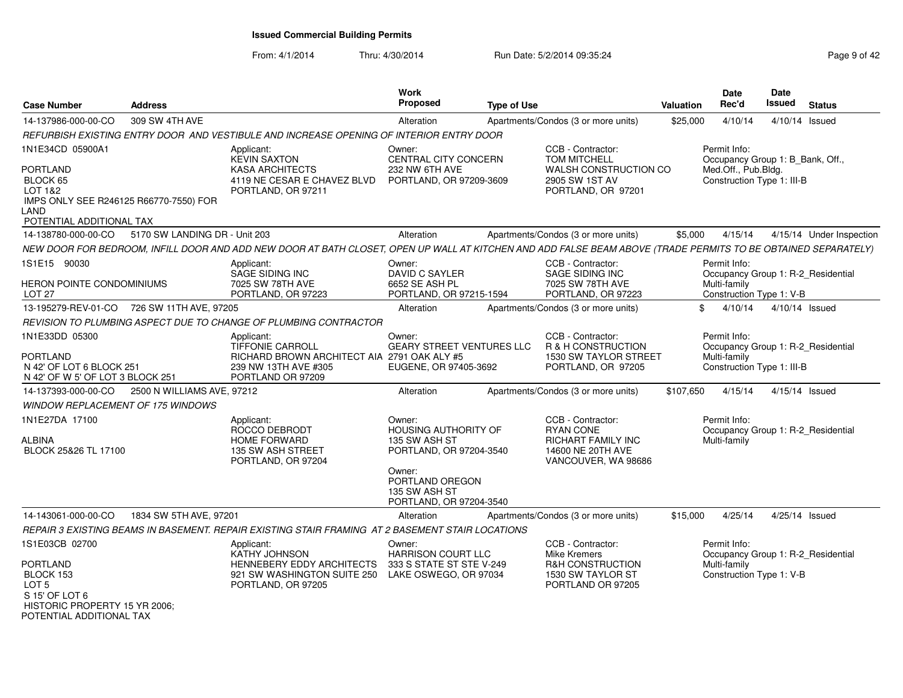## Issued Commercial Building Permits

From: 4/1/2014 Thru: 4/30/2014 Run Date: 5/2/2014 09:35:24

| Case Number | Address | Work Proposed | Type of Use | Valuation | Date Rec'd | Date Issued | Status |
|---|---|---|---|---|---|---|---|
| 14-137986-000-00-CO | 309 SW 4TH AVE | Alteration | Apartments/Condos (3 or more units) | $25,000 | 4/10/14 | 4/10/14 | Issued |

*REFURBISH EXISTING ENTRY DOOR AND VESTIBULE AND INCREASE OPENING OF INTERIOR ENTRY DOOR*

1N1E34CD 05900A1
PORTLAND
BLOCK 65
LOT 1&2
IMPS ONLY SEE R246125 R66770-7550) FOR LAND
POTENTIAL ADDITIONAL TAX

Applicant: KEVIN SAXTON, KASA ARCHITECTS, 4119 NE CESAR E CHAVEZ BLVD, PORTLAND, OR 97211

Owner: CENTRAL CITY CONCERN, 232 NW 6TH AVE, PORTLAND, OR 97209-3609

CCB - Contractor: TOM MITCHELL, WALSH CONSTRUCTION CO, 2905 SW 1ST AV, PORTLAND, OR 97201

Permit Info: Occupancy Group 1: B_Bank, Off., Med.Off., Pub.Bldg. Construction Type 1: III-B

| Case Number | Address | Work Proposed | Type of Use | Valuation | Date Rec'd | Date Issued | Status |
|---|---|---|---|---|---|---|---|
| 14-138780-000-00-CO | 5170 SW LANDING DR - Unit 203 | Alteration | Apartments/Condos (3 or more units) | $5,000 | 4/15/14 | 4/15/14 | Under Inspection |

*NEW DOOR FOR BEDROOM, INFILL DOOR AND ADD NEW DOOR AT BATH CLOSET, OPEN UP WALL AT KITCHEN AND ADD FALSE BEAM ABOVE (TRADE PERMITS TO BE OBTAINED SEPARATELY)*

1S1E15 90030
HERON POINTE CONDOMINIUMS
LOT 27

Applicant: SAGE SIDING INC, 7025 SW 78TH AVE, PORTLAND, OR 97223

Owner: DAVID C SAYLER, 6652 SE ASH PL, PORTLAND, OR 97215-1594

CCB - Contractor: SAGE SIDING INC, 7025 SW 78TH AVE, PORTLAND, OR 97223

Permit Info: Occupancy Group 1: R-2_Residential Multi-family Construction Type 1: V-B

| Case Number | Address | Work Proposed | Type of Use | Valuation | Date Rec'd | Date Issued | Status |
|---|---|---|---|---|---|---|---|
| 13-195279-REV-01-CO | 726 SW 11TH AVE, 97205 | Alteration | Apartments/Condos (3 or more units) | $ | 4/10/14 | 4/10/14 | Issued |

*REVISION TO PLUMBING ASPECT DUE TO CHANGE OF PLUMBING CONTRACTOR*

1N1E33DD 05300
PORTLAND
N 42' OF LOT 6 BLOCK 251
N 42' OF W 5' OF LOT 3 BLOCK 251

Applicant: TIFFONIE CARROLL, RICHARD BROWN ARCHITECT AIA, 239 NW 13TH AVE #305, PORTLAND OR 97209

Owner: GEARY STREET VENTURES LLC, 2791 OAK ALY #5, EUGENE, OR 97405-3692

CCB - Contractor: R & H CONSTRUCTION, 1530 SW TAYLOR STREET, PORTLAND, OR 97205

Permit Info: Occupancy Group 1: R-2_Residential Multi-family Construction Type 1: III-B

| Case Number | Address | Work Proposed | Type of Use | Valuation | Date Rec'd | Date Issued | Status |
|---|---|---|---|---|---|---|---|
| 14-137393-000-00-CO | 2500 N WILLIAMS AVE, 97212 | Alteration | Apartments/Condos (3 or more units) | $107,650 | 4/15/14 | 4/15/14 | Issued |

*WINDOW REPLACEMENT OF 175 WINDOWS*

1N1E27DA 17100
ALBINA
BLOCK 25&26 TL 17100

Applicant: ROCCO DEBRODT, HOME FORWARD, 135 SW ASH STREET, PORTLAND, OR 97204

Owner: HOUSING AUTHORITY OF, 135 SW ASH ST, PORTLAND, OR 97204-3540

Owner: PORTLAND OREGON, 135 SW ASH ST, PORTLAND, OR 97204-3540

CCB - Contractor: RYAN CONE, RICHART FAMILY INC, 14600 NE 20TH AVE, VANCOUVER, WA 98686

Permit Info: Occupancy Group 1: R-2_Residential Multi-family

| Case Number | Address | Work Proposed | Type of Use | Valuation | Date Rec'd | Date Issued | Status |
|---|---|---|---|---|---|---|---|
| 14-143061-000-00-CO | 1834 SW 5TH AVE, 97201 | Alteration | Apartments/Condos (3 or more units) | $15,000 | 4/25/14 | 4/25/14 | Issued |

*REPAIR 3 EXISTING BEAMS IN BASEMENT. REPAIR EXISTING STAIR FRAMING AT 2 BASEMENT STAIR LOCATIONS*

1S1E03CB 02700
PORTLAND
BLOCK 153
LOT 5
S 15' OF LOT 6
HISTORIC PROPERTY 15 YR 2006;
POTENTIAL ADDITIONAL TAX

Applicant: KATHY JOHNSON, HENNEBERY EDDY ARCHITECTS, 921 SW WASHINGTON SUITE 250, PORTLAND, OR 97205

Owner: HARRISON COURT LLC, 333 S STATE ST STE V-249, LAKE OSWEGO, OR 97034

CCB - Contractor: Mike Kremers, R&H CONSTRUCTION, 1530 SW TAYLOR ST, PORTLAND OR 97205

Permit Info: Occupancy Group 1: R-2_Residential Multi-family Construction Type 1: V-B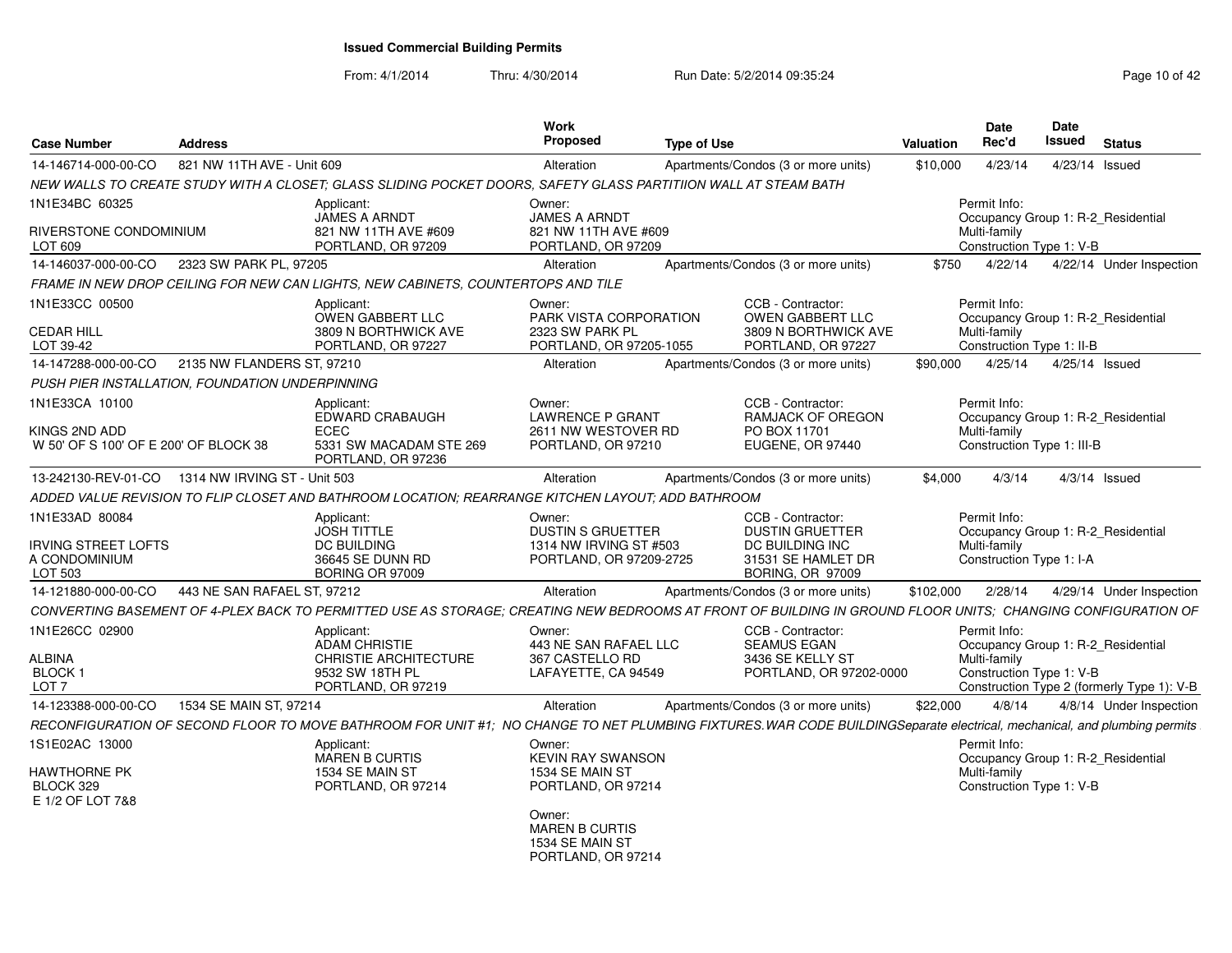# Issued Commercial Building Permits

From: 4/1/2014 Thru: 4/30/2014 Run Date: 5/2/2014 09:35:24

| Case Number | Address | Work Proposed | Type of Use | Valuation | Date Rec'd | Date Issued | Status |
|---|---|---|---|---|---|---|---|
| 14-146714-000-00-CO | 821 NW 11TH AVE - Unit 609 | Alteration | Apartments/Condos (3 or more units) | $10,000 | 4/23/14 | 4/23/14 | Issued |
| 14-146037-000-00-CO | 2323 SW PARK PL, 97205 | Alteration | Apartments/Condos (3 or more units) | $750 | 4/22/14 | 4/22/14 | Under Inspection |
| 14-147288-000-00-CO | 2135 NW FLANDERS ST, 97210 | Alteration | Apartments/Condos (3 or more units) | $90,000 | 4/25/14 | 4/25/14 | Issued |
| 13-242130-REV-01-CO | 1314 NW IRVING ST - Unit 503 | Alteration | Apartments/Condos (3 or more units) | $4,000 | 4/3/14 | 4/3/14 | Issued |
| 14-121880-000-00-CO | 443 NE SAN RAFAEL ST, 97212 | Alteration | Apartments/Condos (3 or more units) | $102,000 | 2/28/14 | 4/29/14 | Under Inspection |
| 14-123388-000-00-CO | 1534 SE MAIN ST, 97214 | Alteration | Apartments/Condos (3 or more units) | $22,000 | 4/8/14 | 4/8/14 | Under Inspection |

## 14-146714-000-00-CO — 821 NW 11TH AVE - Unit 609

*NEW WALLS TO CREATE STUDY WITH A CLOSET; GLASS SLIDING POCKET DOORS, SAFETY GLASS PARTITIION WALL AT STEAM BATH*

1N1E34BC 60325
RIVERSTONE CONDOMINIUM
LOT 609

Applicant:
JAMES A ARNDT
821 NW 11TH AVE #609
PORTLAND, OR 97209

Owner:
JAMES A ARNDT
821 NW 11TH AVE #609
PORTLAND, OR 97209

Permit Info:
Occupancy Group 1: R-2_Residential Multi-family
Construction Type 1: V-B

## 14-146037-000-00-CO — 2323 SW PARK PL, 97205

*FRAME IN NEW DROP CEILING FOR NEW CAN LIGHTS, NEW CABINETS, COUNTERTOPS AND TILE*

1N1E33CC 00500
CEDAR HILL
LOT 39-42

Applicant:
OWEN GABBERT LLC
3809 N BORTHWICK AVE
PORTLAND, OR 97227

Owner:
PARK VISTA CORPORATION
2323 SW PARK PL
PORTLAND, OR 97205-1055

CCB - Contractor:
OWEN GABBERT LLC
3809 N BORTHWICK AVE
PORTLAND, OR 97227

Permit Info:
Occupancy Group 1: R-2_Residential Multi-family
Construction Type 1: II-B

## 14-147288-000-00-CO — 2135 NW FLANDERS ST, 97210

*PUSH PIER INSTALLATION, FOUNDATION UNDERPINNING*

1N1E33CA 10100
KINGS 2ND ADD
W 50' OF S 100' OF E 200' OF BLOCK 38

Applicant:
EDWARD CRABAUGH
ECEC
5331 SW MACADAM STE 269
PORTLAND, OR 97236

Owner:
LAWRENCE P GRANT
2611 NW WESTOVER RD
PORTLAND, OR 97210

CCB - Contractor:
RAMJACK OF OREGON
PO BOX 11701
EUGENE, OR 97440

Permit Info:
Occupancy Group 1: R-2_Residential Multi-family
Construction Type 1: III-B

## 13-242130-REV-01-CO — 1314 NW IRVING ST - Unit 503

*ADDED VALUE REVISION TO FLIP CLOSET AND BATHROOM LOCATION; REARRANGE KITCHEN LAYOUT; ADD BATHROOM*

1N1E33AD 80084
IRVING STREET LOFTS A CONDOMINIUM
LOT 503

Applicant:
JOSH TITTLE
DC BUILDING
36645 SE DUNN RD
BORING OR 97009

Owner:
DUSTIN S GRUETTER
1314 NW IRVING ST #503
PORTLAND, OR 97209-2725

CCB - Contractor:
DUSTIN GRUETTER
DC BUILDING INC
31531 SE HAMLET DR
BORING, OR 97009

Permit Info:
Occupancy Group 1: R-2_Residential Multi-family
Construction Type 1: I-A

## 14-121880-000-00-CO — 443 NE SAN RAFAEL ST, 97212

*CONVERTING BASEMENT OF 4-PLEX BACK TO PERMITTED USE AS STORAGE; CREATING NEW BEDROOMS AT FRONT OF BUILDING IN GROUND FLOOR UNITS; CHANGING CONFIGURATION OF*

1N1E26CC 02900
ALBINA
BLOCK 1
LOT 7

Applicant:
ADAM CHRISTIE
CHRISTIE ARCHITECTURE
9532 SW 18TH PL
PORTLAND, OR 97219

Owner:
443 NE SAN RAFAEL LLC
367 CASTELLO RD
LAFAYETTE, CA 94549

CCB - Contractor:
SEAMUS EGAN
3436 SE KELLY ST
PORTLAND, OR 97202-0000

Permit Info:
Occupancy Group 1: R-2_Residential Multi-family
Construction Type 1: V-B
Construction Type 2 (formerly Type 1): V-B

## 14-123388-000-00-CO — 1534 SE MAIN ST, 97214

*RECONFIGURATION OF SECOND FLOOR TO MOVE BATHROOM FOR UNIT #1; NO CHANGE TO NET PLUMBING FIXTURES.WAR CODE BUILDINGSeparate electrical, mechanical, and plumbing permits*

1S1E02AC 13000
HAWTHORNE PK
BLOCK 329
E 1/2 OF LOT 7&8

Applicant:
MAREN B CURTIS
1534 SE MAIN ST
PORTLAND, OR 97214

Owner:
KEVIN RAY SWANSON
1534 SE MAIN ST
PORTLAND, OR 97214

Owner:
MAREN B CURTIS
1534 SE MAIN ST
PORTLAND, OR 97214

Permit Info:
Occupancy Group 1: R-2_Residential Multi-family
Construction Type 1: V-B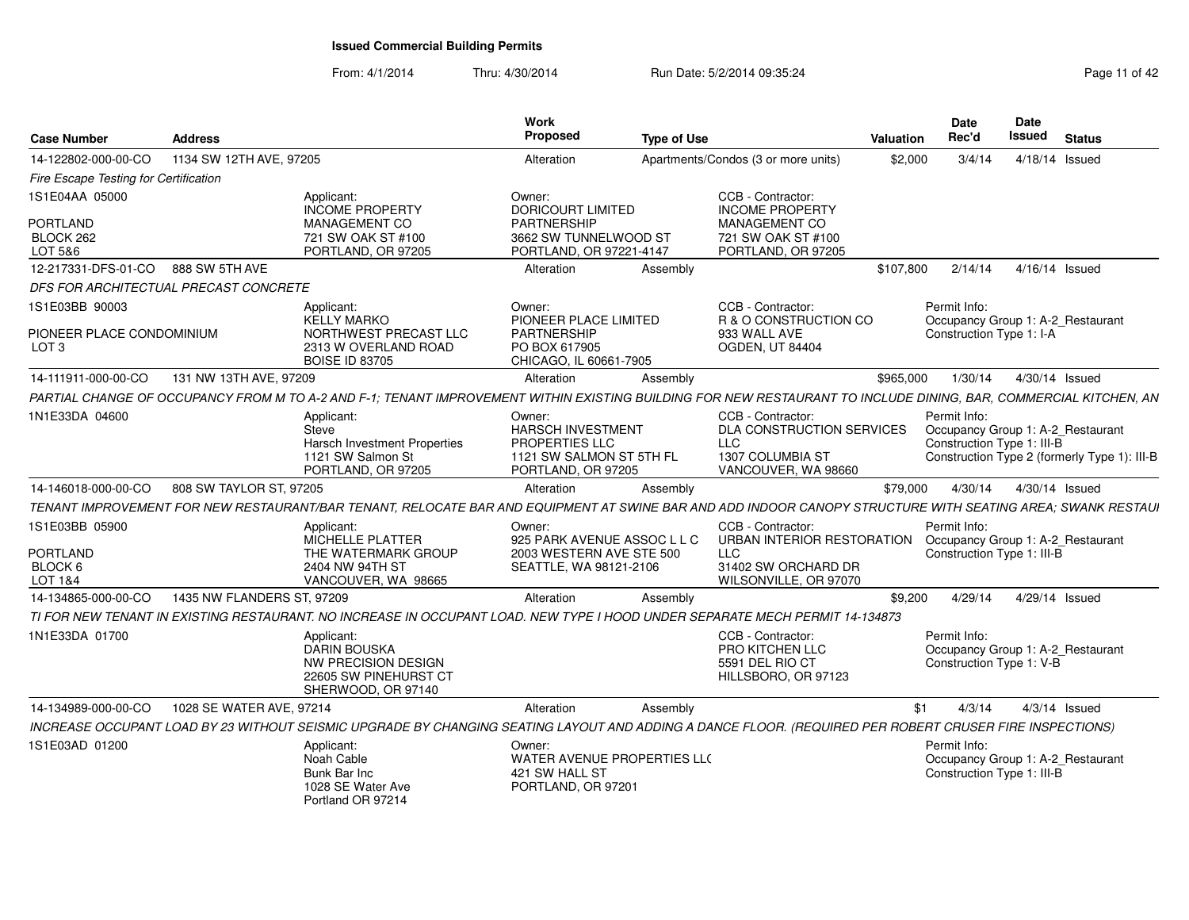# Issued Commercial Building Permits

From: 4/1/2014 Thru: 4/30/2014 Run Date: 5/2/2014 09:35:24

| Case Number | Address | Work Proposed | Type of Use | Valuation | Date Rec'd | Date Issued | Status |
|---|---|---|---|---|---|---|---|
| 14-122802-000-00-CO | 1134 SW 12TH AVE, 97205 | Alteration | Apartments/Condos (3 or more units) | $2,000 | 3/4/14 | 4/18/14 | Issued |

*Fire Escape Testing for Certification*

1S1E04AA 05000
PORTLAND
BLOCK 262
LOT 5&6

Applicant: INCOME PROPERTY MANAGEMENT CO, 721 SW OAK ST #100, PORTLAND, OR 97205

Owner: DORICOURT LIMITED PARTNERSHIP, 3662 SW TUNNELWOOD ST, PORTLAND, OR 97221-4147

CCB - Contractor: INCOME PROPERTY MANAGEMENT CO, 721 SW OAK ST #100, PORTLAND, OR 97205

| Case Number | Address | Work Proposed | Type of Use | Valuation | Date Rec'd | Date Issued | Status |
|---|---|---|---|---|---|---|---|
| 12-217331-DFS-01-CO | 888 SW 5TH AVE | Alteration | Assembly | $107,800 | 2/14/14 | 4/16/14 | Issued |

*DFS FOR ARCHITECTURAL PRECAST CONCRETE*

1S1E03BB 90003
PIONEER PLACE CONDOMINIUM
LOT 3

Applicant: KELLY MARKO, NORTHWEST PRECAST LLC, 2313 W OVERLAND ROAD, BOISE ID 83705

Owner: PIONEER PLACE LIMITED PARTNERSHIP, PO BOX 617905, CHICAGO, IL 60661-7905

CCB - Contractor: R & O CONSTRUCTION CO, 933 WALL AVE, OGDEN, UT 84404

Permit Info: Occupancy Group 1: A-2_Restaurant; Construction Type 1: I-A

| Case Number | Address | Work Proposed | Type of Use | Valuation | Date Rec'd | Date Issued | Status |
|---|---|---|---|---|---|---|---|
| 14-111911-000-00-CO | 131 NW 13TH AVE, 97209 | Alteration | Assembly | $965,000 | 1/30/14 | 4/30/14 | Issued |

*PARTIAL CHANGE OF OCCUPANCY FROM M TO A-2 AND F-1; TENANT IMPROVEMENT WITHIN EXISTING BUILDING FOR NEW RESTAURANT TO INCLUDE DINING, BAR, COMMERCIAL KITCHEN, AN*

1N1E33DA 04600

Applicant: Steve, Harsch Investment Properties, 1121 SW Salmon St, PORTLAND, OR 97205

Owner: HARSCH INVESTMENT PROPERTIES LLC, 1121 SW SALMON ST 5TH FL, PORTLAND, OR 97205

CCB - Contractor: DLA CONSTRUCTION SERVICES LLC, 1307 COLUMBIA ST, VANCOUVER, WA 98660

Permit Info: Occupancy Group 1: A-2_Restaurant; Construction Type 1: III-B; Construction Type 2 (formerly Type 1): III-B

| Case Number | Address | Work Proposed | Type of Use | Valuation | Date Rec'd | Date Issued | Status |
|---|---|---|---|---|---|---|---|
| 14-146018-000-00-CO | 808 SW TAYLOR ST, 97205 | Alteration | Assembly | $79,000 | 4/30/14 | 4/30/14 | Issued |

*TENANT IMPROVEMENT FOR NEW RESTAURANT/BAR TENANT, RELOCATE BAR AND EQUIPMENT AT SWINE BAR AND ADD INDOOR CANOPY STRUCTURE WITH SEATING AREA; SWANK RESTAUI*

1S1E03BB 05900
PORTLAND
BLOCK 6
LOT 1&4

Applicant: MICHELLE PLATTER, THE WATERMARK GROUP, 2404 NW 94TH ST, VANCOUVER, WA 98665

Owner: 925 PARK AVENUE ASSOC L L C, 2003 WESTERN AVE STE 500, SEATTLE, WA 98121-2106

CCB - Contractor: URBAN INTERIOR RESTORATION LLC, 31402 SW ORCHARD DR, WILSONVILLE, OR 97070

Permit Info: Occupancy Group 1: A-2_Restaurant; Construction Type 1: III-B

| Case Number | Address | Work Proposed | Type of Use | Valuation | Date Rec'd | Date Issued | Status |
|---|---|---|---|---|---|---|---|
| 14-134865-000-00-CO | 1435 NW FLANDERS ST, 97209 | Alteration | Assembly | $9,200 | 4/29/14 | 4/29/14 | Issued |

*TI FOR NEW TENANT IN EXISTING RESTAURANT. NO INCREASE IN OCCUPANT LOAD. NEW TYPE I HOOD UNDER SEPARATE MECH PERMIT 14-134873*

1N1E33DA 01700

Applicant: DARIN BOUSKA, NW PRECISION DESIGN, 22605 SW PINEHURST CT, SHERWOOD, OR 97140

CCB - Contractor: PRO KITCHEN LLC, 5591 DEL RIO CT, HILLSBORO, OR 97123

Permit Info: Occupancy Group 1: A-2_Restaurant; Construction Type 1: V-B

| Case Number | Address | Work Proposed | Type of Use | Valuation | Date Rec'd | Date Issued | Status |
|---|---|---|---|---|---|---|---|
| 14-134989-000-00-CO | 1028 SE WATER AVE, 97214 | Alteration | Assembly | $1 | 4/3/14 | 4/3/14 | Issued |

*INCREASE OCCUPANT LOAD BY 23 WITHOUT SEISMIC UPGRADE BY CHANGING SEATING LAYOUT AND ADDING A DANCE FLOOR. (REQUIRED PER ROBERT CRUSER FIRE INSPECTIONS)*

1S1E03AD 01200

Applicant: Noah Cable, Bunk Bar Inc, 1028 SE Water Ave, Portland OR 97214

Owner: WATER AVENUE PROPERTIES LL(, 421 SW HALL ST, PORTLAND, OR 97201

Permit Info: Occupancy Group 1: A-2_Restaurant; Construction Type 1: III-B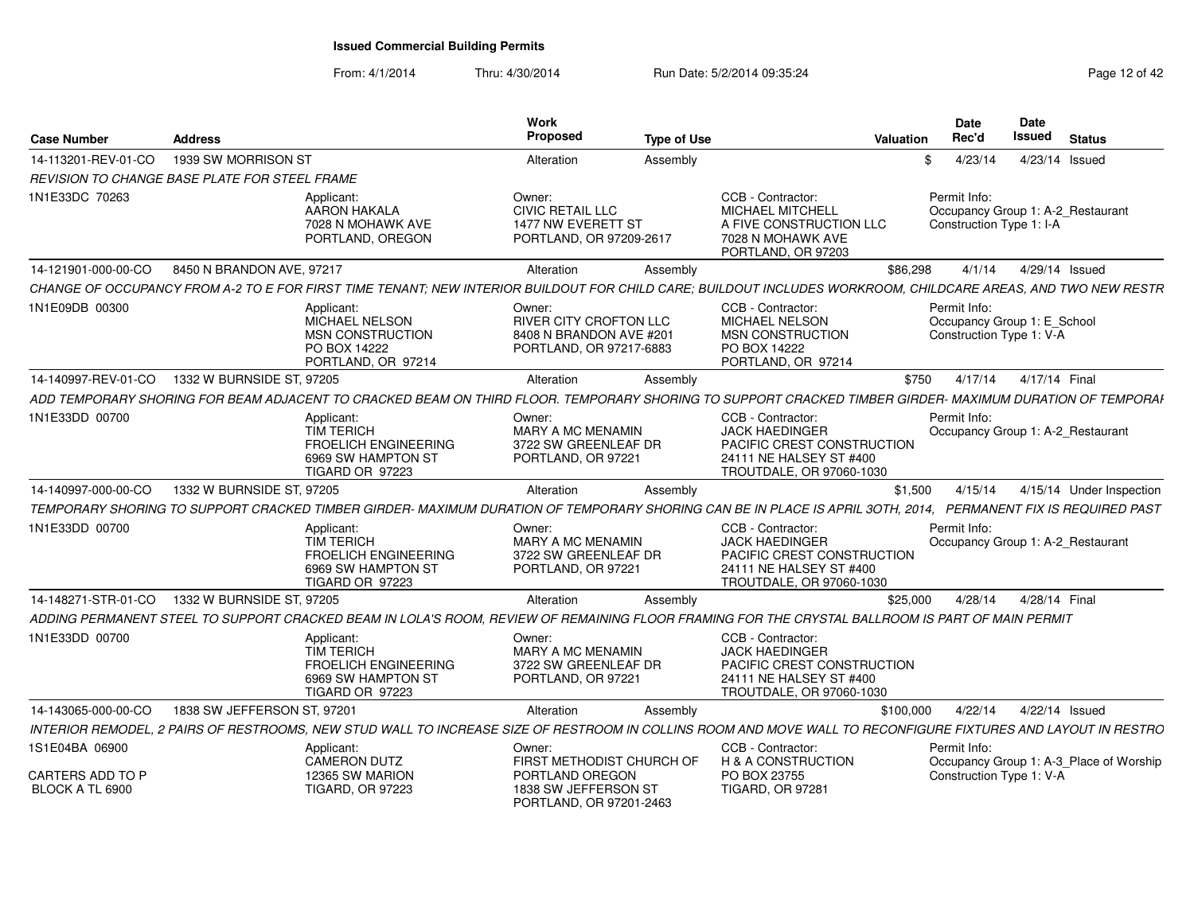# Issued Commercial Building Permits

From: 4/1/2014 Thru: 4/30/2014 Run Date: 5/2/2014 09:35:24

| Case Number | Address | Work Proposed | Type of Use | Valuation | Date Rec'd | Date Issued | Status |
|---|---|---|---|---|---|---|---|
| 14-113201-REV-01-CO | 1939 SW MORRISON ST | Alteration | Assembly | $ | 4/23/14 | 4/23/14 | Issued |
| *REVISION TO CHANGE BASE PLATE FOR STEEL FRAME* | | | | | | | |
| 1N1E33DC 70263 | Applicant: AARON HAKALA 7028 N MOHAWK AVE PORTLAND, OREGON | Owner: CIVIC RETAIL LLC 1477 NW EVERETT ST PORTLAND, OR 97209-2617 | CCB - Contractor: MICHAEL MITCHELL A FIVE CONSTRUCTION LLC 7028 N MOHAWK AVE PORTLAND, OR 97203 | | Permit Info: Occupancy Group 1: A-2_Restaurant Construction Type 1: I-A | | |
| 14-121901-000-00-CO | 8450 N BRANDON AVE, 97217 | Alteration | Assembly | $86,298 | 4/1/14 | 4/29/14 | Issued |
| *CHANGE OF OCCUPANCY FROM A-2 TO E FOR FIRST TIME TENANT; NEW INTERIOR BUILDOUT FOR CHILD CARE; BUILDOUT INCLUDES WORKROOM, CHILDCARE AREAS, AND TWO NEW RESTR* | | | | | | | |
| 1N1E09DB 00300 | Applicant: MICHAEL NELSON MSN CONSTRUCTION PO BOX 14222 PORTLAND, OR 97214 | Owner: RIVER CITY CROFTON LLC 8408 N BRANDON AVE #201 PORTLAND, OR 97217-6883 | CCB - Contractor: MICHAEL NELSON MSN CONSTRUCTION PO BOX 14222 PORTLAND, OR 97214 | | Permit Info: Occupancy Group 1: E_School Construction Type 1: V-A | | |
| 14-140997-REV-01-CO | 1332 W BURNSIDE ST, 97205 | Alteration | Assembly | $750 | 4/17/14 | 4/17/14 | Final |
| *ADD TEMPORARY SHORING FOR BEAM ADJACENT TO CRACKED BEAM ON THIRD FLOOR. TEMPORARY SHORING TO SUPPORT CRACKED TIMBER GIRDER- MAXIMUM DURATION OF TEMPORAI* | | | | | | | |
| 1N1E33DD 00700 | Applicant: TIM TERICH FROELICH ENGINEERING 6969 SW HAMPTON ST TIGARD OR 97223 | Owner: MARY A MC MENAMIN 3722 SW GREENLEAF DR PORTLAND, OR 97221 | CCB - Contractor: JACK HAEDINGER PACIFIC CREST CONSTRUCTION 24111 NE HALSEY ST #400 TROUTDALE, OR 97060-1030 | | Permit Info: Occupancy Group 1: A-2_Restaurant | | |
| 14-140997-000-00-CO | 1332 W BURNSIDE ST, 97205 | Alteration | Assembly | $1,500 | 4/15/14 | 4/15/14 | Under Inspection |
| *TEMPORARY SHORING TO SUPPORT CRACKED TIMBER GIRDER- MAXIMUM DURATION OF TEMPORARY SHORING CAN BE IN PLACE IS APRIL 3OTH, 2014, PERMANENT FIX IS REQUIRED PAST* | | | | | | | |
| 1N1E33DD 00700 | Applicant: TIM TERICH FROELICH ENGINEERING 6969 SW HAMPTON ST TIGARD OR 97223 | Owner: MARY A MC MENAMIN 3722 SW GREENLEAF DR PORTLAND, OR 97221 | CCB - Contractor: JACK HAEDINGER PACIFIC CREST CONSTRUCTION 24111 NE HALSEY ST #400 TROUTDALE, OR 97060-1030 | | Permit Info: Occupancy Group 1: A-2_Restaurant | | |
| 14-148271-STR-01-CO | 1332 W BURNSIDE ST, 97205 | Alteration | Assembly | $25,000 | 4/28/14 | 4/28/14 | Final |
| *ADDING PERMANENT STEEL TO SUPPORT CRACKED BEAM IN LOLA'S ROOM, REVIEW OF REMAINING FLOOR FRAMING FOR THE CRYSTAL BALLROOM IS PART OF MAIN PERMIT* | | | | | | | |
| 1N1E33DD 00700 | Applicant: TIM TERICH FROELICH ENGINEERING 6969 SW HAMPTON ST TIGARD OR 97223 | Owner: MARY A MC MENAMIN 3722 SW GREENLEAF DR PORTLAND, OR 97221 | CCB - Contractor: JACK HAEDINGER PACIFIC CREST CONSTRUCTION 24111 NE HALSEY ST #400 TROUTDALE, OR 97060-1030 | | | | |
| 14-143065-000-00-CO | 1838 SW JEFFERSON ST, 97201 | Alteration | Assembly | $100,000 | 4/22/14 | 4/22/14 | Issued |
| *INTERIOR REMODEL, 2 PAIRS OF RESTROOMS, NEW STUD WALL TO INCREASE SIZE OF RESTROOM IN COLLINS ROOM AND MOVE WALL TO RECONFIGURE FIXTURES AND LAYOUT IN RESTRO* | | | | | | | |
| 1S1E04BA 06900 CARTERS ADD TO P BLOCK A TL 6900 | Applicant: CAMERON DUTZ 12365 SW MARION TIGARD, OR 97223 | Owner: FIRST METHODIST CHURCH OF PORTLAND OREGON 1838 SW JEFFERSON ST PORTLAND, OR 97201-2463 | CCB - Contractor: H & A CONSTRUCTION PO BOX 23755 TIGARD, OR 97281 | | Permit Info: Occupancy Group 1: A-3_Place of Worship Construction Type 1: V-A | | |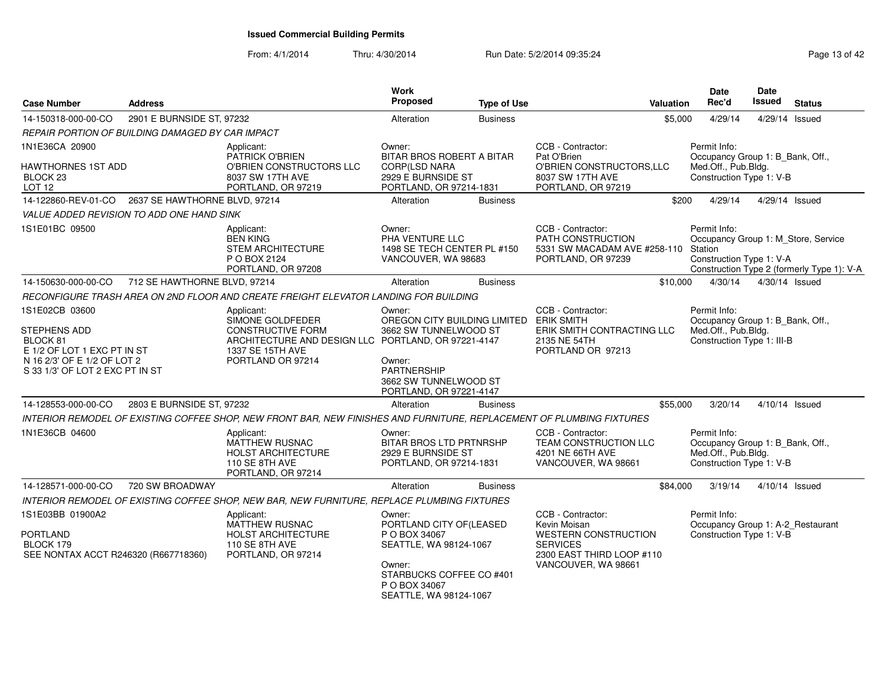# Issued Commercial Building Permits

From: 4/1/2014 Thru: 4/30/2014 Run Date: 5/2/2014 09:35:24

| Case Number | Address | Work Proposed | Type of Use | Valuation | Date Rec'd | Date Issued | Status |
|---|---|---|---|---|---|---|---|
| 14-150318-000-00-CO | 2901 E BURNSIDE ST, 97232 | Alteration | Business | $5,000 | 4/29/14 | 4/29/14 | Issued |

*REPAIR PORTION OF BUILDING DAMAGED BY CAR IMPACT*

1N1E36CA 20900

HAWTHORNES 1ST ADD
BLOCK 23
LOT 12

Applicant:
PATRICK O'BRIEN
O'BRIEN CONSTRUCTORS LLC
8037 SW 17TH AVE
PORTLAND, OR 97219

Owner:
BITAR BROS ROBERT A BITAR
CORP(LSD NARA
2929 E BURNSIDE ST
PORTLAND, OR 97214-1831

CCB - Contractor:
Pat O'Brien
O'BRIEN CONSTRUCTORS,LLC
8037 SW 17TH AVE
PORTLAND, OR 97219

Permit Info:
Occupancy Group 1: B_Bank, Off., Med.Off., Pub.Bldg.
Construction Type 1: V-B

---

| Case Number | Address | Work Proposed | Type of Use | Valuation | Date Rec'd | Date Issued | Status |
|---|---|---|---|---|---|---|---|
| 14-122860-REV-01-CO | 2637 SE HAWTHORNE BLVD, 97214 | Alteration | Business | $200 | 4/29/14 | 4/29/14 | Issued |

*VALUE ADDED REVISION TO ADD ONE HAND SINK*

1S1E01BC 09500

Applicant:
BEN KING
STEM ARCHITECTURE
P O BOX 2124
PORTLAND, OR 97208

Owner:
PHA VENTURE LLC
1498 SE TECH CENTER PL #150
VANCOUVER, WA 98683

CCB - Contractor:
PATH CONSTRUCTION
5331 SW MACADAM AVE #258-110
PORTLAND, OR 97239

Permit Info:
Occupancy Group 1: M_Store, Service Station
Construction Type 1: V-A
Construction Type 2 (formerly Type 1): V-A

---

| Case Number | Address | Work Proposed | Type of Use | Valuation | Date Rec'd | Date Issued | Status |
|---|---|---|---|---|---|---|---|
| 14-150630-000-00-CO | 712 SE HAWTHORNE BLVD, 97214 | Alteration | Business | $10,000 | 4/30/14 | 4/30/14 | Issued |

*RECONFIGURE TRASH AREA ON 2ND FLOOR AND CREATE FREIGHT ELEVATOR LANDING FOR BUILDING*

1S1E02CB 03600

STEPHENS ADD
BLOCK 81
E 1/2 OF LOT 1 EXC PT IN ST
N 16 2/3' OF E 1/2 OF LOT 2
S 33 1/3' OF LOT 2 EXC PT IN ST

Applicant:
SIMONE GOLDFEDER
CONSTRUCTIVE FORM
ARCHITECTURE AND DESIGN LLC
1337 SE 15TH AVE
PORTLAND OR 97214

Owner:
OREGON CITY BUILDING LIMITED
3662 SW TUNNELWOOD ST
PORTLAND, OR 97221-4147

Owner:
PARTNERSHIP
3662 SW TUNNELWOOD ST
PORTLAND, OR 97221-4147

CCB - Contractor:
ERIK SMITH
ERIK SMITH CONTRACTING LLC
2135 NE 54TH
PORTLAND OR 97213

Permit Info:
Occupancy Group 1: B_Bank, Off., Med.Off., Pub.Bldg.
Construction Type 1: III-B

---

| Case Number | Address | Work Proposed | Type of Use | Valuation | Date Rec'd | Date Issued | Status |
|---|---|---|---|---|---|---|---|
| 14-128553-000-00-CO | 2803 E BURNSIDE ST, 97232 | Alteration | Business | $55,000 | 3/20/14 | 4/10/14 | Issued |

*INTERIOR REMODEL OF EXISTING COFFEE SHOP, NEW FRONT BAR, NEW FINISHES AND FURNITURE, REPLACEMENT OF PLUMBING FIXTURES*

1N1E36CB 04600

Applicant:
MATTHEW RUSNAC
HOLST ARCHITECTURE
110 SE 8TH AVE
PORTLAND, OR 97214

Owner:
BITAR BROS LTD PRTNRSHP
2929 E BURNSIDE ST
PORTLAND, OR 97214-1831

CCB - Contractor:
TEAM CONSTRUCTION LLC
4201 NE 66TH AVE
VANCOUVER, WA 98661

Permit Info:
Occupancy Group 1: B_Bank, Off., Med.Off., Pub.Bldg.
Construction Type 1: V-B

---

| Case Number | Address | Work Proposed | Type of Use | Valuation | Date Rec'd | Date Issued | Status |
|---|---|---|---|---|---|---|---|
| 14-128571-000-00-CO | 720 SW BROADWAY | Alteration | Business | $84,000 | 3/19/14 | 4/10/14 | Issued |

*INTERIOR REMODEL OF EXISTING COFFEE SHOP, NEW BAR, NEW FURNITURE, REPLACE PLUMBING FIXTURES*

1S1E03BB 01900A2

PORTLAND
BLOCK 179
SEE NONTAX ACCT R246320 (R667718360)

Applicant:
MATTHEW RUSNAC
HOLST ARCHITECTURE
110 SE 8TH AVE
PORTLAND, OR 97214

Owner:
PORTLAND CITY OF(LEASED
P O BOX 34067
SEATTLE, WA 98124-1067

Owner:
STARBUCKS COFFEE CO #401
P O BOX 34067
SEATTLE, WA 98124-1067

CCB - Contractor:
Kevin Moisan
WESTERN CONSTRUCTION SERVICES
2300 EAST THIRD LOOP #110
VANCOUVER, WA 98661

Permit Info:
Occupancy Group 1: A-2_Restaurant
Construction Type 1: V-B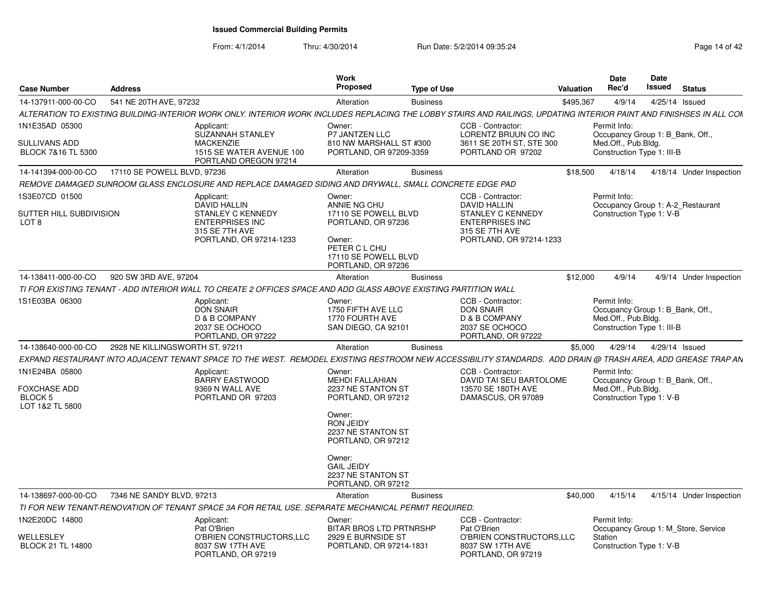# Issued Commercial Building Permits

From: 4/1/2014 Thru: 4/30/2014 Run Date: 5/2/2014 09:35:24

| Case Number | Address | Work Proposed | Type of Use | Valuation | Date Rec'd | Date Issued | Status |
|---|---|---|---|---|---|---|---|
| 14-137911-000-00-CO | 541 NE 20TH AVE, 97232 | Alteration | Business | $495,367 | 4/9/14 | 4/25/14 | Issued |

ALTERATION TO EXISTING BUILDING-INTERIOR WORK ONLY. INTERIOR WORK INCLUDES REPLACING THE LOBBY STAIRS AND RAILINGS, UPDATING INTERIOR PAINT AND FINISHSES IN ALL COM

1N1E35AD 05300
SULLIVANS ADD
BLOCK 7&16 TL 5300

Applicant: SUZANNAH STANLEY MACKENZIE, 1515 SE WATER AVENUE 100, PORTLAND OREGON 97214

Owner: P7 JANTZEN LLC, 810 NW MARSHALL ST #300, PORTLAND, OR 97209-3359

CCB - Contractor: LORENTZ BRUUN CO INC, 3611 SE 20TH ST, STE 300, PORTLAND OR 97202

Permit Info: Occupancy Group 1: B_Bank, Off., Med.Off., Pub.Bldg. Construction Type 1: III-B

| Case Number | Address | Work Proposed | Type of Use | Valuation | Date Rec'd | Date Issued | Status |
|---|---|---|---|---|---|---|---|
| 14-141394-000-00-CO | 17110 SE POWELL BLVD, 97236 | Alteration | Business | $18,500 | 4/18/14 | 4/18/14 | Under Inspection |

REMOVE DAMAGED SUNROOM GLASS ENCLOSURE AND REPLACE DAMAGED SIDING AND DRYWALL, SMALL CONCRETE EDGE PAD

1S3E07CD 01500
SUTTER HILL SUBDIVISION
LOT 8

Applicant: DAVID HALLIN, STANLEY C KENNEDY ENTERPRISES INC, 315 SE 7TH AVE, PORTLAND, OR 97214-1233

Owner: ANNIE NG CHU, 17110 SE POWELL BLVD, PORTLAND, OR 97236

Owner: PETER C L CHU, 17110 SE POWELL BLVD, PORTLAND, OR 97236

CCB - Contractor: DAVID HALLIN, STANLEY C KENNEDY ENTERPRISES INC, 315 SE 7TH AVE, PORTLAND, OR 97214-1233

Permit Info: Occupancy Group 1: A-2_Restaurant Construction Type 1: V-B

| Case Number | Address | Work Proposed | Type of Use | Valuation | Date Rec'd | Date Issued | Status |
|---|---|---|---|---|---|---|---|
| 14-138411-000-00-CO | 920 SW 3RD AVE, 97204 | Alteration | Business | $12,000 | 4/9/14 | 4/9/14 | Under Inspection |

TI FOR EXISTING TENANT - ADD INTERIOR WALL TO CREATE 2 OFFICES SPACE AND ADD GLASS ABOVE EXISTING PARTITION WALL

1S1E03BA 06300

Applicant: DON SNAIR, D & B COMPANY, 2037 SE OCHOCO, PORTLAND, OR 97222

Owner: 1750 FIFTH AVE LLC, 1770 FOURTH AVE, SAN DIEGO, CA 92101

CCB - Contractor: DON SNAIR, D & B COMPANY, 2037 SE OCHOCO, PORTLAND, OR 97222

Permit Info: Occupancy Group 1: B_Bank, Off., Med.Off., Pub.Bldg. Construction Type 1: III-B

| Case Number | Address | Work Proposed | Type of Use | Valuation | Date Rec'd | Date Issued | Status |
|---|---|---|---|---|---|---|---|
| 14-138640-000-00-CO | 2928 NE KILLINGSWORTH ST, 97211 | Alteration | Business | $5,000 | 4/29/14 | 4/29/14 | Issued |

EXPAND RESTAURANT INTO ADJACENT TENANT SPACE TO THE WEST. REMODEL EXISTING RESTROOM NEW ACCESSIBILITY STANDARDS. ADD DRAIN @ TRASH AREA, ADD GREASE TRAP AN

1N1E24BA 05800
FOXCHASE ADD
BLOCK 5
LOT 1&2 TL 5800

Applicant: BARRY EASTWOOD, 9369 N WALL AVE, PORTLAND OR 97203

Owner: MEHDI FALLAHIAN, 2237 NE STANTON ST, PORTLAND, OR 97212

Owner: RON JEIDY, 2237 NE STANTON ST, PORTLAND, OR 97212

Owner: GAIL JEIDY, 2237 NE STANTON ST, PORTLAND, OR 97212

CCB - Contractor: DAVID TAI SEU BARTOLOME, 13570 SE 180TH AVE, DAMASCUS, OR 97089

Permit Info: Occupancy Group 1: B_Bank, Off., Med.Off., Pub.Bldg. Construction Type 1: V-B

| Case Number | Address | Work Proposed | Type of Use | Valuation | Date Rec'd | Date Issued | Status |
|---|---|---|---|---|---|---|---|
| 14-138697-000-00-CO | 7346 NE SANDY BLVD, 97213 | Alteration | Business | $40,000 | 4/15/14 | 4/15/14 | Under Inspection |

TI FOR NEW TENANT-RENOVATION OF TENANT SPACE 3A FOR RETAIL USE. SEPARATE MECHANICAL PERMIT REQUIRED.

1N2E20DC 14800
WELLESLEY
BLOCK 21 TL 14800

Applicant: Pat O'Brien, O'BRIEN CONSTRUCTORS,LLC, 8037 SW 17TH AVE, PORTLAND, OR 97219

Owner: BITAR BROS LTD PRTNRSHP, 2929 E BURNSIDE ST, PORTLAND, OR 97214-1831

CCB - Contractor: Pat O'Brien, O'BRIEN CONSTRUCTORS,LLC, 8037 SW 17TH AVE, PORTLAND, OR 97219

Permit Info: Occupancy Group 1: M_Store, Service Station Construction Type 1: V-B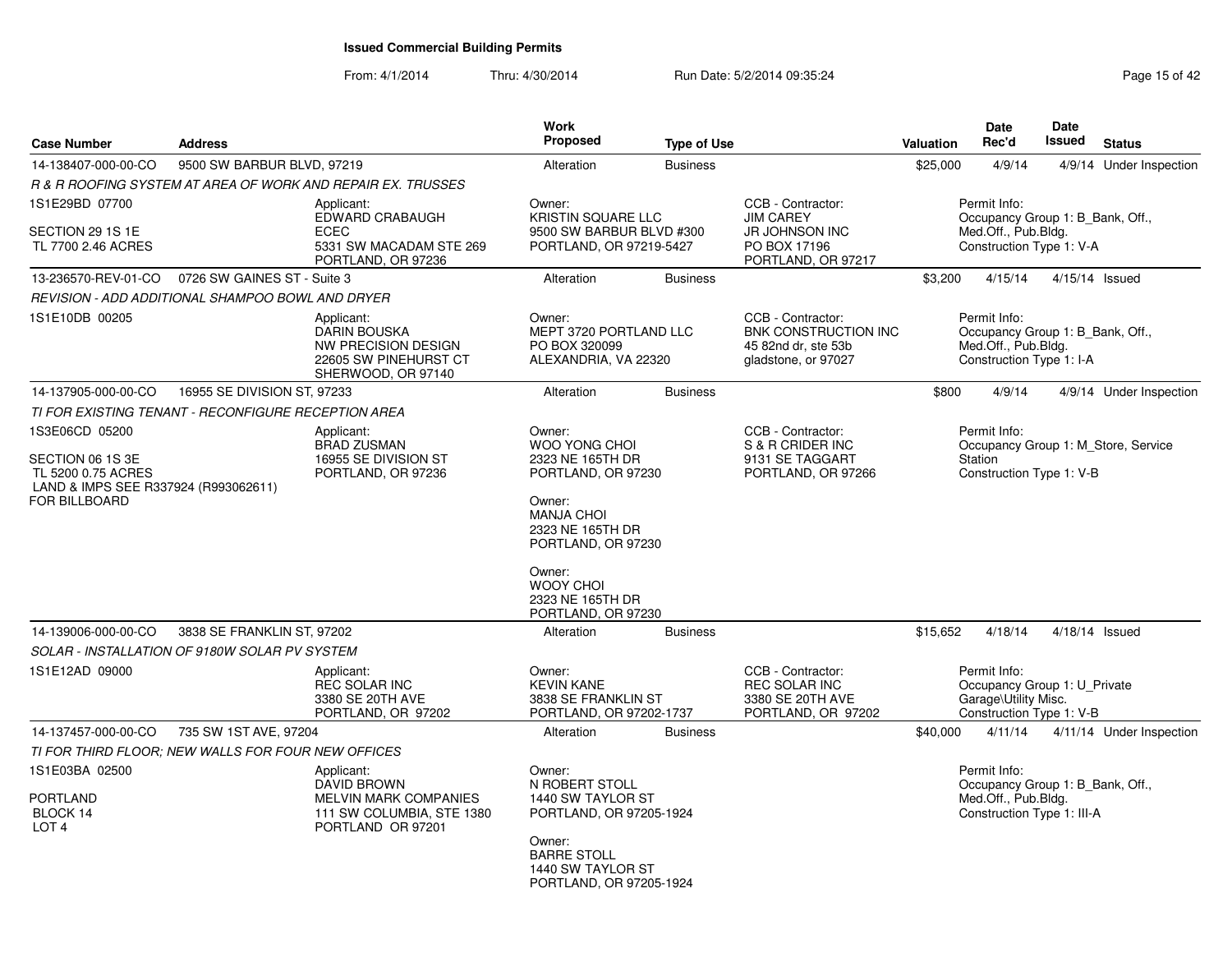# Issued Commercial Building Permits

From: 4/1/2014 Thru: 4/30/2014 Run Date: 5/2/2014 09:35:24

| Case Number | Address | Work Proposed | Type of Use | Valuation | Date Rec'd | Date Issued | Status |
|---|---|---|---|---|---|---|---|
| 14-138407-000-00-CO | 9500 SW BARBUR BLVD, 97219 | Alteration | Business | $25,000 | 4/9/14 | 4/9/14 | Under Inspection |
| 13-236570-REV-01-CO | 0726 SW GAINES ST - Suite 3 | Alteration | Business | $3,200 | 4/15/14 | 4/15/14 | Issued |
| 14-137905-000-00-CO | 16955 SE DIVISION ST, 97233 | Alteration | Business | $800 | 4/9/14 | 4/9/14 | Under Inspection |
| 14-139006-000-00-CO | 3838 SE FRANKLIN ST, 97202 | Alteration | Business | $15,652 | 4/18/14 | 4/18/14 | Issued |
| 14-137457-000-00-CO | 735 SW 1ST AVE, 97204 | Alteration | Business | $40,000 | 4/11/14 | 4/11/14 | Under Inspection |

## 14-138407-000-00-CO — 9500 SW BARBUR BLVD, 97219

*R & R ROOFING SYSTEM AT AREA OF WORK AND REPAIR EX. TRUSSES*

1S1E29BD 07700
SECTION 29 1S 1E
TL 7700 2.46 ACRES

Applicant:
EDWARD CRABAUGH
ECEC
5331 SW MACADAM STE 269
PORTLAND, OR 97236

Owner:
KRISTIN SQUARE LLC
9500 SW BARBUR BLVD #300
PORTLAND, OR 97219-5427

CCB - Contractor:
JIM CAREY
JR JOHNSON INC
PO BOX 17196
PORTLAND, OR 97217

Permit Info:
Occupancy Group 1: B_Bank, Off., Med.Off., Pub.Bldg.
Construction Type 1: V-A

## 13-236570-REV-01-CO — 0726 SW GAINES ST - Suite 3

*REVISION - ADD ADDITIONAL SHAMPOO BOWL AND DRYER*

1S1E10DB 00205

Applicant:
DARIN BOUSKA
NW PRECISION DESIGN
22605 SW PINEHURST CT
SHERWOOD, OR 97140

Owner:
MEPT 3720 PORTLAND LLC
PO BOX 320099
ALEXANDRIA, VA 22320

CCB - Contractor:
BNK CONSTRUCTION INC
45 82nd dr, ste 53b
gladstone, or 97027

Permit Info:
Occupancy Group 1: B_Bank, Off., Med.Off., Pub.Bldg.
Construction Type 1: I-A

## 14-137905-000-00-CO — 16955 SE DIVISION ST, 97233

*TI FOR EXISTING TENANT - RECONFIGURE RECEPTION AREA*

1S3E06CD 05200
SECTION 06 1S 3E
TL 5200 0.75 ACRES
LAND & IMPS SEE R337924 (R993062611) FOR BILLBOARD

Applicant:
BRAD ZUSMAN
16955 SE DIVISION ST
PORTLAND, OR 97236

Owner:
WOO YONG CHOI
2323 NE 165TH DR
PORTLAND, OR 97230

Owner:
MANJA CHOI
2323 NE 165TH DR
PORTLAND, OR 97230

Owner:
WOOY CHOI
2323 NE 165TH DR
PORTLAND, OR 97230

CCB - Contractor:
S & R CRIDER INC
9131 SE TAGGART
PORTLAND, OR 97266

Permit Info:
Occupancy Group 1: M_Store, Service Station
Construction Type 1: V-B

## 14-139006-000-00-CO — 3838 SE FRANKLIN ST, 97202

*SOLAR - INSTALLATION OF 9180W SOLAR PV SYSTEM*

1S1E12AD 09000

Applicant:
REC SOLAR INC
3380 SE 20TH AVE
PORTLAND, OR 97202

Owner:
KEVIN KANE
3838 SE FRANKLIN ST
PORTLAND, OR 97202-1737

CCB - Contractor:
REC SOLAR INC
3380 SE 20TH AVE
PORTLAND, OR 97202

Permit Info:
Occupancy Group 1: U_Private Garage\Utility Misc.
Construction Type 1: V-B

## 14-137457-000-00-CO — 735 SW 1ST AVE, 97204

*TI FOR THIRD FLOOR; NEW WALLS FOR FOUR NEW OFFICES*

1S1E03BA 02500
PORTLAND
BLOCK 14
LOT 4

Applicant:
DAVID BROWN
MELVIN MARK COMPANIES
111 SW COLUMBIA, STE 1380
PORTLAND OR 97201

Owner:
N ROBERT STOLL
1440 SW TAYLOR ST
PORTLAND, OR 97205-1924

Owner:
BARRE STOLL
1440 SW TAYLOR ST
PORTLAND, OR 97205-1924

Permit Info:
Occupancy Group 1: B_Bank, Off., Med.Off., Pub.Bldg.
Construction Type 1: III-A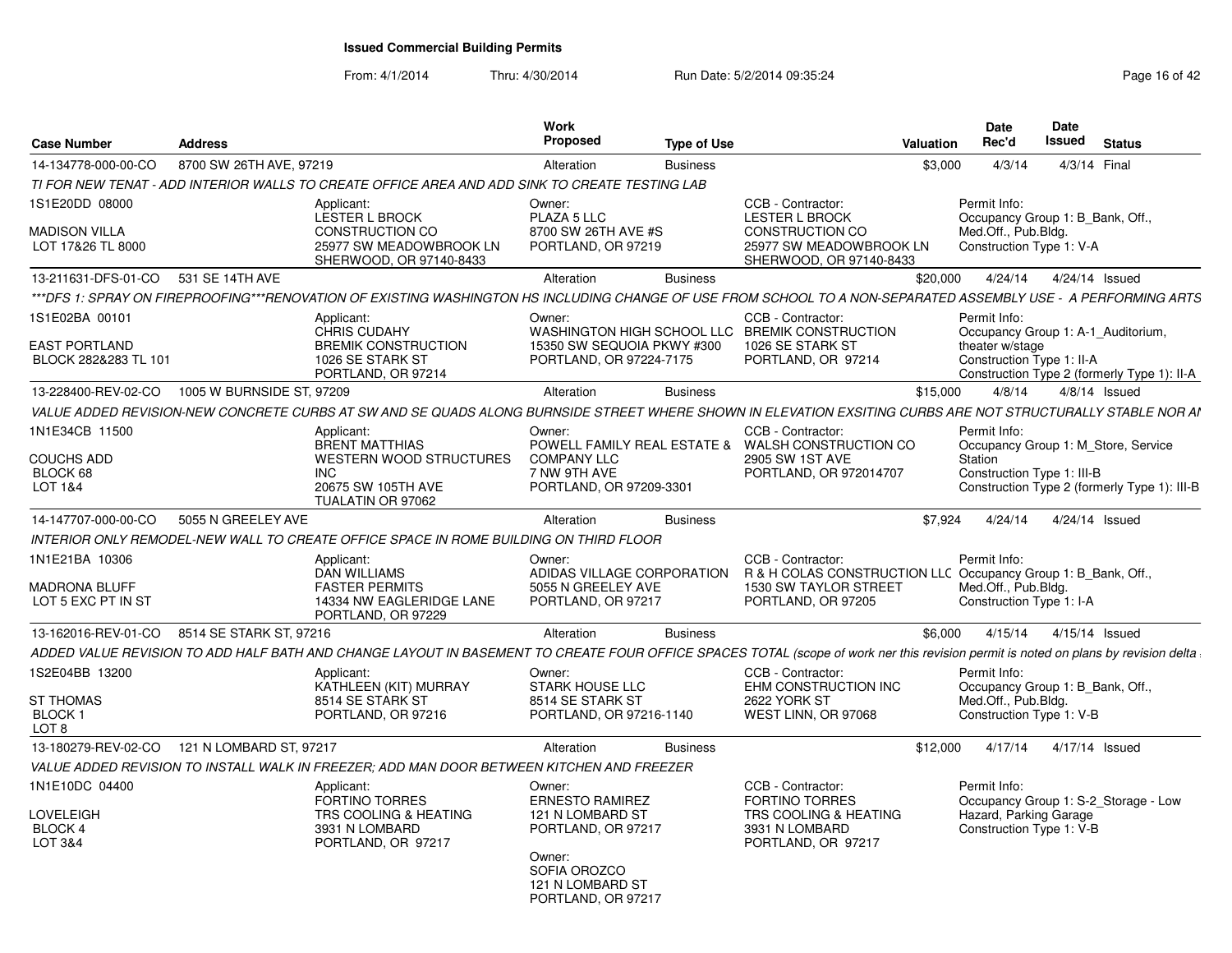# Issued Commercial Building Permits

From: 4/1/2014 Thru: 4/30/2014 Run Date: 5/2/2014 09:35:24

| Case Number | Address | Work Proposed | Type of Use | Valuation | Date Rec'd | Date Issued | Status |
|---|---|---|---|---|---|---|---|
| 14-134778-000-00-CO | 8700 SW 26TH AVE, 97219 | Alteration | Business | $3,000 | 4/3/14 | 4/3/14 | Final |

TI FOR NEW TENAT - ADD INTERIOR WALLS TO CREATE OFFICE AREA AND ADD SINK TO CREATE TESTING LAB

1S1E20DD 08000 | MADISON VILLA | LOT 17&26 TL 8000

Applicant: LESTER L BROCK, CONSTRUCTION CO, 25977 SW MEADOWBROOK LN, SHERWOOD, OR 97140-8433

Owner: PLAZA 5 LLC, 8700 SW 26TH AVE #S, PORTLAND, OR 97219

CCB - Contractor: LESTER L BROCK, CONSTRUCTION CO, 25977 SW MEADOWBROOK LN, SHERWOOD, OR 97140-8433

Permit Info: Occupancy Group 1: B_Bank, Off., Med.Off., Pub.Bldg.; Construction Type 1: V-A

---

| Case Number | Address | Work Proposed | Type of Use | Valuation | Date Rec'd | Date Issued | Status |
|---|---|---|---|---|---|---|---|
| 13-211631-DFS-01-CO | 531 SE 14TH AVE | Alteration | Business | $20,000 | 4/24/14 | 4/24/14 | Issued |

***DFS 1: SPRAY ON FIREPROOFING***RENOVATION OF EXISTING WASHINGTON HS INCLUDING CHANGE OF USE FROM SCHOOL TO A NON-SEPARATED ASSEMBLY USE - A PERFORMING ARTS

1S1E02BA 00101 | EAST PORTLAND | BLOCK 282&283 TL 101

Applicant: CHRIS CUDAHY, BREMIK CONSTRUCTION, 1026 SE STARK ST, PORTLAND, OR 97214

Owner: WASHINGTON HIGH SCHOOL LLC, 15350 SW SEQUOIA PKWY #300, PORTLAND, OR 97224-7175

CCB - Contractor: BREMIK CONSTRUCTION, 1026 SE STARK ST, PORTLAND, OR 97214

Permit Info: Occupancy Group 1: A-1_Auditorium, theater w/stage; Construction Type 1: II-A; Construction Type 2 (formerly Type 1): II-A

---

| Case Number | Address | Work Proposed | Type of Use | Valuation | Date Rec'd | Date Issued | Status |
|---|---|---|---|---|---|---|---|
| 13-228400-REV-02-CO | 1005 W BURNSIDE ST, 97209 | Alteration | Business | $15,000 | 4/8/14 | 4/8/14 | Issued |

VALUE ADDED REVISION-NEW CONCRETE CURBS AT SW AND SE QUADS ALONG BURNSIDE STREET WHERE SHOWN IN ELEVATION EXSITING CURBS ARE NOT STRUCTURALLY STABLE NOR AI

1N1E34CB 11500 | COUCHS ADD | BLOCK 68 | LOT 1&4

Applicant: BRENT MATTHIAS, WESTERN WOOD STRUCTURES INC, 20675 SW 105TH AVE, TUALATIN OR 97062

Owner: POWELL FAMILY REAL ESTATE & COMPANY LLC, 7 NW 9TH AVE, PORTLAND, OR 97209-3301

CCB - Contractor: WALSH CONSTRUCTION CO, 2905 SW 1ST AVE, PORTLAND, OR 972014707

Permit Info: Occupancy Group 1: M_Store, Service Station; Construction Type 1: III-B; Construction Type 2 (formerly Type 1): III-B

---

| Case Number | Address | Work Proposed | Type of Use | Valuation | Date Rec'd | Date Issued | Status |
|---|---|---|---|---|---|---|---|
| 14-147707-000-00-CO | 5055 N GREELEY AVE | Alteration | Business | $7,924 | 4/24/14 | 4/24/14 | Issued |

INTERIOR ONLY REMODEL-NEW WALL TO CREATE OFFICE SPACE IN ROME BUILDING ON THIRD FLOOR

1N1E21BA 10306 | MADRONA BLUFF | LOT 5 EXC PT IN ST

Applicant: DAN WILLIAMS, FASTER PERMITS, 14334 NW EAGLERIDGE LANE, PORTLAND, OR 97229

Owner: ADIDAS VILLAGE CORPORATION, 5055 N GREELEY AVE, PORTLAND, OR 97217

CCB - Contractor: R & H COLAS CONSTRUCTION LLC, 1530 SW TAYLOR STREET, PORTLAND, OR 97205

Permit Info: Occupancy Group 1: B_Bank, Off., Med.Off., Pub.Bldg.; Construction Type 1: I-A

---

| Case Number | Address | Work Proposed | Type of Use | Valuation | Date Rec'd | Date Issued | Status |
|---|---|---|---|---|---|---|---|
| 13-162016-REV-01-CO | 8514 SE STARK ST, 97216 | Alteration | Business | $6,000 | 4/15/14 | 4/15/14 | Issued |

ADDED VALUE REVISION TO ADD HALF BATH AND CHANGE LAYOUT IN BASEMENT TO CREATE FOUR OFFICE SPACES TOTAL (scope of work ner this revision permit is noted on plans by revision delta

1S2E04BB 13200 | ST THOMAS | BLOCK 1 | LOT 8

Applicant: KATHLEEN (KIT) MURRAY, 8514 SE STARK ST, PORTLAND, OR 97216

Owner: STARK HOUSE LLC, 8514 SE STARK ST, PORTLAND, OR 97216-1140

CCB - Contractor: EHM CONSTRUCTION INC, 2622 YORK ST, WEST LINN, OR 97068

Permit Info: Occupancy Group 1: B_Bank, Off., Med.Off., Pub.Bldg.; Construction Type 1: V-B

---

| Case Number | Address | Work Proposed | Type of Use | Valuation | Date Rec'd | Date Issued | Status |
|---|---|---|---|---|---|---|---|
| 13-180279-REV-02-CO | 121 N LOMBARD ST, 97217 | Alteration | Business | $12,000 | 4/17/14 | 4/17/14 | Issued |

VALUE ADDED REVISION TO INSTALL WALK IN FREEZER; ADD MAN DOOR BETWEEN KITCHEN AND FREEZER

1N1E10DC 04400 | LOVELEIGH | BLOCK 4 | LOT 3&4

Applicant: FORTINO TORRES, TRS COOLING & HEATING, 3931 N LOMBARD, PORTLAND, OR 97217

Owner: ERNESTO RAMIREZ, 121 N LOMBARD ST, PORTLAND, OR 97217

Owner: SOFIA OROZCO, 121 N LOMBARD ST, PORTLAND, OR 97217

CCB - Contractor: FORTINO TORRES, TRS COOLING & HEATING, 3931 N LOMBARD, PORTLAND, OR 97217

Permit Info: Occupancy Group 1: S-2_Storage - Low Hazard, Parking Garage; Construction Type 1: V-B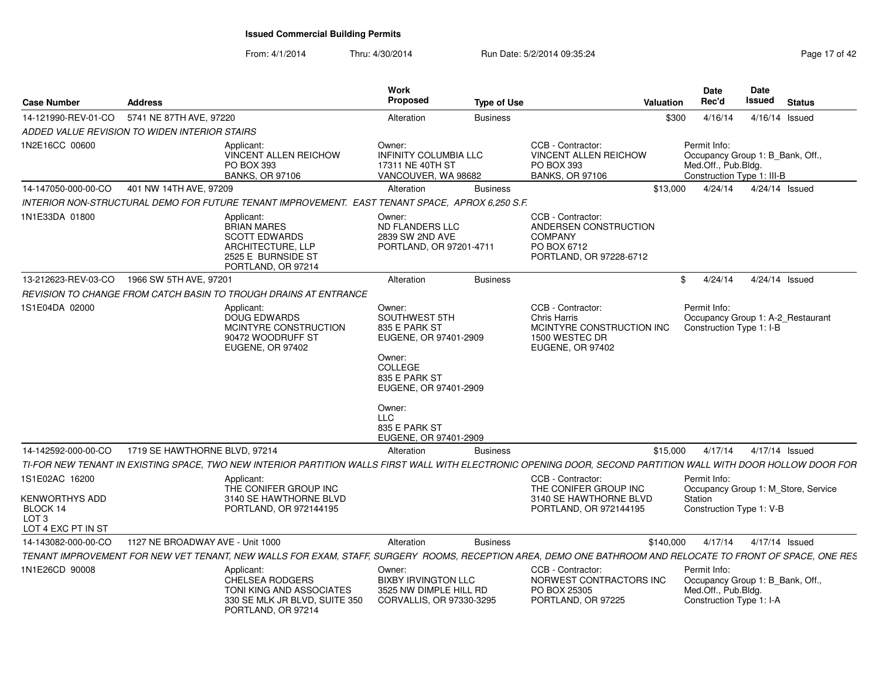**Issued Commercial Building Permits**

From: 4/1/2014 Thru: 4/30/2014 Run Date: 5/2/2014 09:35:24

| Case Number | Address | Work Proposed | Type of Use | Valuation | Date Rec'd | Date Issued | Status |
|---|---|---|---|---|---|---|---|
| 14-121990-REV-01-CO | 5741 NE 87TH AVE, 97220 | Alteration | Business | $300 | 4/16/14 | 4/16/14 | Issued |

*ADDED VALUE REVISION TO WIDEN INTERIOR STAIRS*

1N2E16CC 00600

Applicant: VINCENT ALLEN REICHOW, PO BOX 393, BANKS, OR 97106

Owner: INFINITY COLUMBIA LLC, 17311 NE 40TH ST, VANCOUVER, WA 98682

CCB - Contractor: VINCENT ALLEN REICHOW, PO BOX 393, BANKS, OR 97106

Permit Info: Occupancy Group 1: B_Bank, Off., Med.Off., Pub.Bldg. Construction Type 1: III-B

| Case Number | Address | Work Proposed | Type of Use | Valuation | Date Rec'd | Date Issued | Status |
|---|---|---|---|---|---|---|---|
| 14-147050-000-00-CO | 401 NW 14TH AVE, 97209 | Alteration | Business | $13,000 | 4/24/14 | 4/24/14 | Issued |

*INTERIOR NON-STRUCTURAL DEMO FOR FUTURE TENANT IMPROVEMENT. EAST TENANT SPACE, APROX 6,250 S.F.*

1N1E33DA 01800

Applicant: BRIAN MARES, SCOTT EDWARDS ARCHITECTURE, LLP, 2525 E BURNSIDE ST, PORTLAND, OR 97214

Owner: ND FLANDERS LLC, 2839 SW 2ND AVE, PORTLAND, OR 97201-4711

CCB - Contractor: ANDERSEN CONSTRUCTION COMPANY, PO BOX 6712, PORTLAND, OR 97228-6712

| Case Number | Address | Work Proposed | Type of Use | Valuation | Date Rec'd | Date Issued | Status |
|---|---|---|---|---|---|---|---|
| 13-212623-REV-03-CO | 1966 SW 5TH AVE, 97201 | Alteration | Business | $ | 4/24/14 | 4/24/14 | Issued |

*REVISION TO CHANGE FROM CATCH BASIN TO TROUGH DRAINS AT ENTRANCE*

1S1E04DA 02000

Applicant: DOUG EDWARDS, MCINTYRE CONSTRUCTION, 90472 WOODRUFF ST, EUGENE, OR 97402

Owner: SOUTHWEST 5TH, 835 E PARK ST, EUGENE, OR 97401-2909

Owner: COLLEGE, 835 E PARK ST, EUGENE, OR 97401-2909

Owner: LLC, 835 E PARK ST, EUGENE, OR 97401-2909

CCB - Contractor: Chris Harris, MCINTYRE CONSTRUCTION INC, 1500 WESTEC DR, EUGENE, OR 97402

Permit Info: Occupancy Group 1: A-2_Restaurant Construction Type 1: I-B

| Case Number | Address | Work Proposed | Type of Use | Valuation | Date Rec'd | Date Issued | Status |
|---|---|---|---|---|---|---|---|
| 14-142592-000-00-CO | 1719 SE HAWTHORNE BLVD, 97214 | Alteration | Business | $15,000 | 4/17/14 | 4/17/14 | Issued |

*TI-FOR NEW TENANT IN EXISTING SPACE, TWO NEW INTERIOR PARTITION WALLS FIRST WALL WITH ELECTRONIC OPENING DOOR, SECOND PARTITION WALL WITH DOOR HOLLOW DOOR FOR*

1S1E02AC 16200, KENWORTHYS ADD, BLOCK 14, LOT 3, LOT 4 EXC PT IN ST

Applicant: THE CONIFER GROUP INC, 3140 SE HAWTHORNE BLVD, PORTLAND, OR 972144195

CCB - Contractor: THE CONIFER GROUP INC, 3140 SE HAWTHORNE BLVD, PORTLAND, OR 972144195

Permit Info: Occupancy Group 1: M_Store, Service Station Construction Type 1: V-B

| Case Number | Address | Work Proposed | Type of Use | Valuation | Date Rec'd | Date Issued | Status |
|---|---|---|---|---|---|---|---|
| 14-143082-000-00-CO | 1127 NE BROADWAY AVE - Unit 1000 | Alteration | Business | $140,000 | 4/17/14 | 4/17/14 | Issued |

*TENANT IMPROVEMENT FOR NEW VET TENANT, NEW WALLS FOR EXAM, STAFF, SURGERY ROOMS, RECEPTION AREA, DEMO ONE BATHROOM AND RELOCATE TO FRONT OF SPACE, ONE RES*

1N1E26CD 90008

Applicant: CHELSEA RODGERS, TONI KING AND ASSOCIATES, 330 SE MLK JR BLVD, SUITE 350, PORTLAND, OR 97214

Owner: BIXBY IRVINGTON LLC, 3525 NW DIMPLE HILL RD, CORVALLIS, OR 97330-3295

CCB - Contractor: NORWEST CONTRACTORS INC, PO BOX 25305, PORTLAND, OR 97225

Permit Info: Occupancy Group 1: B_Bank, Off., Med.Off., Pub.Bldg. Construction Type 1: I-A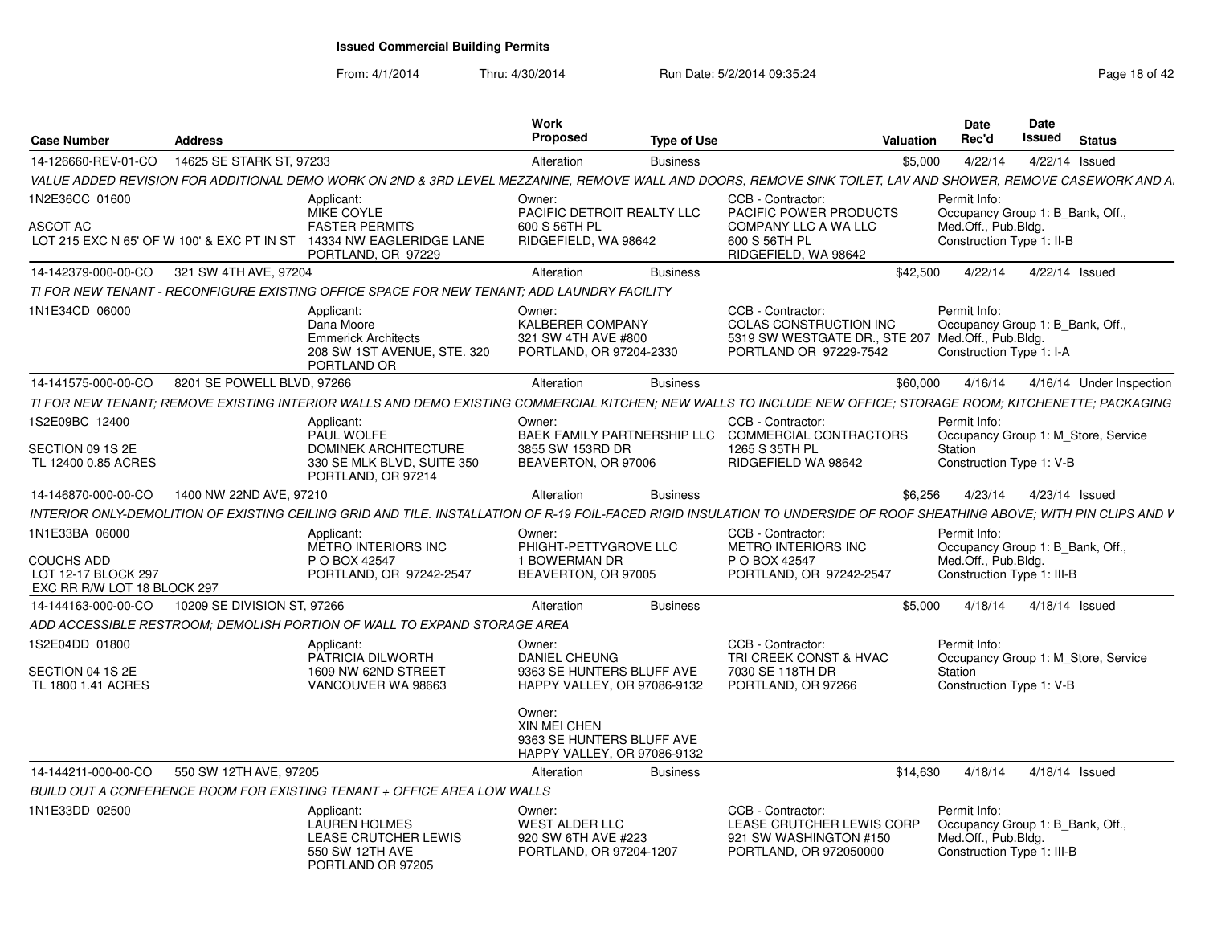# Issued Commercial Building Permits

From: 4/1/2014 Thru: 4/30/2014 Run Date: 5/2/2014 09:35:24

| Case Number | Address | Work Proposed | Type of Use | Valuation | Date Rec'd | Date Issued | Status |
|---|---|---|---|---|---|---|---|
| 14-126660-REV-01-CO | 14625 SE STARK ST, 97233 | Alteration | Business | $5,000 | 4/22/14 | 4/22/14 | Issued |

VALUE ADDED REVISION FOR ADDITIONAL DEMO WORK ON 2ND & 3RD LEVEL MEZZANINE, REMOVE WALL AND DOORS, REMOVE SINK TOILET, LAV AND SHOWER, REMOVE CASEWORK AND A

1N2E36CC 01600
ASCOT AC
LOT 215 EXC N 65' OF W 100' & EXC PT IN ST

Applicant: MIKE COYLE, FASTER PERMITS, 14334 NW EAGLERIDGE LANE, PORTLAND, OR 97229

Owner: PACIFIC DETROIT REALTY LLC, 600 S 56TH PL, RIDGEFIELD, WA 98642

CCB - Contractor: PACIFIC POWER PRODUCTS COMPANY LLC A WA LLC, 600 S 56TH PL, RIDGEFIELD, WA 98642

Permit Info: Occupancy Group 1: B_Bank, Off., Med.Off., Pub.Bldg. Construction Type 1: II-B

| Case Number | Address | Work Proposed | Type of Use | Valuation | Date Rec'd | Date Issued | Status |
|---|---|---|---|---|---|---|---|
| 14-142379-000-00-CO | 321 SW 4TH AVE, 97204 | Alteration | Business | $42,500 | 4/22/14 | 4/22/14 | Issued |

TI FOR NEW TENANT - RECONFIGURE EXISTING OFFICE SPACE FOR NEW TENANT; ADD LAUNDRY FACILITY

1N1E34CD 06000

Applicant: Dana Moore, Emmerick Architects, 208 SW 1ST AVENUE, STE. 320, PORTLAND OR

Owner: KALBERER COMPANY, 321 SW 4TH AVE #800, PORTLAND, OR 97204-2330

CCB - Contractor: COLAS CONSTRUCTION INC, 5319 SW WESTGATE DR., STE 207, PORTLAND OR 97229-7542

Permit Info: Occupancy Group 1: B_Bank, Off., Med.Off., Pub.Bldg. Construction Type 1: I-A

| Case Number | Address | Work Proposed | Type of Use | Valuation | Date Rec'd | Date Issued | Status |
|---|---|---|---|---|---|---|---|
| 14-141575-000-00-CO | 8201 SE POWELL BLVD, 97266 | Alteration | Business | $60,000 | 4/16/14 | 4/16/14 | Under Inspection |

TI FOR NEW TENANT; REMOVE EXISTING INTERIOR WALLS AND DEMO EXISTING COMMERCIAL KITCHEN; NEW WALLS TO INCLUDE NEW OFFICE; STORAGE ROOM; KITCHENETTE; PACKAGING

1S2E09BC 12400
SECTION 09 1S 2E
TL 12400 0.85 ACRES

Applicant: PAUL WOLFE, DOMINEK ARCHITECTURE, 330 SE MLK BLVD, SUITE 350, PORTLAND, OR 97214

Owner: BAEK FAMILY PARTNERSHIP LLC, 3855 SW 153RD DR, BEAVERTON, OR 97006

CCB - Contractor: COMMERCIAL CONTRACTORS, 1265 S 35TH PL, RIDGEFIELD WA 98642

Permit Info: Occupancy Group 1: M_Store, Service Station. Construction Type 1: V-B

| Case Number | Address | Work Proposed | Type of Use | Valuation | Date Rec'd | Date Issued | Status |
|---|---|---|---|---|---|---|---|
| 14-146870-000-00-CO | 1400 NW 22ND AVE, 97210 | Alteration | Business | $6,256 | 4/23/14 | 4/23/14 | Issued |

INTERIOR ONLY-DEMOLITION OF EXISTING CEILING GRID AND TILE. INSTALLATION OF R-19 FOIL-FACED RIGID INSULATION TO UNDERSIDE OF ROOF SHEATHING ABOVE; WITH PIN CLIPS AND W

1N1E33BA 06000
COUCHS ADD
LOT 12-17 BLOCK 297
EXC RR R/W LOT 18 BLOCK 297

Applicant: METRO INTERIORS INC, P O BOX 42547, PORTLAND, OR 97242-2547

Owner: PHIGHT-PETTYGROVE LLC, 1 BOWERMAN DR, BEAVERTON, OR 97005

CCB - Contractor: METRO INTERIORS INC, P O BOX 42547, PORTLAND, OR 97242-2547

Permit Info: Occupancy Group 1: B_Bank, Off., Med.Off., Pub.Bldg. Construction Type 1: III-B

| Case Number | Address | Work Proposed | Type of Use | Valuation | Date Rec'd | Date Issued | Status |
|---|---|---|---|---|---|---|---|
| 14-144163-000-00-CO | 10209 SE DIVISION ST, 97266 | Alteration | Business | $5,000 | 4/18/14 | 4/18/14 | Issued |

ADD ACCESSIBLE RESTROOM; DEMOLISH PORTION OF WALL TO EXPAND STORAGE AREA

1S2E04DD 01800
SECTION 04 1S 2E
TL 1800 1.41 ACRES

Applicant: PATRICIA DILWORTH, 1609 NW 62ND STREET, VANCOUVER WA 98663

Owner: DANIEL CHEUNG, 9363 SE HUNTERS BLUFF AVE, HAPPY VALLEY, OR 97086-9132

Owner: XIN MEI CHEN, 9363 SE HUNTERS BLUFF AVE, HAPPY VALLEY, OR 97086-9132

CCB - Contractor: TRI CREEK CONST & HVAC, 7030 SE 118TH DR, PORTLAND, OR 97266

Permit Info: Occupancy Group 1: M_Store, Service Station. Construction Type 1: V-B

| Case Number | Address | Work Proposed | Type of Use | Valuation | Date Rec'd | Date Issued | Status |
|---|---|---|---|---|---|---|---|
| 14-144211-000-00-CO | 550 SW 12TH AVE, 97205 | Alteration | Business | $14,630 | 4/18/14 | 4/18/14 | Issued |

BUILD OUT A CONFERENCE ROOM FOR EXISTING TENANT + OFFICE AREA LOW WALLS

1N1E33DD 02500

Applicant: LAUREN HOLMES, LEASE CRUTCHER LEWIS, 550 SW 12TH AVE, PORTLAND OR 97205

Owner: WEST ALDER LLC, 920 SW 6TH AVE #223, PORTLAND, OR 97204-1207

CCB - Contractor: LEASE CRUTCHER LEWIS CORP, 921 SW WASHINGTON #150, PORTLAND, OR 972050000

Permit Info: Occupancy Group 1: B_Bank, Off., Med.Off., Pub.Bldg. Construction Type 1: III-B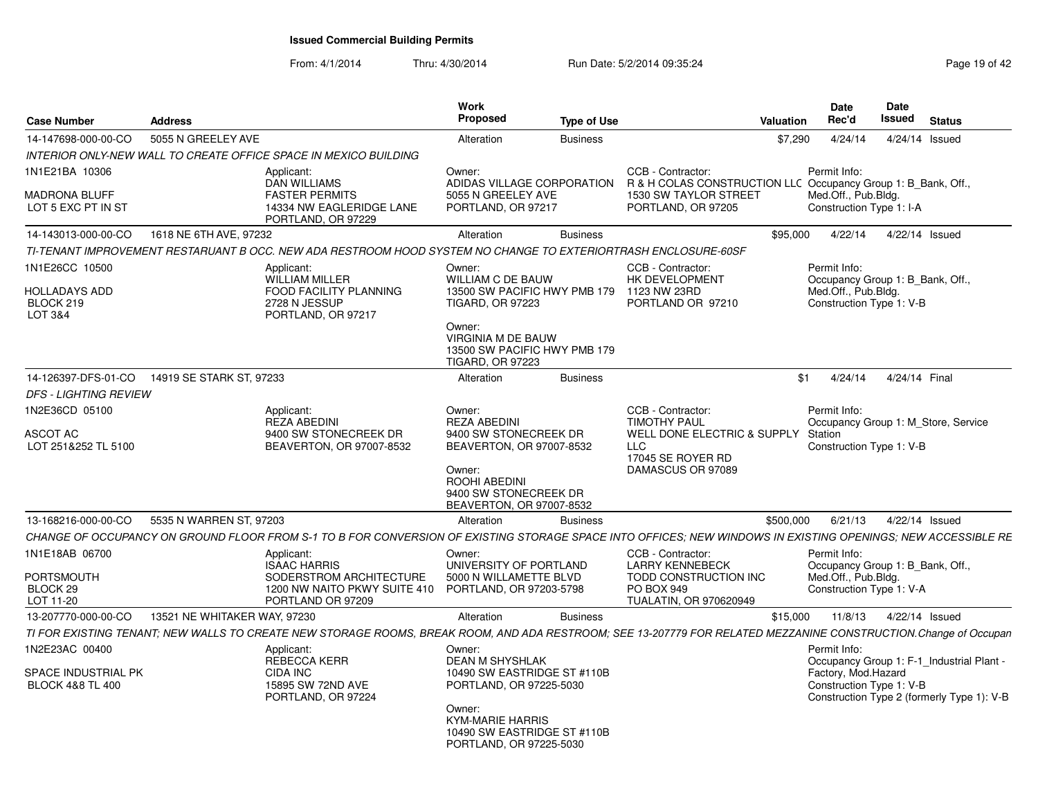# Issued Commercial Building Permits

From: 4/1/2014 Thru: 4/30/2014 Run Date: 5/2/2014 09:35:24

| Case Number | Address | Work Proposed | Type of Use | Valuation | Date Rec'd | Date Issued | Status |
|---|---|---|---|---|---|---|---|
| 14-147698-000-00-CO | 5055 N GREELEY AVE | Alteration | Business | $7,290 | 4/24/14 | 4/24/14 | Issued |

*INTERIOR ONLY-NEW WALL TO CREATE OFFICE SPACE IN MEXICO BUILDING*

1N1E21BA 10306
MADRONA BLUFF
LOT 5 EXC PT IN ST

Applicant:
DAN WILLIAMS
FASTER PERMITS
14334 NW EAGLERIDGE LANE
PORTLAND, OR 97229

Owner:
ADIDAS VILLAGE CORPORATION
5055 N GREELEY AVE
PORTLAND, OR 97217

CCB - Contractor:
R & H COLAS CONSTRUCTION LLC
1530 SW TAYLOR STREET
PORTLAND, OR 97205

Permit Info:
Occupancy Group 1: B_Bank, Off., Med.Off., Pub.Bldg.
Construction Type 1: I-A

| Case Number | Address | Work Proposed | Type of Use | Valuation | Date Rec'd | Date Issued | Status |
|---|---|---|---|---|---|---|---|
| 14-143013-000-00-CO | 1618 NE 6TH AVE, 97232 | Alteration | Business | $95,000 | 4/22/14 | 4/22/14 | Issued |

*TI-TENANT IMPROVEMENT RESTARUANT B OCC. NEW ADA RESTROOM HOOD SYSTEM NO CHANGE TO EXTERIORTRASH ENCLOSURE-60SF*

1N1E26CC 10500
HOLLADAYS ADD
BLOCK 219
LOT 3&4

Applicant:
WILLIAM MILLER
FOOD FACILITY PLANNING
2728 N JESSUP
PORTLAND, OR 97217

Owner:
WILLIAM C DE BAUW
13500 SW PACIFIC HWY PMB 179
TIGARD, OR 97223

Owner:
VIRGINIA M DE BAUW
13500 SW PACIFIC HWY PMB 179
TIGARD, OR 97223

CCB - Contractor:
HK DEVELOPMENT
1123 NW 23RD
PORTLAND OR 97210

Permit Info:
Occupancy Group 1: B_Bank, Off., Med.Off., Pub.Bldg.
Construction Type 1: V-B

| Case Number | Address | Work Proposed | Type of Use | Valuation | Date Rec'd | Date Issued | Status |
|---|---|---|---|---|---|---|---|
| 14-126397-DFS-01-CO | 14919 SE STARK ST, 97233 | Alteration | Business | $1 | 4/24/14 | 4/24/14 | Final |

*DFS - LIGHTING REVIEW*

1N2E36CD 05100
ASCOT AC
LOT 251&252 TL 5100

Applicant:
REZA ABEDINI
9400 SW STONECREEK DR
BEAVERTON, OR 97007-8532

Owner:
REZA ABEDINI
9400 SW STONECREEK DR
BEAVERTON, OR 97007-8532

Owner:
ROOHI ABEDINI
9400 SW STONECREEK DR
BEAVERTON, OR 97007-8532

CCB - Contractor:
TIMOTHY PAUL
WELL DONE ELECTRIC & SUPPLY LLC
17045 SE ROYER RD
DAMASCUS OR 97089

Permit Info:
Occupancy Group 1: M_Store, Service Station
Construction Type 1: V-B

| Case Number | Address | Work Proposed | Type of Use | Valuation | Date Rec'd | Date Issued | Status |
|---|---|---|---|---|---|---|---|
| 13-168216-000-00-CO | 5535 N WARREN ST, 97203 | Alteration | Business | $500,000 | 6/21/13 | 4/22/14 | Issued |

*CHANGE OF OCCUPANCY ON GROUND FLOOR FROM S-1 TO B FOR CONVERSION OF EXISTING STORAGE SPACE INTO OFFICES; NEW WINDOWS IN EXISTING OPENINGS; NEW ACCESSIBLE RE*

1N1E18AB 06700
PORTSMOUTH
BLOCK 29
LOT 11-20

Applicant:
ISAAC HARRIS
SODERSTROM ARCHITECTURE
1200 NW NAITO PKWY SUITE 410
PORTLAND OR 97209

Owner:
UNIVERSITY OF PORTLAND
5000 N WILLAMETTE BLVD
PORTLAND, OR 97203-5798

CCB - Contractor:
LARRY KENNEBECK
TODD CONSTRUCTION INC
PO BOX 949
TUALATIN, OR 970620949

Permit Info:
Occupancy Group 1: B_Bank, Off., Med.Off., Pub.Bldg.
Construction Type 1: V-A

| Case Number | Address | Work Proposed | Type of Use | Valuation | Date Rec'd | Date Issued | Status |
|---|---|---|---|---|---|---|---|
| 13-207770-000-00-CO | 13521 NE WHITAKER WAY, 97230 | Alteration | Business | $15,000 | 11/8/13 | 4/22/14 | Issued |

*TI FOR EXISTING TENANT; NEW WALLS TO CREATE NEW STORAGE ROOMS, BREAK ROOM, AND ADA RESTROOM; SEE 13-207779 FOR RELATED MEZZANINE CONSTRUCTION.Change of Occupan*

1N2E23AC 00400
SPACE INDUSTRIAL PK
BLOCK 4&8 TL 400

Applicant:
REBECCA KERR
CIDA INC
15895 SW 72ND AVE
PORTLAND, OR 97224

Owner:
DEAN M SHYSHLAK
10490 SW EASTRIDGE ST #110B
PORTLAND, OR 97225-5030

Owner:
KYM-MARIE HARRIS
10490 SW EASTRIDGE ST #110B
PORTLAND, OR 97225-5030

Permit Info:
Occupancy Group 1: F-1_Industrial Plant - Factory, Mod.Hazard
Construction Type 1: V-B
Construction Type 2 (formerly Type 1): V-B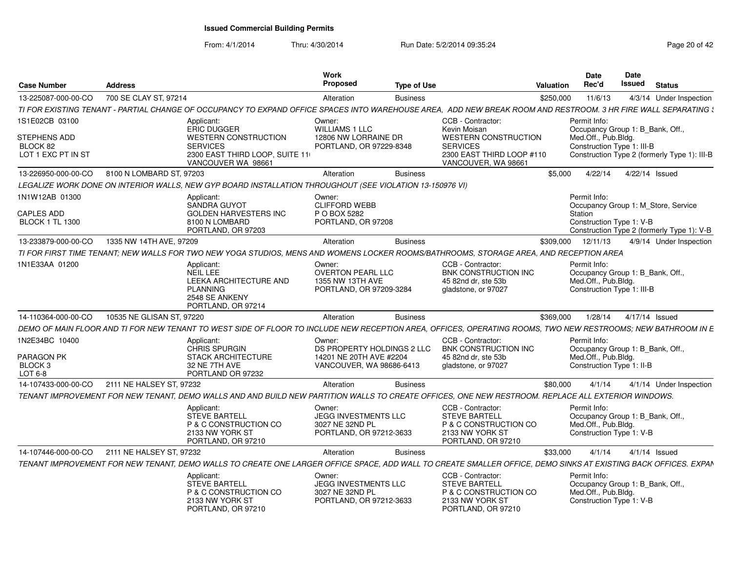# Issued Commercial Building Permits

From: 4/1/2014 Thru: 4/30/2014 Run Date: 5/2/2014 09:35:24

| Case Number | Address | Work Proposed | Type of Use | Valuation | Date Rec'd | Date Issued | Status |
|---|---|---|---|---|---|---|---|
| 13-225087-000-00-CO | 700 SE CLAY ST, 97214 | Alteration | Business | $250,000 | 11/6/13 | 4/3/14 | Under Inspection |

TI FOR EXISTING TENANT - PARTIAL CHANGE OF OCCUPANCY TO EXPAND OFFICE SPACES INTO WAREHOUSE AREA, ADD NEW BREAK ROOM AND RESTROOM. 3 HR FIRE WALL SEPARATING S

1S1E02CB 03100
STEPHENS ADD
BLOCK 82
LOT 1 EXC PT IN ST

Applicant: ERIC DUGGER, WESTERN CONSTRUCTION SERVICES, 2300 EAST THIRD LOOP, SUITE 11, VANCOUVER WA 98661

Owner: WILLIAMS 1 LLC, 12806 NW LORRAINE DR, PORTLAND, OR 97229-8348

CCB - Contractor: Kevin Moisan, WESTERN CONSTRUCTION SERVICES, 2300 EAST THIRD LOOP #110, VANCOUVER, WA 98661

Permit Info: Occupancy Group 1: B_Bank, Off., Med.Off., Pub.Bldg. Construction Type 1: III-B. Construction Type 2 (formerly Type 1): III-B

| Case Number | Address | Work Proposed | Type of Use | Valuation | Date Rec'd | Date Issued | Status |
|---|---|---|---|---|---|---|---|
| 13-226950-000-00-CO | 8100 N LOMBARD ST, 97203 | Alteration | Business | $5,000 | 4/22/14 | 4/22/14 | Issued |

LEGALIZE WORK DONE ON INTERIOR WALLS, NEW GYP BOARD INSTALLATION THROUGHOUT (SEE VIOLATION 13-150976 VI)

1N1W12AB 01300
CAPLES ADD
BLOCK 1 TL 1300

Applicant: SANDRA GUYOT, GOLDEN HARVESTERS INC, 8100 N LOMBARD, PORTLAND, OR 97203

Owner: CLIFFORD WEBB, P O BOX 5282, PORTLAND, OR 97208

Permit Info: Occupancy Group 1: M_Store, Service Station. Construction Type 1: V-B. Construction Type 2 (formerly Type 1): V-B

| Case Number | Address | Work Proposed | Type of Use | Valuation | Date Rec'd | Date Issued | Status |
|---|---|---|---|---|---|---|---|
| 13-233879-000-00-CO | 1335 NW 14TH AVE, 97209 | Alteration | Business | $309,000 | 12/11/13 | 4/9/14 | Under Inspection |

TI FOR FIRST TIME TENANT; NEW WALLS FOR TWO NEW YOGA STUDIOS, MENS AND WOMENS LOCKER ROOMS/BATHROOMS, STORAGE AREA, AND RECEPTION AREA

1N1E33AA 01200

Applicant: NEIL LEE, LEEKA ARCHITECTURE AND PLANNING, 2548 SE ANKENY, PORTLAND, OR 97214

Owner: OVERTON PEARL LLC, 1355 NW 13TH AVE, PORTLAND, OR 97209-3284

CCB - Contractor: BNK CONSTRUCTION INC, 45 82nd dr, ste 53b, gladstone, or 97027

Permit Info: Occupancy Group 1: B_Bank, Off., Med.Off., Pub.Bldg. Construction Type 1: III-B

| Case Number | Address | Work Proposed | Type of Use | Valuation | Date Rec'd | Date Issued | Status |
|---|---|---|---|---|---|---|---|
| 14-110364-000-00-CO | 10535 NE GLISAN ST, 97220 | Alteration | Business | $369,000 | 1/28/14 | 4/17/14 | Issued |

DEMO OF MAIN FLOOR AND TI FOR NEW TENANT TO WEST SIDE OF FLOOR TO INCLUDE NEW RECEPTION AREA, OFFICES, OPERATING ROOMS, TWO NEW RESTROOMS; NEW BATHROOM IN E

1N2E34BC 10400
PARAGON PK
BLOCK 3
LOT 6-8

Applicant: CHRIS SPURGIN, STACK ARCHITECTURE, 32 NE 7TH AVE, PORTLAND OR 97232

Owner: DS PROPERTY HOLDINGS 2 LLC, 14201 NE 20TH AVE #2204, VANCOUVER, WA 98686-6413

CCB - Contractor: BNK CONSTRUCTION INC, 45 82nd dr, ste 53b, gladstone, or 97027

Permit Info: Occupancy Group 1: B_Bank, Off., Med.Off., Pub.Bldg. Construction Type 1: II-B

| Case Number | Address | Work Proposed | Type of Use | Valuation | Date Rec'd | Date Issued | Status |
|---|---|---|---|---|---|---|---|
| 14-107433-000-00-CO | 2111 NE HALSEY ST, 97232 | Alteration | Business | $80,000 | 4/1/14 | 4/1/14 | Under Inspection |

TENANT IMPROVEMENT FOR NEW TENANT, DEMO WALLS AND AND BUILD NEW PARTITION WALLS TO CREATE OFFICES, ONE NEW RESTROOM. REPLACE ALL EXTERIOR WINDOWS.

Applicant: STEVE BARTELL, P & C CONSTRUCTION CO, 2133 NW YORK ST, PORTLAND, OR 97210

Owner: JEGG INVESTMENTS LLC, 3027 NE 32ND PL, PORTLAND, OR 97212-3633

CCB - Contractor: STEVE BARTELL, P & C CONSTRUCTION CO, 2133 NW YORK ST, PORTLAND, OR 97210

Permit Info: Occupancy Group 1: B_Bank, Off., Med.Off., Pub.Bldg. Construction Type 1: V-B

| Case Number | Address | Work Proposed | Type of Use | Valuation | Date Rec'd | Date Issued | Status |
|---|---|---|---|---|---|---|---|
| 14-107446-000-00-CO | 2111 NE HALSEY ST, 97232 | Alteration | Business | $33,000 | 4/1/14 | 4/1/14 | Issued |

TENANT IMPROVEMENT FOR NEW TENANT, DEMO WALLS TO CREATE ONE LARGER OFFICE SPACE, ADD WALL TO CREATE SMALLER OFFICE, DEMO SINKS AT EXISTING BACK OFFICES. EXPAN

Applicant: STEVE BARTELL, P & C CONSTRUCTION CO, 2133 NW YORK ST, PORTLAND, OR 97210

Owner: JEGG INVESTMENTS LLC, 3027 NE 32ND PL, PORTLAND, OR 97212-3633

CCB - Contractor: STEVE BARTELL, P & C CONSTRUCTION CO, 2133 NW YORK ST, PORTLAND, OR 97210

Permit Info: Occupancy Group 1: B_Bank, Off., Med.Off., Pub.Bldg. Construction Type 1: V-B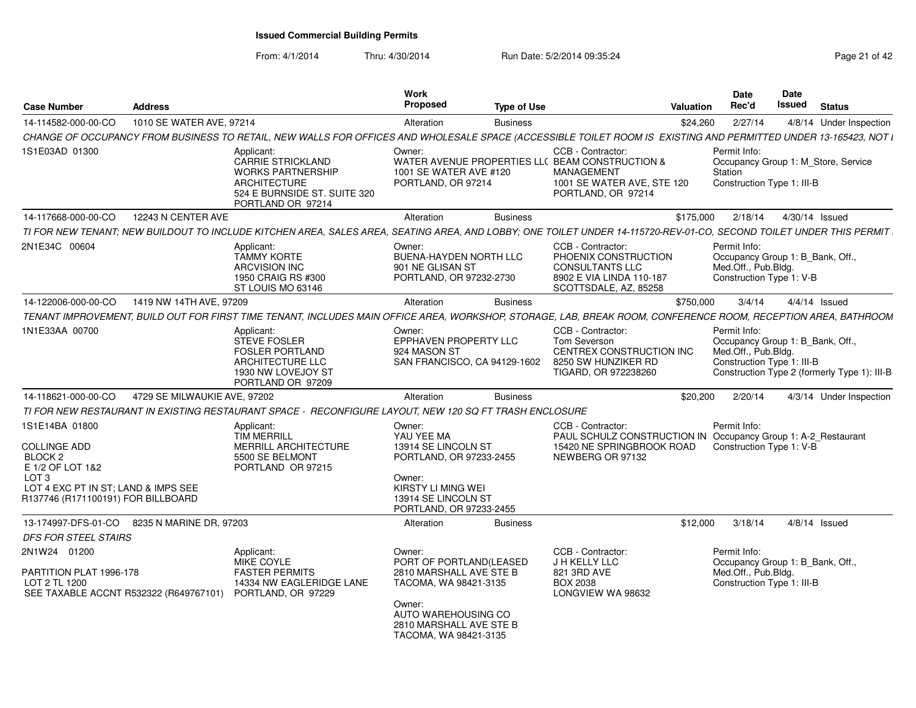# Issued Commercial Building Permits

From: 4/1/2014 Thru: 4/30/2014 Run Date: 5/2/2014 09:35:24

| Case Number | Address | Work Proposed | Type of Use | Valuation | Date Rec'd | Date Issued | Status |
|---|---|---|---|---|---|---|---|
| 14-114582-000-00-CO | 1010 SE WATER AVE, 97214 | Alteration | Business | $24,260 | 2/27/14 | 4/8/14 | Under Inspection |

CHANGE OF OCCUPANCY FROM BUSINESS TO RETAIL, NEW WALLS FOR OFFICES AND WHOLESALE SPACE (ACCESSIBLE TOILET ROOM IS EXISTING AND PERMITTED UNDER 13-165423, NOT I

1S1E03AD 01300

Applicant:
CARRIE STRICKLAND
WORKS PARTNERSHIP ARCHITECTURE
524 E BURNSIDE ST. SUITE 320
PORTLAND OR 97214

Owner:
WATER AVENUE PROPERTIES LL(
1001 SE WATER AVE #120
PORTLAND, OR 97214

CCB - Contractor:
BEAM CONSTRUCTION & MANAGEMENT
1001 SE WATER AVE, STE 120
PORTLAND, OR 97214

Permit Info:
Occupancy Group 1: M_Store, Service Station
Construction Type 1: III-B

---

| Case Number | Address | Work Proposed | Type of Use | Valuation | Date Rec'd | Date Issued | Status |
|---|---|---|---|---|---|---|---|
| 14-117668-000-00-CO | 12243 N CENTER AVE | Alteration | Business | $175,000 | 2/18/14 | 4/30/14 | Issued |

TI FOR NEW TENANT; NEW BUILDOUT TO INCLUDE KITCHEN AREA, SALES AREA, SEATING AREA, AND LOBBY; ONE TOILET UNDER 14-115720-REV-01-CO, SECOND TOILET UNDER THIS PERMIT

2N1E34C 00604

Applicant:
TAMMY KORTE
ARCVISION INC
1950 CRAIG RS #300
ST LOUIS MO 63146

Owner:
BUENA-HAYDEN NORTH LLC
901 NE GLISAN ST
PORTLAND, OR 97232-2730

CCB - Contractor:
PHOENIX CONSTRUCTION CONSULTANTS LLC
8902 E VIA LINDA 110-187
SCOTTSDALE, AZ, 85258

Permit Info:
Occupancy Group 1: B_Bank, Off., Med.Off., Pub.Bldg.
Construction Type 1: V-B

---

| Case Number | Address | Work Proposed | Type of Use | Valuation | Date Rec'd | Date Issued | Status |
|---|---|---|---|---|---|---|---|
| 14-122006-000-00-CO | 1419 NW 14TH AVE, 97209 | Alteration | Business | $750,000 | 3/4/14 | 4/4/14 | Issued |

TENANT IMPROVEMENT, BUILD OUT FOR FIRST TIME TENANT, INCLUDES MAIN OFFICE AREA, WORKSHOP, STORAGE, LAB, BREAK ROOM, CONFERENCE ROOM, RECEPTION AREA, BATHROOM

1N1E33AA 00700

Applicant:
STEVE FOSLER
FOSLER PORTLAND ARCHITECTURE LLC
1930 NW LOVEJOY ST
PORTLAND OR 97209

Owner:
EPPHAVEN PROPERTY LLC
924 MASON ST
SAN FRANCISCO, CA 94129-1602

CCB - Contractor:
Tom Severson
CENTREX CONSTRUCTION INC
8250 SW HUNZIKER RD
TIGARD, OR 972238260

Permit Info:
Occupancy Group 1: B_Bank, Off., Med.Off., Pub.Bldg.
Construction Type 1: III-B
Construction Type 2 (formerly Type 1): III-B

---

| Case Number | Address | Work Proposed | Type of Use | Valuation | Date Rec'd | Date Issued | Status |
|---|---|---|---|---|---|---|---|
| 14-118621-000-00-CO | 4729 SE MILWAUKIE AVE, 97202 | Alteration | Business | $20,200 | 2/20/14 | 4/3/14 | Under Inspection |

TI FOR NEW RESTAURANT IN EXISTING RESTAURANT SPACE - RECONFIGURE LAYOUT, NEW 120 SQ FT TRASH ENCLOSURE

1S1E14BA 01800

COLLINGE ADD
BLOCK 2
E 1/2 OF LOT 1&2
LOT 3
LOT 4 EXC PT IN ST; LAND & IMPS SEE R137746 (R171100191) FOR BILLBOARD

Applicant:
TIM MERRILL
MERRILL ARCHITECTURE
5500 SE BELMONT
PORTLAND OR 97215

Owner:
YAU YEE MA
13914 SE LINCOLN ST
PORTLAND, OR 97233-2455

Owner:
KIRSTY LI MING WEI
13914 SE LINCOLN ST
PORTLAND, OR 97233-2455

CCB - Contractor:
PAUL SCHULZ CONSTRUCTION IN
15420 NE SPRINGBROOK ROAD
NEWBERG OR 97132

Permit Info:
Occupancy Group 1: A-2_Restaurant
Construction Type 1: V-B

---

| Case Number | Address | Work Proposed | Type of Use | Valuation | Date Rec'd | Date Issued | Status |
|---|---|---|---|---|---|---|---|
| 13-174997-DFS-01-CO | 8235 N MARINE DR, 97203 | Alteration | Business | $12,000 | 3/18/14 | 4/8/14 | Issued |

DFS FOR STEEL STAIRS

2N1W24 01200

PARTITION PLAT 1996-178
LOT 2 TL 1200
SEE TAXABLE ACCNT R532322 (R649767101)

Applicant:
MIKE COYLE
FASTER PERMITS
14334 NW EAGLERIDGE LANE
PORTLAND, OR 97229

Owner:
PORT OF PORTLAND(LEASED
2810 MARSHALL AVE STE B
TACOMA, WA 98421-3135

Owner:
AUTO WAREHOUSING CO
2810 MARSHALL AVE STE B
TACOMA, WA 98421-3135

CCB - Contractor:
J H KELLY LLC
821 3RD AVE
BOX 2038
LONGVIEW WA 98632

Permit Info:
Occupancy Group 1: B_Bank, Off., Med.Off., Pub.Bldg.
Construction Type 1: III-B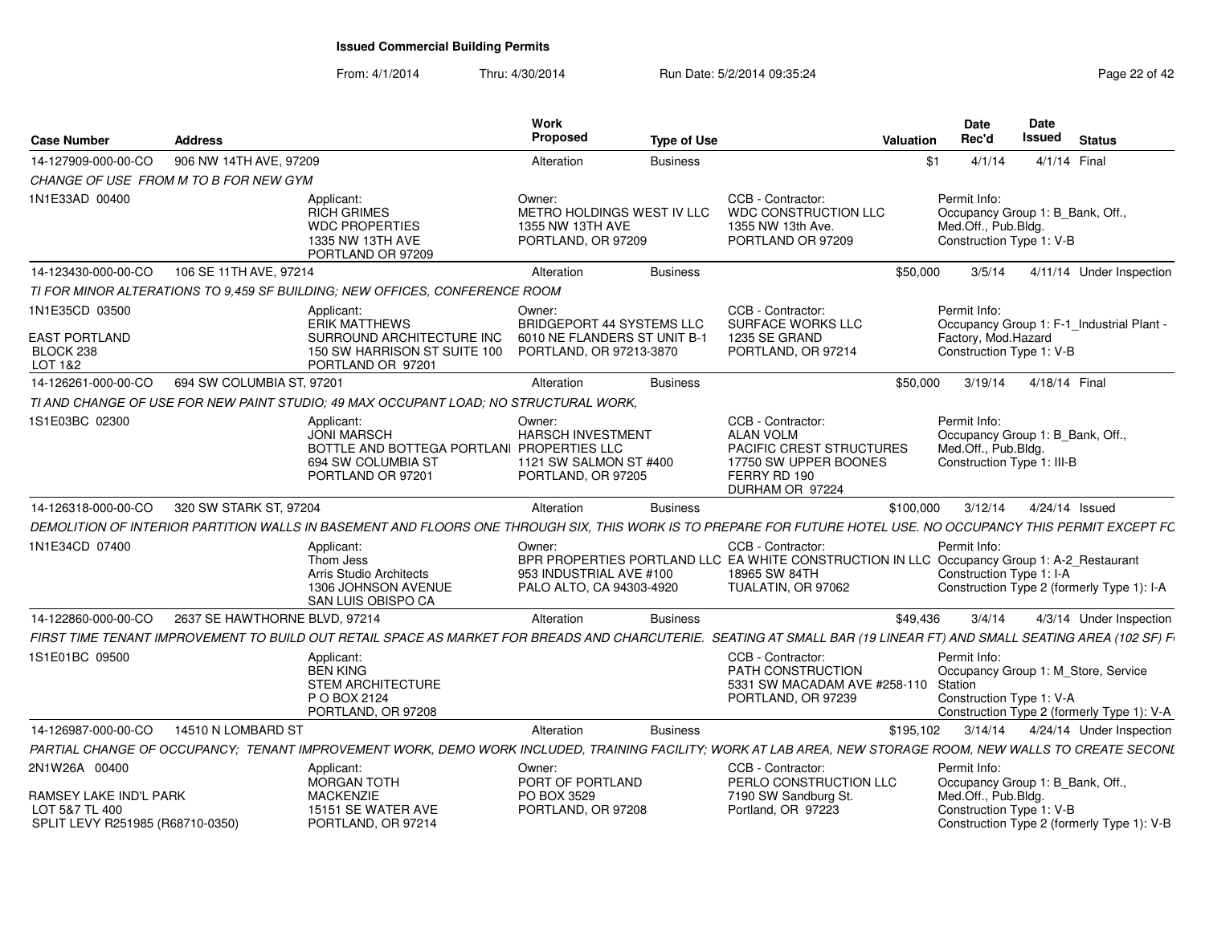# Issued Commercial Building Permits

From: 4/1/2014 Thru: 4/30/2014 Run Date: 5/2/2014 09:35:24

| Case Number | Address | Work Proposed | Type of Use | Valuation | Date Rec'd | Date Issued | Status |
|---|---|---|---|---|---|---|---|
| 14-127909-000-00-CO | 906 NW 14TH AVE, 97209 | Alteration | Business | $1 | 4/1/14 | 4/1/14 | Final |

*CHANGE OF USE FROM M TO B FOR NEW GYM*

1N1E33AD 00400

Applicant: RICH GRIMES, WDC PROPERTIES, 1335 NW 13TH AVE, PORTLAND OR 97209

Owner: METRO HOLDINGS WEST IV LLC, 1355 NW 13TH AVE, PORTLAND, OR 97209

CCB - Contractor: WDC CONSTRUCTION LLC, 1355 NW 13th Ave., PORTLAND OR 97209

Permit Info: Occupancy Group 1: B_Bank, Off., Med.Off., Pub.Bldg. Construction Type 1: V-B

| Case Number | Address | Work Proposed | Type of Use | Valuation | Date Rec'd | Date Issued | Status |
|---|---|---|---|---|---|---|---|
| 14-123430-000-00-CO | 106 SE 11TH AVE, 97214 | Alteration | Business | $50,000 | 3/5/14 | 4/11/14 | Under Inspection |

*TI FOR MINOR ALTERATIONS TO 9,459 SF BUILDING; NEW OFFICES, CONFERENCE ROOM*

1N1E35CD 03500, EAST PORTLAND, BLOCK 238, LOT 1&2

Applicant: ERIK MATTHEWS, SURROUND ARCHITECTURE INC, 150 SW HARRISON ST SUITE 100, PORTLAND OR 97201

Owner: BRIDGEPORT 44 SYSTEMS LLC, 6010 NE FLANDERS ST UNIT B-1, PORTLAND, OR 97213-3870

CCB - Contractor: SURFACE WORKS LLC, 1235 SE GRAND, PORTLAND, OR 97214

Permit Info: Occupancy Group 1: F-1_Industrial Plant - Factory, Mod.Hazard. Construction Type 1: V-B

| Case Number | Address | Work Proposed | Type of Use | Valuation | Date Rec'd | Date Issued | Status |
|---|---|---|---|---|---|---|---|
| 14-126261-000-00-CO | 694 SW COLUMBIA ST, 97201 | Alteration | Business | $50,000 | 3/19/14 | 4/18/14 | Final |

*TI AND CHANGE OF USE FOR NEW PAINT STUDIO; 49 MAX OCCUPANT LOAD; NO STRUCTURAL WORK,*

1S1E03BC 02300

Applicant: JONI MARSCH, BOTTLE AND BOTTEGA PORTLANI, 694 SW COLUMBIA ST, PORTLAND OR 97201

Owner: HARSCH INVESTMENT PROPERTIES LLC, 1121 SW SALMON ST #400, PORTLAND, OR 97205

CCB - Contractor: ALAN VOLM, PACIFIC CREST STRUCTURES, 17750 SW UPPER BOONES FERRY RD 190, DURHAM OR 97224

Permit Info: Occupancy Group 1: B_Bank, Off., Med.Off., Pub.Bldg. Construction Type 1: III-B

| Case Number | Address | Work Proposed | Type of Use | Valuation | Date Rec'd | Date Issued | Status |
|---|---|---|---|---|---|---|---|
| 14-126318-000-00-CO | 320 SW STARK ST, 97204 | Alteration | Business | $100,000 | 3/12/14 | 4/24/14 | Issued |

*DEMOLITION OF INTERIOR PARTITION WALLS IN BASEMENT AND FLOORS ONE THROUGH SIX, THIS WORK IS TO PREPARE FOR FUTURE HOTEL USE. NO OCCUPANCY THIS PERMIT EXCEPT FC*

1N1E34CD 07400

Applicant: Thom Jess, Arris Studio Architects, 1306 JOHNSON AVENUE, SAN LUIS OBISPO CA

Owner: BPR PROPERTIES PORTLAND LLC, 953 INDUSTRIAL AVE #100, PALO ALTO, CA 94303-4920

CCB - Contractor: EA WHITE CONSTRUCTION IN LLC, 18965 SW 84TH, TUALATIN, OR 97062

Permit Info: Occupancy Group 1: A-2_Restaurant. Construction Type 1: I-A. Construction Type 2 (formerly Type 1): I-A

| Case Number | Address | Work Proposed | Type of Use | Valuation | Date Rec'd | Date Issued | Status |
|---|---|---|---|---|---|---|---|
| 14-122860-000-00-CO | 2637 SE HAWTHORNE BLVD, 97214 | Alteration | Business | $49,436 | 3/4/14 | 4/3/14 | Under Inspection |

*FIRST TIME TENANT IMPROVEMENT TO BUILD OUT RETAIL SPACE AS MARKET FOR BREADS AND CHARCUTERIE. SEATING AT SMALL BAR (19 LINEAR FT) AND SMALL SEATING AREA (102 SF) F*

1S1E01BC 09500

Applicant: BEN KING, STEM ARCHITECTURE, P O BOX 2124, PORTLAND, OR 97208

CCB - Contractor: PATH CONSTRUCTION, 5331 SW MACADAM AVE #258-110, PORTLAND, OR 97239

Permit Info: Occupancy Group 1: M_Store, Service Station. Construction Type 1: V-A. Construction Type 2 (formerly Type 1): V-A

| Case Number | Address | Work Proposed | Type of Use | Valuation | Date Rec'd | Date Issued | Status |
|---|---|---|---|---|---|---|---|
| 14-126987-000-00-CO | 14510 N LOMBARD ST | Alteration | Business | $195,102 | 3/14/14 | 4/24/14 | Under Inspection |

*PARTIAL CHANGE OF OCCUPANCY; TENANT IMPROVEMENT WORK, DEMO WORK INCLUDED, TRAINING FACILITY; WORK AT LAB AREA, NEW STORAGE ROOM, NEW WALLS TO CREATE SECONI*

2N1W26A 00400, RAMSEY LAKE IND'L PARK, LOT 5&7 TL 400, SPLIT LEVY R251985 (R68710-0350)

Applicant: MORGAN TOTH, MACKENZIE, 15151 SE WATER AVE, PORTLAND, OR 97214

Owner: PORT OF PORTLAND, PO BOX 3529, PORTLAND, OR 97208

CCB - Contractor: PERLO CONSTRUCTION LLC, 7190 SW Sandburg St., Portland, OR 97223

Permit Info: Occupancy Group 1: B_Bank, Off., Med.Off., Pub.Bldg. Construction Type 1: V-B. Construction Type 2 (formerly Type 1): V-B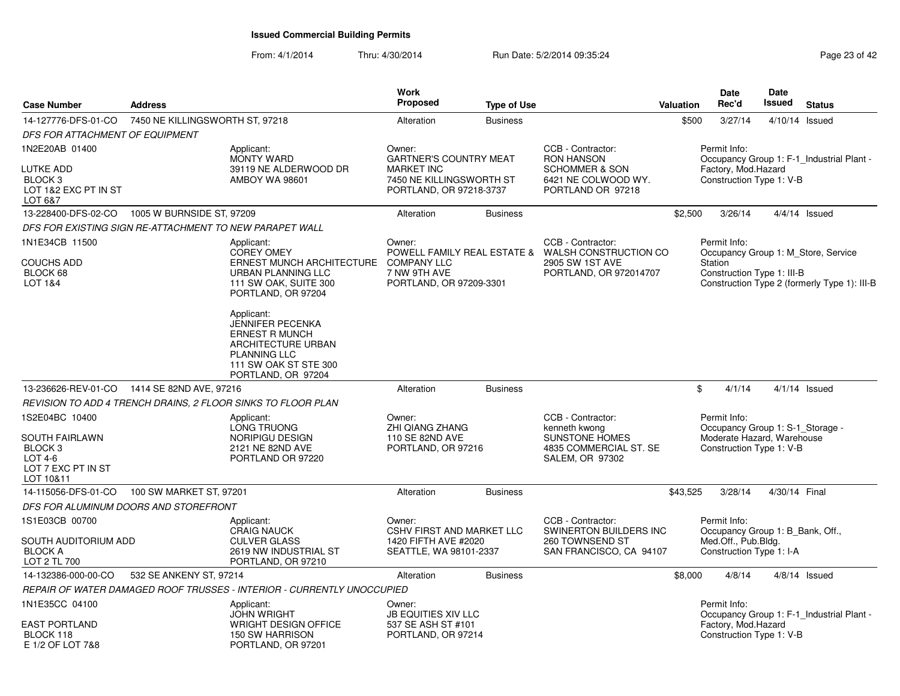# Issued Commercial Building Permits

From: 4/1/2014 Thru: 4/30/2014 Run Date: 5/2/2014 09:35:24

| Case Number | Address | Work Proposed | Type of Use | Valuation | Date Rec'd | Date Issued | Status |
|---|---|---|---|---|---|---|---|
| 14-127776-DFS-01-CO | 7450 NE KILLINGSWORTH ST, 97218 | Alteration | Business | $500 | 3/27/14 | 4/10/14 | Issued |

DFS FOR ATTACHMENT OF EQUIPMENT

1N2E20AB 01400
LUTKE ADD
BLOCK 3
LOT 1&2 EXC PT IN ST
LOT 6&7

Applicant:
MONTY WARD
39119 NE ALDERWOOD DR
AMBOY WA 98601

Owner:
GARTNER'S COUNTRY MEAT MARKET INC
7450 NE KILLINGSWORTH ST
PORTLAND, OR 97218-3737

CCB - Contractor:
RON HANSON
SCHOMMER & SON
6421 NE COLWOOD WY.
PORTLAND OR 97218

Permit Info:
Occupancy Group 1: F-1_Industrial Plant - Factory, Mod.Hazard
Construction Type 1: V-B

| Case Number | Address | Work Proposed | Type of Use | Valuation | Date Rec'd | Date Issued | Status |
|---|---|---|---|---|---|---|---|
| 13-228400-DFS-02-CO | 1005 W BURNSIDE ST, 97209 | Alteration | Business | $2,500 | 3/26/14 | 4/4/14 | Issued |

DFS FOR EXISTING SIGN RE-ATTACHMENT TO NEW PARAPET WALL

1N1E34CB 11500
COUCHS ADD
BLOCK 68
LOT 1&4

Applicant:
COREY OMEY
ERNEST MUNCH ARCHITECTURE URBAN PLANNING LLC
111 SW OAK, SUITE 300
PORTLAND, OR 97204

Applicant:
JENNIFER PECENKA
ERNEST R MUNCH ARCHITECTURE URBAN PLANNING LLC
111 SW OAK ST STE 300
PORTLAND, OR 97204

Owner:
POWELL FAMILY REAL ESTATE & COMPANY LLC
7 NW 9TH AVE
PORTLAND, OR 97209-3301

CCB - Contractor:
WALSH CONSTRUCTION CO
2905 SW 1ST AVE
PORTLAND, OR 972014707

Permit Info:
Occupancy Group 1: M_Store, Service Station
Construction Type 1: III-B
Construction Type 2 (formerly Type 1): III-B

| Case Number | Address | Work Proposed | Type of Use | Valuation | Date Rec'd | Date Issued | Status |
|---|---|---|---|---|---|---|---|
| 13-236626-REV-01-CO | 1414 SE 82ND AVE, 97216 | Alteration | Business | $ | 4/1/14 | 4/1/14 | Issued |

REVISION TO ADD 4 TRENCH DRAINS, 2 FLOOR SINKS TO FLOOR PLAN

1S2E04BC 10400
SOUTH FAIRLAWN
BLOCK 3
LOT 4-6
LOT 7 EXC PT IN ST
LOT 10&11

Applicant:
LONG TRUONG
NORIPIGU DESIGN
2121 NE 82ND AVE
PORTLAND OR 97220

Owner:
ZHI QIANG ZHANG
110 SE 82ND AVE
PORTLAND, OR 97216

CCB - Contractor:
kenneth kwong
SUNSTONE HOMES
4835 COMMERCIAL ST. SE
SALEM, OR 97302

Permit Info:
Occupancy Group 1: S-1_Storage - Moderate Hazard, Warehouse
Construction Type 1: V-B

| Case Number | Address | Work Proposed | Type of Use | Valuation | Date Rec'd | Date Issued | Status |
|---|---|---|---|---|---|---|---|
| 14-115056-DFS-01-CO | 100 SW MARKET ST, 97201 | Alteration | Business | $43,525 | 3/28/14 | 4/30/14 | Final |

DFS FOR ALUMINUM DOORS AND STOREFRONT

1S1E03CB 00700
SOUTH AUDITORIUM ADD
BLOCK A
LOT 2 TL 700

Applicant:
CRAIG NAUCK
CULVER GLASS
2619 NW INDUSTRIAL ST
PORTLAND, OR 97210

Owner:
CSHV FIRST AND MARKET LLC
1420 FIFTH AVE #2020
SEATTLE, WA 98101-2337

CCB - Contractor:
SWINERTON BUILDERS INC
260 TOWNSEND ST
SAN FRANCISCO, CA 94107

Permit Info:
Occupancy Group 1: B_Bank, Off., Med.Off., Pub.Bldg.
Construction Type 1: I-A

| Case Number | Address | Work Proposed | Type of Use | Valuation | Date Rec'd | Date Issued | Status |
|---|---|---|---|---|---|---|---|
| 14-132386-000-00-CO | 532 SE ANKENY ST, 97214 | Alteration | Business | $8,000 | 4/8/14 | 4/8/14 | Issued |

REPAIR OF WATER DAMAGED ROOF TRUSSES - INTERIOR - CURRENTLY UNOCCUPIED

1N1E35CC 04100
EAST PORTLAND
BLOCK 118
E 1/2 OF LOT 7&8

Applicant:
JOHN WRIGHT
WRIGHT DESIGN OFFICE
150 SW HARRISON
PORTLAND, OR 97201

Owner:
JB EQUITIES XIV LLC
537 SE ASH ST #101
PORTLAND, OR 97214

Permit Info:
Occupancy Group 1: F-1_Industrial Plant - Factory, Mod.Hazard
Construction Type 1: V-B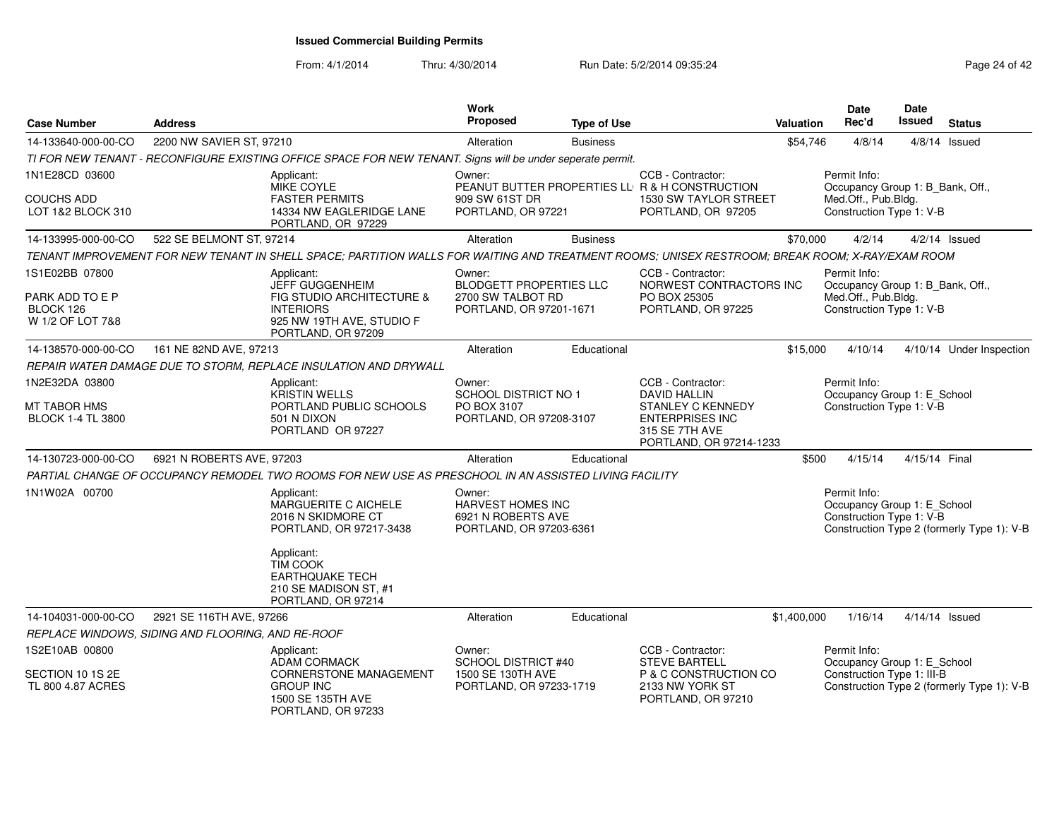**Issued Commercial Building Permits**

From: 4/1/2014 Thru: 4/30/2014 Run Date: 5/2/2014 09:35:24

| Case Number | Address | Work Proposed | Type of Use | Valuation | Date Rec'd | Date Issued | Status |
|---|---|---|---|---|---|---|---|
| 14-133640-000-00-CO | 2200 NW SAVIER ST, 97210 | Alteration | Business | $54,746 | 4/8/14 | 4/8/14 | Issued |

*TI FOR NEW TENANT - RECONFIGURE EXISTING OFFICE SPACE FOR NEW TENANT. Signs will be under seperate permit.*

- 1N1E28CD 03600 / COUCHS ADD / LOT 1&2 BLOCK 310
- Applicant: MIKE COYLE, FASTER PERMITS, 14334 NW EAGLERIDGE LANE, PORTLAND, OR 97229
- Owner: PEANUT BUTTER PROPERTIES LL, 909 SW 61ST DR, PORTLAND, OR 97221
- CCB - Contractor: R & H CONSTRUCTION, 1530 SW TAYLOR STREET, PORTLAND, OR 97205
- Permit Info: Occupancy Group 1: B_Bank, Off., Med.Off., Pub.Bldg. Construction Type 1: V-B

| Case Number | Address | Work Proposed | Type of Use | Valuation | Date Rec'd | Date Issued | Status |
|---|---|---|---|---|---|---|---|
| 14-133995-000-00-CO | 522 SE BELMONT ST, 97214 | Alteration | Business | $70,000 | 4/2/14 | 4/2/14 | Issued |

*TENANT IMPROVEMENT FOR NEW TENANT IN SHELL SPACE; PARTITION WALLS FOR WAITING AND TREATMENT ROOMS; UNISEX RESTROOM; BREAK ROOM; X-RAY/EXAM ROOM*

- 1S1E02BB 07800 / PARK ADD TO E P / BLOCK 126 / W 1/2 OF LOT 7&8
- Applicant: JEFF GUGGENHEIM, FIG STUDIO ARCHITECTURE & INTERIORS, 925 NW 19TH AVE, STUDIO F, PORTLAND, OR 97209
- Owner: BLODGETT PROPERTIES LLC, 2700 SW TALBOT RD, PORTLAND, OR 97201-1671
- CCB - Contractor: NORWEST CONTRACTORS INC, PO BOX 25305, PORTLAND, OR 97225
- Permit Info: Occupancy Group 1: B_Bank, Off., Med.Off., Pub.Bldg. Construction Type 1: V-B

| Case Number | Address | Work Proposed | Type of Use | Valuation | Date Rec'd | Date Issued | Status |
|---|---|---|---|---|---|---|---|
| 14-138570-000-00-CO | 161 NE 82ND AVE, 97213 | Alteration | Educational | $15,000 | 4/10/14 | 4/10/14 | Under Inspection |

*REPAIR WATER DAMAGE DUE TO STORM, REPLACE INSULATION AND DRYWALL*

- 1N2E32DA 03800 / MT TABOR HMS / BLOCK 1-4 TL 3800
- Applicant: KRISTIN WELLS, PORTLAND PUBLIC SCHOOLS, 501 N DIXON, PORTLAND OR 97227
- Owner: SCHOOL DISTRICT NO 1, PO BOX 3107, PORTLAND, OR 97208-3107
- CCB - Contractor: DAVID HALLIN, STANLEY C KENNEDY ENTERPRISES INC, 315 SE 7TH AVE, PORTLAND, OR 97214-1233
- Permit Info: Occupancy Group 1: E_School. Construction Type 1: V-B

| Case Number | Address | Work Proposed | Type of Use | Valuation | Date Rec'd | Date Issued | Status |
|---|---|---|---|---|---|---|---|
| 14-130723-000-00-CO | 6921 N ROBERTS AVE, 97203 | Alteration | Educational | $500 | 4/15/14 | 4/15/14 | Final |

*PARTIAL CHANGE OF OCCUPANCY REMODEL TWO ROOMS FOR NEW USE AS PRESCHOOL IN AN ASSISTED LIVING FACILITY*

- 1N1W02A 00700
- Applicant: MARGUERITE C AICHELE, 2016 N SKIDMORE CT, PORTLAND, OR 97217-3438
- Applicant: TIM COOK, EARTHQUAKE TECH, 210 SE MADISON ST, #1, PORTLAND, OR 97214
- Owner: HARVEST HOMES INC, 6921 N ROBERTS AVE, PORTLAND, OR 97203-6361
- Permit Info: Occupancy Group 1: E_School. Construction Type 1: V-B. Construction Type 2 (formerly Type 1): V-B

| Case Number | Address | Work Proposed | Type of Use | Valuation | Date Rec'd | Date Issued | Status |
|---|---|---|---|---|---|---|---|
| 14-104031-000-00-CO | 2921 SE 116TH AVE, 97266 | Alteration | Educational | $1,400,000 | 1/16/14 | 4/14/14 | Issued |

*REPLACE WINDOWS, SIDING AND FLOORING, AND RE-ROOF*

- 1S2E10AB 00800 / SECTION 10 1S 2E / TL 800 4.87 ACRES
- Applicant: ADAM CORMACK, CORNERSTONE MANAGEMENT GROUP INC, 1500 SE 135TH AVE, PORTLAND, OR 97233
- Owner: SCHOOL DISTRICT #40, 1500 SE 130TH AVE, PORTLAND, OR 97233-1719
- CCB - Contractor: STEVE BARTELL, P & C CONSTRUCTION CO, 2133 NW YORK ST, PORTLAND, OR 97210
- Permit Info: Occupancy Group 1: E_School. Construction Type 1: III-B. Construction Type 2 (formerly Type 1): V-B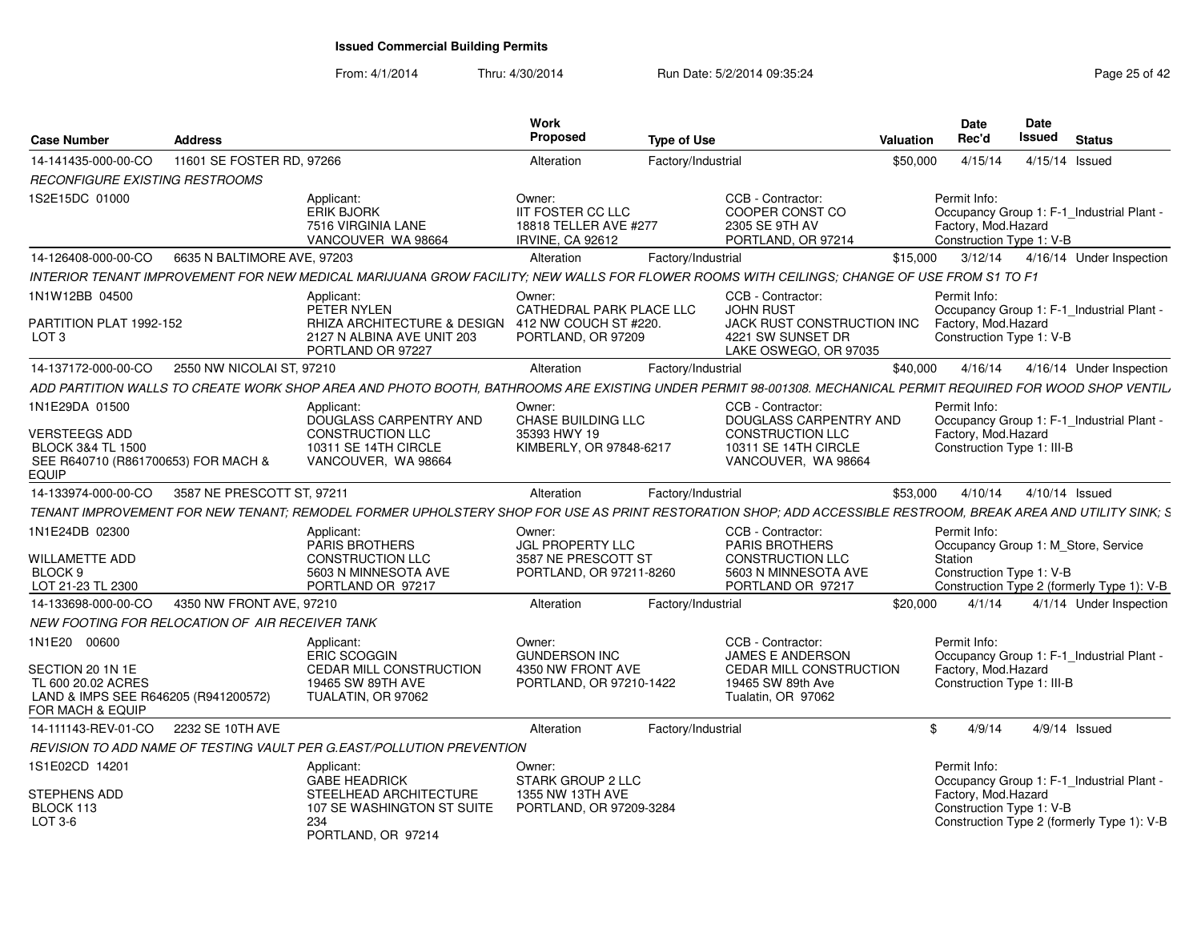# Issued Commercial Building Permits

From: 4/1/2014 Thru: 4/30/2014 Run Date: 5/2/2014 09:35:24

| Case Number | Address | | Work Proposed | Type of Use | | Valuation | Date Rec'd | Date Issued | Status |
|---|---|---|---|---|---|---|---|---|---|
| 14-141435-000-00-CO | 11601 SE FOSTER RD, 97266 | | Alteration | Factory/Industrial | | $50,000 | 4/15/14 | 4/15/14 | Issued |
| *RECONFIGURE EXISTING RESTROOMS* | | | | | | | | | |
| 1S2E15DC 01000 | | Applicant: ERIK BJORK 7516 VIRGINIA LANE VANCOUVER WA 98664 | Owner: IIT FOSTER CC LLC 18818 TELLER AVE #277 IRVINE, CA 92612 | | CCB - Contractor: COOPER CONST CO 2305 SE 9TH AV PORTLAND, OR 97214 | | Permit Info: Occupancy Group 1: F-1_Industrial Plant - Factory, Mod.Hazard Construction Type 1: V-B | | |
| 14-126408-000-00-CO | 6635 N BALTIMORE AVE, 97203 | | Alteration | Factory/Industrial | | $15,000 | 3/12/14 | 4/16/14 | Under Inspection |
| *INTERIOR TENANT IMPROVEMENT FOR NEW MEDICAL MARIJUANA GROW FACILITY; NEW WALLS FOR FLOWER ROOMS WITH CEILINGS; CHANGE OF USE FROM S1 TO F1* | | | | | | | | | |
| 1N1W12BB 04500 PARTITION PLAT 1992-152 LOT 3 | | Applicant: PETER NYLEN RHIZA ARCHITECTURE & DESIGN 2127 N ALBINA AVE UNIT 203 PORTLAND OR 97227 | Owner: CATHEDRAL PARK PLACE LLC 412 NW COUCH ST #220. PORTLAND, OR 97209 | | CCB - Contractor: JOHN RUST JACK RUST CONSTRUCTION INC 4221 SW SUNSET DR LAKE OSWEGO, OR 97035 | | Permit Info: Occupancy Group 1: F-1_Industrial Plant - Factory, Mod.Hazard Construction Type 1: V-B | | |
| 14-137172-000-00-CO | 2550 NW NICOLAI ST, 97210 | | Alteration | Factory/Industrial | | $40,000 | 4/16/14 | 4/16/14 | Under Inspection |
| *ADD PARTITION WALLS TO CREATE WORK SHOP AREA AND PHOTO BOOTH, BATHROOMS ARE EXISTING UNDER PERMIT 98-001308. MECHANICAL PERMIT REQUIRED FOR WOOD SHOP VENTIL* | | | | | | | | | |
| 1N1E29DA 01500 VERSTEEGS ADD BLOCK 3&4 TL 1500 SEE R640710 (R861700653) FOR MACH & EQUIP | | Applicant: DOUGLASS CARPENTRY AND CONSTRUCTION LLC 10311 SE 14TH CIRCLE VANCOUVER, WA 98664 | Owner: CHASE BUILDING LLC 35393 HWY 19 KIMBERLY, OR 97848-6217 | | CCB - Contractor: DOUGLASS CARPENTRY AND CONSTRUCTION LLC 10311 SE 14TH CIRCLE VANCOUVER, WA 98664 | | Permit Info: Occupancy Group 1: F-1_Industrial Plant - Factory, Mod.Hazard Construction Type 1: III-B | | |
| 14-133974-000-00-CO | 3587 NE PRESCOTT ST, 97211 | | Alteration | Factory/Industrial | | $53,000 | 4/10/14 | 4/10/14 | Issued |
| *TENANT IMPROVEMENT FOR NEW TENANT; REMODEL FORMER UPHOLSTERY SHOP FOR USE AS PRINT RESTORATION SHOP; ADD ACCESSIBLE RESTROOM, BREAK AREA AND UTILITY SINK; S* | | | | | | | | | |
| 1N1E24DB 02300 WILLAMETTE ADD BLOCK 9 LOT 21-23 TL 2300 | | Applicant: PARIS BROTHERS CONSTRUCTION LLC 5603 N MINNESOTA AVE PORTLAND OR 97217 | Owner: JGL PROPERTY LLC 3587 NE PRESCOTT ST PORTLAND, OR 97211-8260 | | CCB - Contractor: PARIS BROTHERS CONSTRUCTION LLC 5603 N MINNESOTA AVE PORTLAND OR 97217 | | Permit Info: Occupancy Group 1: M_Store, Service Station Construction Type 1: V-B Construction Type 2 (formerly Type 1): V-B | | |
| 14-133698-000-00-CO | 4350 NW FRONT AVE, 97210 | | Alteration | Factory/Industrial | | $20,000 | 4/1/14 | 4/1/14 | Under Inspection |
| *NEW FOOTING FOR RELOCATION OF AIR RECEIVER TANK* | | | | | | | | | |
| 1N1E20 00600 SECTION 20 1N 1E TL 600 20.02 ACRES LAND & IMPS SEE R646205 (R941200572) FOR MACH & EQUIP | | Applicant: ERIC SCOGGIN CEDAR MILL CONSTRUCTION 19465 SW 89TH AVE TUALATIN, OR 97062 | Owner: GUNDERSON INC 4350 NW FRONT AVE PORTLAND, OR 97210-1422 | | CCB - Contractor: JAMES E ANDERSON CEDAR MILL CONSTRUCTION 19465 SW 89th Ave Tualatin, OR 97062 | | Permit Info: Occupancy Group 1: F-1_Industrial Plant - Factory, Mod.Hazard Construction Type 1: III-B | | |
| 14-111143-REV-01-CO | 2232 SE 10TH AVE | | Alteration | Factory/Industrial | | $ | 4/9/14 | 4/9/14 | Issued |
| *REVISION TO ADD NAME OF TESTING VAULT PER G.EAST/POLLUTION PREVENTION* | | | | | | | | | |
| 1S1E02CD 14201 STEPHENS ADD BLOCK 113 LOT 3-6 | | Applicant: GABE HEADRICK STEELHEAD ARCHITECTURE 107 SE WASHINGTON ST SUITE 234 PORTLAND, OR 97214 | Owner: STARK GROUP 2 LLC 1355 NW 13TH AVE PORTLAND, OR 97209-3284 | | | | Permit Info: Occupancy Group 1: F-1_Industrial Plant - Factory, Mod.Hazard Construction Type 1: V-B Construction Type 2 (formerly Type 1): V-B | | |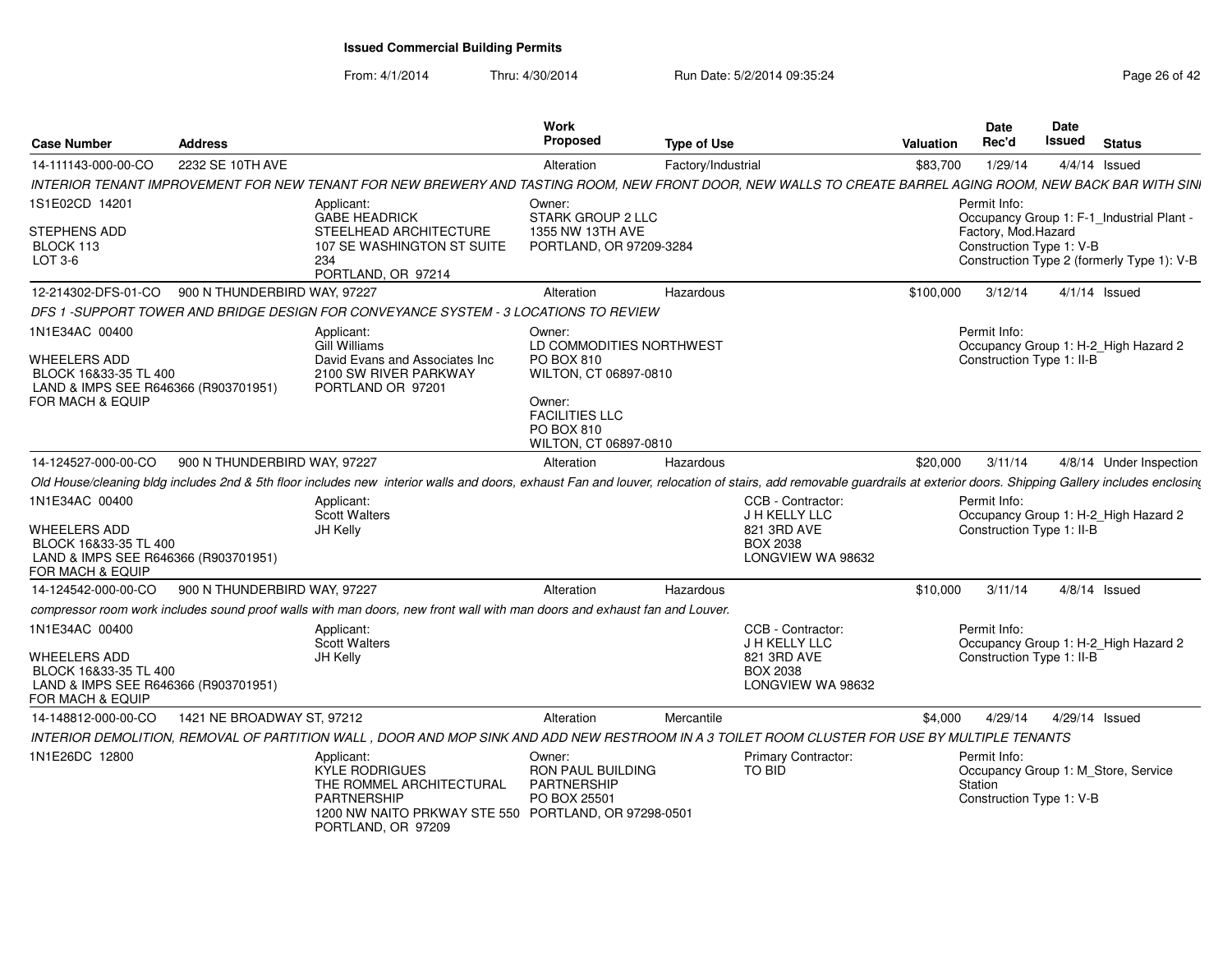**Issued Commercial Building Permits**

From: 4/1/2014 Thru: 4/30/2014 Run Date: 5/2/2014 09:35:24

| Case Number | Address | Work Proposed | Type of Use | Valuation | Date Rec'd | Date Issued | Status |
|---|---|---|---|---|---|---|---|
| 14-111143-000-00-CO | 2232 SE 10TH AVE | Alteration | Factory/Industrial | $83,700 | 1/29/14 | 4/4/14 | Issued |

*INTERIOR TENANT IMPROVEMENT FOR NEW TENANT FOR NEW BREWERY AND TASTING ROOM, NEW FRONT DOOR, NEW WALLS TO CREATE BARREL AGING ROOM, NEW BACK BAR WITH SINI*

1S1E02CD 14201
STEPHENS ADD
BLOCK 113
LOT 3-6

Applicant:
GABE HEADRICK
STEELHEAD ARCHITECTURE
107 SE WASHINGTON ST SUITE 234
PORTLAND, OR 97214

Owner:
STARK GROUP 2 LLC
1355 NW 13TH AVE
PORTLAND, OR 97209-3284

Permit Info:
Occupancy Group 1: F-1_Industrial Plant - Factory, Mod.Hazard
Construction Type 1: V-B
Construction Type 2 (formerly Type 1): V-B

| Case Number | Address | Work Proposed | Type of Use | Valuation | Date Rec'd | Date Issued | Status |
|---|---|---|---|---|---|---|---|
| 12-214302-DFS-01-CO | 900 N THUNDERBIRD WAY, 97227 | Alteration | Hazardous | $100,000 | 3/12/14 | 4/1/14 | Issued |

*DFS 1 -SUPPORT TOWER AND BRIDGE DESIGN FOR CONVEYANCE SYSTEM - 3 LOCATIONS TO REVIEW*

1N1E34AC 00400
WHEELERS ADD
BLOCK 16&33-35 TL 400
LAND & IMPS SEE R646366 (R903701951)
FOR MACH & EQUIP

Applicant:
Gill Williams
David Evans and Associates Inc
2100 SW RIVER PARKWAY
PORTLAND OR 97201

Owner:
LD COMMODITIES NORTHWEST
PO BOX 810
WILTON, CT 06897-0810

Owner:
FACILITIES LLC
PO BOX 810
WILTON, CT 06897-0810

Permit Info:
Occupancy Group 1: H-2_High Hazard 2
Construction Type 1: II-B

| Case Number | Address | Work Proposed | Type of Use | Valuation | Date Rec'd | Date Issued | Status |
|---|---|---|---|---|---|---|---|
| 14-124527-000-00-CO | 900 N THUNDERBIRD WAY, 97227 | Alteration | Hazardous | $20,000 | 3/11/14 | 4/8/14 | Under Inspection |

*Old House/cleaning bldg includes 2nd & 5th floor includes new interior walls and doors, exhaust Fan and louver, relocation of stairs, add removable guardrails at exterior doors. Shipping Gallery includes enclosinj*

1N1E34AC 00400
WHEELERS ADD
BLOCK 16&33-35 TL 400
LAND & IMPS SEE R646366 (R903701951)
FOR MACH & EQUIP

Applicant:
Scott Walters
JH Kelly

CCB - Contractor:
J H KELLY LLC
821 3RD AVE
BOX 2038
LONGVIEW WA 98632

Permit Info:
Occupancy Group 1: H-2_High Hazard 2
Construction Type 1: II-B

| Case Number | Address | Work Proposed | Type of Use | Valuation | Date Rec'd | Date Issued | Status |
|---|---|---|---|---|---|---|---|
| 14-124542-000-00-CO | 900 N THUNDERBIRD WAY, 97227 | Alteration | Hazardous | $10,000 | 3/11/14 | 4/8/14 | Issued |

*compressor room work includes sound proof walls with man doors, new front wall with man doors and exhaust fan and Louver.*

1N1E34AC 00400
WHEELERS ADD
BLOCK 16&33-35 TL 400
LAND & IMPS SEE R646366 (R903701951)
FOR MACH & EQUIP

Applicant:
Scott Walters
JH Kelly

CCB - Contractor:
J H KELLY LLC
821 3RD AVE
BOX 2038
LONGVIEW WA 98632

Permit Info:
Occupancy Group 1: H-2_High Hazard 2
Construction Type 1: II-B

| Case Number | Address | Work Proposed | Type of Use | Valuation | Date Rec'd | Date Issued | Status |
|---|---|---|---|---|---|---|---|
| 14-148812-000-00-CO | 1421 NE BROADWAY ST, 97212 | Alteration | Mercantile | $4,000 | 4/29/14 | 4/29/14 | Issued |

*INTERIOR DEMOLITION, REMOVAL OF PARTITION WALL , DOOR AND MOP SINK AND ADD NEW RESTROOM IN A 3 TOILET ROOM CLUSTER FOR USE BY MULTIPLE TENANTS*

1N1E26DC 12800

Applicant:
KYLE RODRIGUES
THE ROMMEL ARCHITECTURAL PARTNERSHIP
1200 NW NAITO PRKWAY STE 550
PORTLAND, OR 97209

Owner:
RON PAUL BUILDING PARTNERSHIP
PO BOX 25501
PORTLAND, OR 97298-0501

Primary Contractor:
TO BID

Permit Info:
Occupancy Group 1: M_Store, Service Station
Construction Type 1: V-B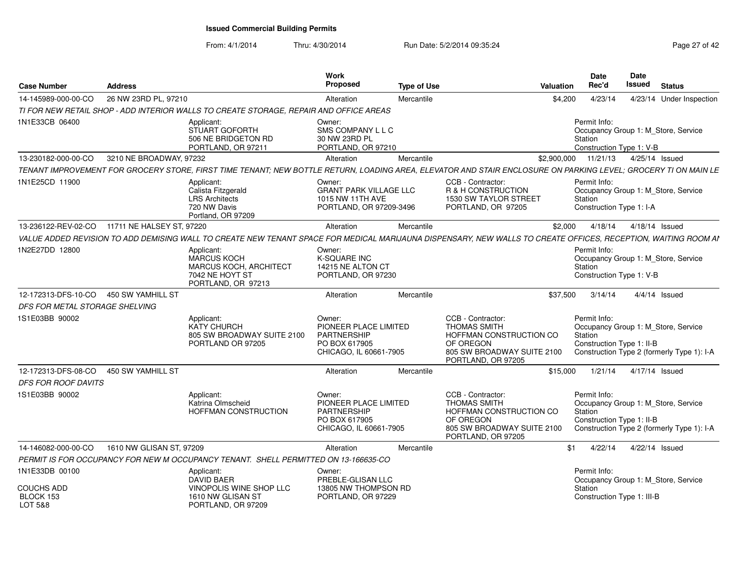**Issued Commercial Building Permits**

From: 4/1/2014 Thru: 4/30/2014 Run Date: 5/2/2014 09:35:24

| Case Number | Address | Work Proposed | Type of Use | Valuation | Date Rec'd | Date Issued | Status |
|---|---|---|---|---|---|---|---|
| 14-145989-000-00-CO | 26 NW 23RD PL, 97210 | Alteration | Mercantile | $4,200 | 4/23/14 | 4/23/14 | Under Inspection |

*TI FOR NEW RETAIL SHOP - ADD INTERIOR WALLS TO CREATE STORAGE, REPAIR AND OFFICE AREAS*

1N1E33CB 06400

Applicant: STUART GOFORTH, 506 NE BRIDGETON RD, PORTLAND, OR 97211

Owner: SMS COMPANY L L C, 30 NW 23RD PL, PORTLAND, OR 97210

Permit Info: Occupancy Group 1: M_Store, Service Station; Construction Type 1: V-B

| Case Number | Address | Work Proposed | Type of Use | Valuation | Date Rec'd | Date Issued | Status |
|---|---|---|---|---|---|---|---|
| 13-230182-000-00-CO | 3210 NE BROADWAY, 97232 | Alteration | Mercantile | $2,900,000 | 11/21/13 | 4/25/14 | Issued |

*TENANT IMPROVEMENT FOR GROCERY STORE, FIRST TIME TENANT; NEW BOTTLE RETURN, LOADING AREA, ELEVATOR AND STAIR ENCLOSURE ON PARKING LEVEL; GROCERY TI ON MAIN LE*

1N1E25CD 11900

Applicant: Calista Fitzgerald, LRS Architects, 720 NW Davis, Portland, OR 97209

Owner: GRANT PARK VILLAGE LLC, 1015 NW 11TH AVE, PORTLAND, OR 97209-3496

CCB - Contractor: R & H CONSTRUCTION, 1530 SW TAYLOR STREET, PORTLAND, OR 97205

Permit Info: Occupancy Group 1: M_Store, Service Station; Construction Type 1: I-A

| Case Number | Address | Work Proposed | Type of Use | Valuation | Date Rec'd | Date Issued | Status |
|---|---|---|---|---|---|---|---|
| 13-236122-REV-02-CO | 11711 NE HALSEY ST, 97220 | Alteration | Mercantile | $2,000 | 4/18/14 | 4/18/14 | Issued |

*VALUE ADDED REVISION TO ADD DEMISING WALL TO CREATE NEW TENANT SPACE FOR MEDICAL MARIJAUNA DISPENSARY, NEW WALLS TO CREATE OFFICES, RECEPTION, WAITING ROOM AI*

1N2E27DD 12800

Applicant: MARCUS KOCH, MARCUS KOCH, ARCHITECT, 7042 NE HOYT ST, PORTLAND, OR 97213

Owner: K-SQUARE INC, 14215 NE ALTON CT, PORTLAND, OR 97230

Permit Info: Occupancy Group 1: M_Store, Service Station; Construction Type 1: V-B

| Case Number | Address | Work Proposed | Type of Use | Valuation | Date Rec'd | Date Issued | Status |
|---|---|---|---|---|---|---|---|
| 12-172313-DFS-10-CO | 450 SW YAMHILL ST | Alteration | Mercantile | $37,500 | 3/14/14 | 4/4/14 | Issued |

*DFS FOR METAL STORAGE SHELVING*

1S1E03BB 90002

Applicant: KATY CHURCH, 805 SW BROADWAY SUITE 2100, PORTLAND OR 97205

Owner: PIONEER PLACE LIMITED PARTNERSHIP, PO BOX 617905, CHICAGO, IL 60661-7905

CCB - Contractor: THOMAS SMITH, HOFFMAN CONSTRUCTION CO OF OREGON, 805 SW BROADWAY SUITE 2100, PORTLAND, OR 97205

Permit Info: Occupancy Group 1: M_Store, Service Station; Construction Type 1: II-B; Construction Type 2 (formerly Type 1): I-A

| Case Number | Address | Work Proposed | Type of Use | Valuation | Date Rec'd | Date Issued | Status |
|---|---|---|---|---|---|---|---|
| 12-172313-DFS-08-CO | 450 SW YAMHILL ST | Alteration | Mercantile | $15,000 | 1/21/14 | 4/17/14 | Issued |

*DFS FOR ROOF DAVITS*

1S1E03BB 90002

Applicant: Katrina Olmscheid, HOFFMAN CONSTRUCTION

Owner: PIONEER PLACE LIMITED PARTNERSHIP, PO BOX 617905, CHICAGO, IL 60661-7905

CCB - Contractor: THOMAS SMITH, HOFFMAN CONSTRUCTION CO OF OREGON, 805 SW BROADWAY SUITE 2100, PORTLAND, OR 97205

Permit Info: Occupancy Group 1: M_Store, Service Station; Construction Type 1: II-B; Construction Type 2 (formerly Type 1): I-A

| Case Number | Address | Work Proposed | Type of Use | Valuation | Date Rec'd | Date Issued | Status |
|---|---|---|---|---|---|---|---|
| 14-146082-000-00-CO | 1610 NW GLISAN ST, 97209 | Alteration | Mercantile | $1 | 4/22/14 | 4/22/14 | Issued |

*PERMIT IS FOR OCCUPANCY FOR NEW M OCCUPANCY TENANT. SHELL PERMITTED ON 13-166635-CO*

1N1E33DB 00100

COUCHS ADD
BLOCK 153
LOT 5&8

Applicant: DAVID BAER, VINOPOLIS WINE SHOP LLC, 1610 NW GLISAN ST, PORTLAND, OR 97209

Owner: PREBLE-GLISAN LLC, 13805 NW THOMPSON RD, PORTLAND, OR 97229

Permit Info: Occupancy Group 1: M_Store, Service Station; Construction Type 1: III-B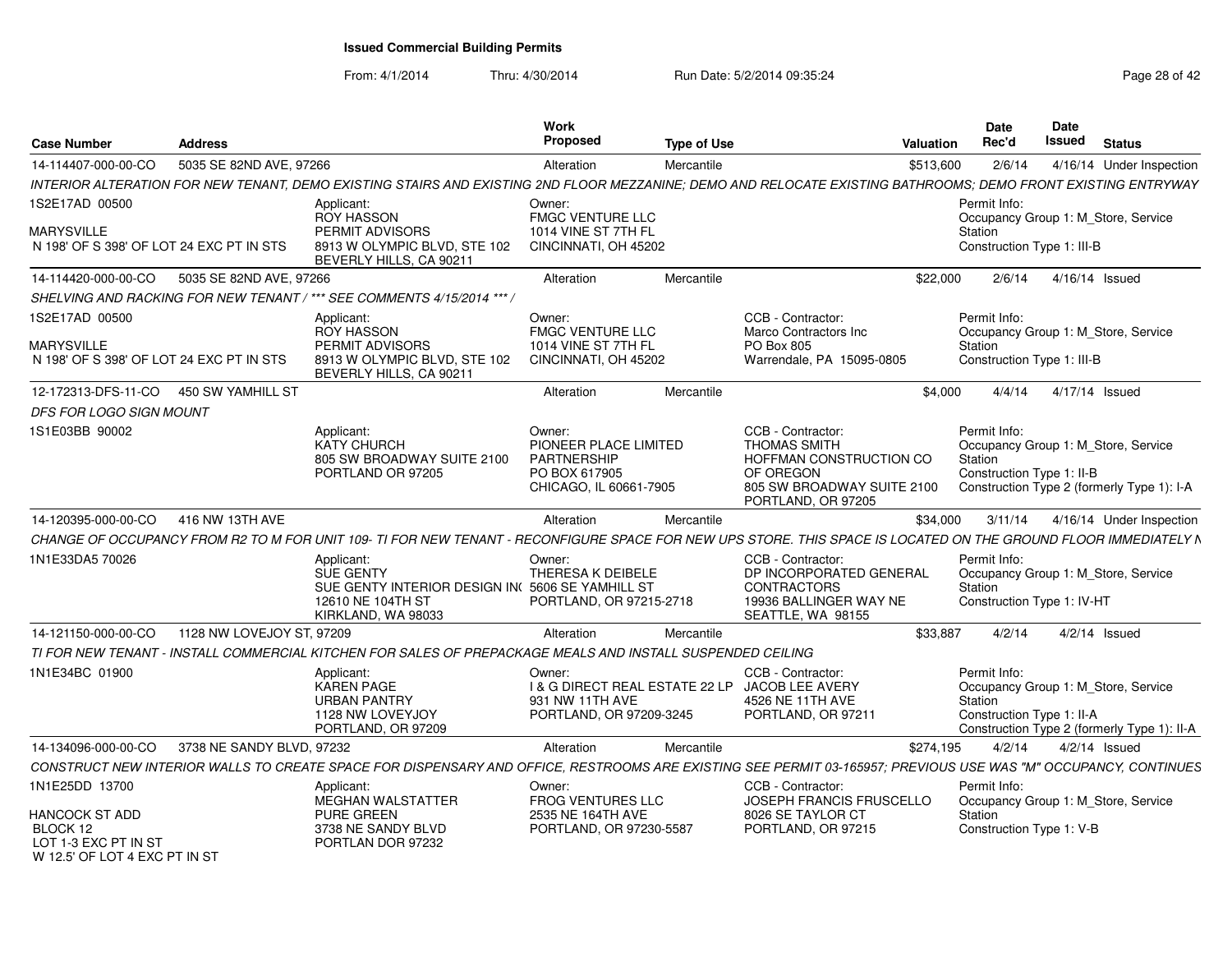# Issued Commercial Building Permits

From: 4/1/2014 Thru: 4/30/2014 Run Date: 5/2/2014 09:35:24

| Case Number | Address | | Work Proposed | Type of Use | | Valuation | Date Rec'd | Date Issued | Status |
|---|---|---|---|---|---|---|---|---|---|
| 14-114407-000-00-CO | 5035 SE 82ND AVE, 97266 | | Alteration | Mercantile | | $513,600 | 2/6/14 | 4/16/14 | Under Inspection |
| INTERIOR ALTERATION FOR NEW TENANT, DEMO EXISTING STAIRS AND EXISTING 2ND FLOOR MEZZANINE; DEMO AND RELOCATE EXISTING BATHROOMS; DEMO FRONT EXISTING ENTRYWAY | | | | | | | | | |
| 1S2E17AD 00500<br>MARYSVILLE<br>N 198' OF S 398' OF LOT 24 EXC PT IN STS | | Applicant:<br>ROY HASSON<br>PERMIT ADVISORS<br>8913 W OLYMPIC BLVD, STE 102<br>BEVERLY HILLS, CA 90211 | Owner:<br>FMGC VENTURE LLC<br>1014 VINE ST 7TH FL<br>CINCINNATI, OH 45202 | | | | Permit Info:<br>Occupancy Group 1: M_Store, Service Station<br>Construction Type 1: III-B | | |
| 14-114420-000-00-CO | 5035 SE 82ND AVE, 97266 | | Alteration | Mercantile | | $22,000 | 2/6/14 | 4/16/14 | Issued |
| SHELVING AND RACKING FOR NEW TENANT / *** SEE COMMENTS 4/15/2014 *** / | | | | | | | | | |
| 1S2E17AD 00500<br>MARYSVILLE<br>N 198' OF S 398' OF LOT 24 EXC PT IN STS | | Applicant:<br>ROY HASSON<br>PERMIT ADVISORS<br>8913 W OLYMPIC BLVD, STE 102<br>BEVERLY HILLS, CA 90211 | Owner:<br>FMGC VENTURE LLC<br>1014 VINE ST 7TH FL<br>CINCINNATI, OH 45202 | | CCB - Contractor:<br>Marco Contractors Inc<br>PO Box 805<br>Warrendale, PA 15095-0805 | | Permit Info:<br>Occupancy Group 1: M_Store, Service Station<br>Construction Type 1: III-B | | |
| 12-172313-DFS-11-CO | 450 SW YAMHILL ST | | Alteration | Mercantile | | $4,000 | 4/4/14 | 4/17/14 | Issued |
| DFS FOR LOGO SIGN MOUNT | | | | | | | | | |
| 1S1E03BB 90002 | | Applicant:<br>KATY CHURCH<br>805 SW BROADWAY SUITE 2100<br>PORTLAND OR 97205 | Owner:<br>PIONEER PLACE LIMITED PARTNERSHIP<br>PO BOX 617905<br>CHICAGO, IL 60661-7905 | | CCB - Contractor:<br>THOMAS SMITH<br>HOFFMAN CONSTRUCTION CO OF OREGON<br>805 SW BROADWAY SUITE 2100<br>PORTLAND, OR 97205 | | Permit Info:<br>Occupancy Group 1: M_Store, Service Station<br>Construction Type 1: II-B<br>Construction Type 2 (formerly Type 1): I-A | | |
| 14-120395-000-00-CO | 416 NW 13TH AVE | | Alteration | Mercantile | | $34,000 | 3/11/14 | 4/16/14 | Under Inspection |
| CHANGE OF OCCUPANCY FROM R2 TO M FOR UNIT 109- TI FOR NEW TENANT - RECONFIGURE SPACE FOR NEW UPS STORE. THIS SPACE IS LOCATED ON THE GROUND FLOOR IMMEDIATELY N | | | | | | | | | |
| 1N1E33DA5 70026 | | Applicant:<br>SUE GENTY<br>SUE GENTY INTERIOR DESIGN IN(<br>12610 NE 104TH ST<br>KIRKLAND, WA 98033 | Owner:<br>THERESA K DEIBELE<br>5606 SE YAMHILL ST<br>PORTLAND, OR 97215-2718 | | CCB - Contractor:<br>DP INCORPORATED GENERAL CONTRACTORS<br>19936 BALLINGER WAY NE<br>SEATTLE, WA 98155 | | Permit Info:<br>Occupancy Group 1: M_Store, Service Station<br>Construction Type 1: IV-HT | | |
| 14-121150-000-00-CO | 1128 NW LOVEJOY ST, 97209 | | Alteration | Mercantile | | $33,887 | 4/2/14 | 4/2/14 | Issued |
| TI FOR NEW TENANT - INSTALL COMMERCIAL KITCHEN FOR SALES OF PREPACKAGE MEALS AND INSTALL SUSPENDED CEILING | | | | | | | | | |
| 1N1E34BC 01900 | | Applicant:<br>KAREN PAGE<br>URBAN PANTRY<br>1128 NW LOVEYJOY<br>PORTLAND, OR 97209 | Owner:<br>I & G DIRECT REAL ESTATE 22 LP<br>931 NW 11TH AVE<br>PORTLAND, OR 97209-3245 | | CCB - Contractor:<br>JACOB LEE AVERY<br>4526 NE 11TH AVE<br>PORTLAND, OR 97211 | | Permit Info:<br>Occupancy Group 1: M_Store, Service Station<br>Construction Type 1: II-A<br>Construction Type 2 (formerly Type 1): II-A | | |
| 14-134096-000-00-CO | 3738 NE SANDY BLVD, 97232 | | Alteration | Mercantile | | $274,195 | 4/2/14 | 4/2/14 | Issued |
| CONSTRUCT NEW INTERIOR WALLS TO CREATE SPACE FOR DISPENSARY AND OFFICE, RESTROOMS ARE EXISTING SEE PERMIT 03-165957; PREVIOUS USE WAS "M" OCCUPANCY, CONTINUES | | | | | | | | | |
| 1N1E25DD 13700<br>HANCOCK ST ADD<br>BLOCK 12<br>LOT 1-3 EXC PT IN ST<br>W 12.5' OF LOT 4 EXC PT IN ST | | Applicant:<br>MEGHAN WALSTATTER<br>PURE GREEN<br>3738 NE SANDY BLVD<br>PORTLAN DOR 97232 | Owner:<br>FROG VENTURES LLC<br>2535 NE 164TH AVE<br>PORTLAND, OR 97230-5587 | | CCB - Contractor:<br>JOSEPH FRANCIS FRUSCELLO<br>8026 SE TAYLOR CT<br>PORTLAND, OR 97215 | | Permit Info:<br>Occupancy Group 1: M_Store, Service Station<br>Construction Type 1: V-B | | |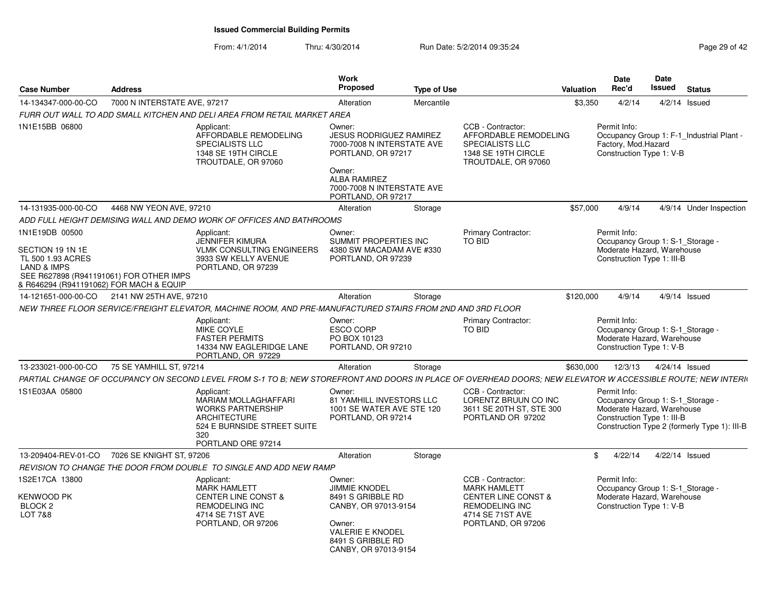# Issued Commercial Building Permits

From: 4/1/2014 Thru: 4/30/2014 Run Date: 5/2/2014 09:35:24

| Case Number | Address | Work Proposed | Type of Use | Valuation | Date Rec'd | Date Issued | Status |
|---|---|---|---|---|---|---|---|
| 14-134347-000-00-CO | 7000 N INTERSTATE AVE, 97217 | Alteration | Mercantile | $3,350 | 4/2/14 | 4/2/14 | Issued |
| 14-131935-000-00-CO | 4468 NW YEON AVE, 97210 | Alteration | Storage | $57,000 | 4/9/14 | 4/9/14 | Under Inspection |
| 14-121651-000-00-CO | 2141 NW 25TH AVE, 97210 | Alteration | Storage | $120,000 | 4/9/14 | 4/9/14 | Issued |
| 13-233021-000-00-CO | 75 SE YAMHILL ST, 97214 | Alteration | Storage | $630,000 | 12/3/13 | 4/24/14 | Issued |
| 13-209404-REV-01-CO | 7026 SE KNIGHT ST, 97206 | Alteration | Storage | $ | 4/22/14 | 4/22/14 | Issued |

## 14-134347-000-00-CO — 7000 N INTERSTATE AVE, 97217

*FURR OUT WALL TO ADD SMALL KITCHEN AND DELI AREA FROM RETAIL MARKET AREA*

1N1E15BB 06800

Applicant:
AFFORDABLE REMODELING SPECIALISTS LLC
1348 SE 19TH CIRCLE
TROUTDALE, OR 97060

Owner:
JESUS RODRIGUEZ RAMIREZ
7000-7008 N INTERSTATE AVE
PORTLAND, OR 97217

Owner:
ALBA RAMIREZ
7000-7008 N INTERSTATE AVE
PORTLAND, OR 97217

CCB - Contractor:
AFFORDABLE REMODELING SPECIALISTS LLC
1348 SE 19TH CIRCLE
TROUTDALE, OR 97060

Permit Info:
Occupancy Group 1: F-1_Industrial Plant - Factory, Mod.Hazard
Construction Type 1: V-B

## 14-131935-000-00-CO — 4468 NW YEON AVE, 97210

*ADD FULL HEIGHT DEMISING WALL AND DEMO WORK OF OFFICES AND BATHROOMS*

1N1E19DB 00500

SECTION 19 1N 1E
TL 500 1.93 ACRES
LAND & IMPS
SEE R627898 (R941191061) FOR OTHER IMPS
& R646294 (R941191062) FOR MACH & EQUIP

Applicant:
JENNIFER KIMURA
VLMK CONSULTING ENGINEERS
3933 SW KELLY AVENUE
PORTLAND, OR 97239

Owner:
SUMMIT PROPERTIES INC
4380 SW MACADAM AVE #330
PORTLAND, OR 97239

Primary Contractor:
TO BID

Permit Info:
Occupancy Group 1: S-1_Storage - Moderate Hazard, Warehouse
Construction Type 1: III-B

## 14-121651-000-00-CO — 2141 NW 25TH AVE, 97210

*NEW THREE FLOOR SERVICE/FREIGHT ELEVATOR, MACHINE ROOM, AND PRE-MANUFACTURED STAIRS FROM 2ND AND 3RD FLOOR*

Applicant:
MIKE COYLE
FASTER PERMITS
14334 NW EAGLERIDGE LANE
PORTLAND, OR 97229

Owner:
ESCO CORP
PO BOX 10123
PORTLAND, OR 97210

Primary Contractor:
TO BID

Permit Info:
Occupancy Group 1: S-1_Storage - Moderate Hazard, Warehouse
Construction Type 1: V-B

## 13-233021-000-00-CO — 75 SE YAMHILL ST, 97214

*PARTIAL CHANGE OF OCCUPANCY ON SECOND LEVEL FROM S-1 TO B; NEW STOREFRONT AND DOORS IN PLACE OF OVERHEAD DOORS; NEW ELEVATOR W ACCESSIBLE ROUTE; NEW INTERI*

1S1E03AA 05800

Applicant:
MARIAM MOLLAGHAFFARI
WORKS PARTNERSHIP ARCHITECTURE
524 E BURNSIDE STREET SUITE 320
PORTLAND ORE 97214

Owner:
81 YAMHILL INVESTORS LLC
1001 SE WATER AVE STE 120
PORTLAND, OR 97214

CCB - Contractor:
LORENTZ BRUUN CO INC
3611 SE 20TH ST, STE 300
PORTLAND OR 97202

Permit Info:
Occupancy Group 1: S-1_Storage - Moderate Hazard, Warehouse
Construction Type 1: III-B
Construction Type 2 (formerly Type 1): III-B

## 13-209404-REV-01-CO — 7026 SE KNIGHT ST, 97206

*REVISION TO CHANGE THE DOOR FROM DOUBLE TO SINGLE AND ADD NEW RAMP*

1S2E17CA 13800

KENWOOD PK
BLOCK 2
LOT 7&8

Applicant:
MARK HAMLETT
CENTER LINE CONST & REMODELING INC
4714 SE 71ST AVE
PORTLAND, OR 97206

Owner:
JIMMIE KNODEL
8491 S GRIBBLE RD
CANBY, OR 97013-9154

Owner:
VALERIE E KNODEL
8491 S GRIBBLE RD
CANBY, OR 97013-9154

CCB - Contractor:
MARK HAMLETT
CENTER LINE CONST & REMODELING INC
4714 SE 71ST AVE
PORTLAND, OR 97206

Permit Info:
Occupancy Group 1: S-1_Storage - Moderate Hazard, Warehouse
Construction Type 1: V-B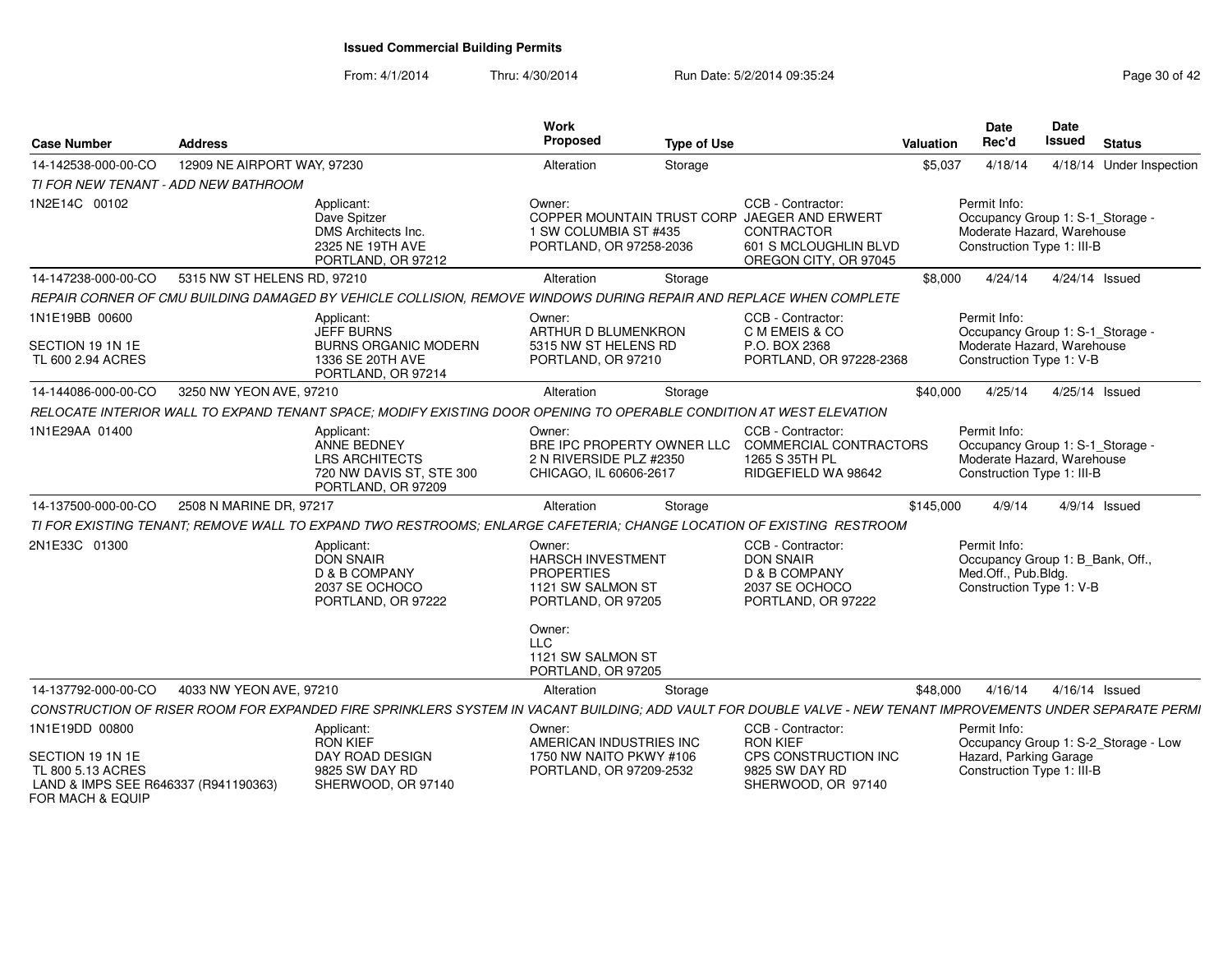# Issued Commercial Building Permits

From: 4/1/2014 Thru: 4/30/2014 Run Date: 5/2/2014 09:35:24

| Case Number | Address | Work Proposed | Type of Use | Valuation | Date Rec'd | Date Issued | Status |
|---|---|---|---|---|---|---|---|
| 14-142538-000-00-CO | 12909 NE AIRPORT WAY, 97230 | Alteration | Storage | $5,037 | 4/18/14 | 4/18/14 | Under Inspection |

TI FOR NEW TENANT - ADD NEW BATHROOM

1N2E14C 00102

- Applicant: Dave Spitzer, DMS Architects Inc., 2325 NE 19TH AVE, PORTLAND, OR 97212
- Owner: COPPER MOUNTAIN TRUST CORP, 1 SW COLUMBIA ST #435, PORTLAND, OR 97258-2036
- CCB - Contractor: JAEGER AND ERWERT CONTRACTOR, 601 S MCLOUGHLIN BLVD, OREGON CITY, OR 97045
- Permit Info: Occupancy Group 1: S-1_Storage - Moderate Hazard, Warehouse; Construction Type 1: III-B

| Case Number | Address | Work Proposed | Type of Use | Valuation | Date Rec'd | Date Issued | Status |
|---|---|---|---|---|---|---|---|
| 14-147238-000-00-CO | 5315 NW ST HELENS RD, 97210 | Alteration | Storage | $8,000 | 4/24/14 | 4/24/14 | Issued |

REPAIR CORNER OF CMU BUILDING DAMAGED BY VEHICLE COLLISION, REMOVE WINDOWS DURING REPAIR AND REPLACE WHEN COMPLETE

1N1E19BB 00600
SECTION 19 1N 1E
TL 600 2.94 ACRES

- Applicant: JEFF BURNS, BURNS ORGANIC MODERN, 1336 SE 20TH AVE, PORTLAND, OR 97214
- Owner: ARTHUR D BLUMENKRON, 5315 NW ST HELENS RD, PORTLAND, OR 97210
- CCB - Contractor: C M EMEIS & CO, P.O. BOX 2368, PORTLAND, OR 97228-2368
- Permit Info: Occupancy Group 1: S-1_Storage - Moderate Hazard, Warehouse; Construction Type 1: V-B

| Case Number | Address | Work Proposed | Type of Use | Valuation | Date Rec'd | Date Issued | Status |
|---|---|---|---|---|---|---|---|
| 14-144086-000-00-CO | 3250 NW YEON AVE, 97210 | Alteration | Storage | $40,000 | 4/25/14 | 4/25/14 | Issued |

RELOCATE INTERIOR WALL TO EXPAND TENANT SPACE; MODIFY EXISTING DOOR OPENING TO OPERABLE CONDITION AT WEST ELEVATION

1N1E29AA 01400

- Applicant: ANNE BEDNEY, LRS ARCHITECTS, 720 NW DAVIS ST, STE 300, PORTLAND, OR 97209
- Owner: BRE IPC PROPERTY OWNER LLC, 2 N RIVERSIDE PLZ #2350, CHICAGO, IL 60606-2617
- CCB - Contractor: COMMERCIAL CONTRACTORS, 1265 S 35TH PL, RIDGEFIELD WA 98642
- Permit Info: Occupancy Group 1: S-1_Storage - Moderate Hazard, Warehouse; Construction Type 1: III-B

| Case Number | Address | Work Proposed | Type of Use | Valuation | Date Rec'd | Date Issued | Status |
|---|---|---|---|---|---|---|---|
| 14-137500-000-00-CO | 2508 N MARINE DR, 97217 | Alteration | Storage | $145,000 | 4/9/14 | 4/9/14 | Issued |

TI FOR EXISTING TENANT; REMOVE WALL TO EXPAND TWO RESTROOMS; ENLARGE CAFETERIA; CHANGE LOCATION OF EXISTING RESTROOM

2N1E33C 01300

- Applicant: DON SNAIR, D & B COMPANY, 2037 SE OCHOCO, PORTLAND, OR 97222
- Owner: HARSCH INVESTMENT PROPERTIES, 1121 SW SALMON ST, PORTLAND, OR 97205
- Owner: LLC, 1121 SW SALMON ST, PORTLAND, OR 97205
- CCB - Contractor: DON SNAIR, D & B COMPANY, 2037 SE OCHOCO, PORTLAND, OR 97222
- Permit Info: Occupancy Group 1: B_Bank, Off., Med.Off., Pub.Bldg.; Construction Type 1: V-B

| Case Number | Address | Work Proposed | Type of Use | Valuation | Date Rec'd | Date Issued | Status |
|---|---|---|---|---|---|---|---|
| 14-137792-000-00-CO | 4033 NW YEON AVE, 97210 | Alteration | Storage | $48,000 | 4/16/14 | 4/16/14 | Issued |

CONSTRUCTION OF RISER ROOM FOR EXPANDED FIRE SPRINKLERS SYSTEM IN VACANT BUILDING; ADD VAULT FOR DOUBLE VALVE - NEW TENANT IMPROVEMENTS UNDER SEPARATE PERMI

1N1E19DD 00800
SECTION 19 1N 1E
TL 800 5.13 ACRES
LAND & IMPS SEE R646337 (R941190363) FOR MACH & EQUIP

- Applicant: RON KIEF, DAY ROAD DESIGN, 9825 SW DAY RD, SHERWOOD, OR 97140
- Owner: AMERICAN INDUSTRIES INC, 1750 NW NAITO PKWY #106, PORTLAND, OR 97209-2532
- CCB - Contractor: RON KIEF, CPS CONSTRUCTION INC, 9825 SW DAY RD, SHERWOOD, OR 97140
- Permit Info: Occupancy Group 1: S-2_Storage - Low Hazard, Parking Garage; Construction Type 1: III-B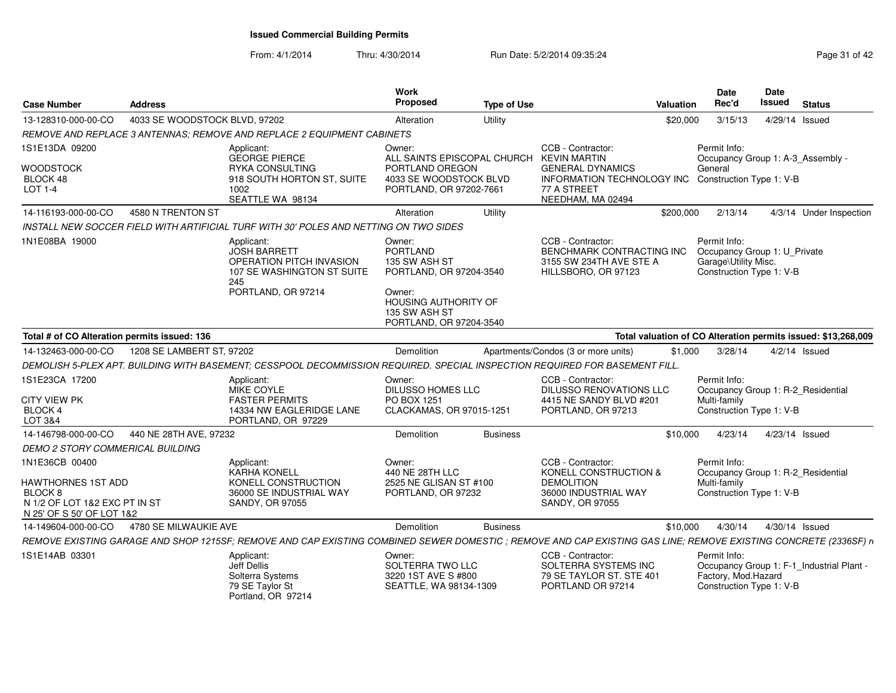**Issued Commercial Building Permits**

From: 4/1/2014 Thru: 4/30/2014 Run Date: 5/2/2014 09:35:24

| Case Number | Address | Work Proposed | Type of Use | Valuation | Date Rec'd | Date Issued | Status |
|---|---|---|---|---|---|---|---|
| 13-128310-000-00-CO | 4033 SE WOODSTOCK BLVD, 97202 | Alteration | Utility | $20,000 | 3/15/13 | 4/29/14 | Issued |

*REMOVE AND REPLACE 3 ANTENNAS; REMOVE AND REPLACE 2 EQUIPMENT CABINETS*

1S1E13DA 09200
WOODSTOCK
BLOCK 48
LOT 1-4

Applicant: GEORGE PIERCE, RYKA CONSULTING, 918 SOUTH HORTON ST, SUITE 1002, SEATTLE WA 98134

Owner: ALL SAINTS EPISCOPAL CHURCH PORTLAND OREGON, 4033 SE WOODSTOCK BLVD, PORTLAND, OR 97202-7661

CCB - Contractor: KEVIN MARTIN, GENERAL DYNAMICS INFORMATION TECHNOLOGY INC, 77 A STREET, NEEDHAM, MA 02494

Permit Info: Occupancy Group 1: A-3_Assembly - General; Construction Type 1: V-B

| Case Number | Address | Work Proposed | Type of Use | Valuation | Date Rec'd | Date Issued | Status |
|---|---|---|---|---|---|---|---|
| 14-116193-000-00-CO | 4580 N TRENTON ST | Alteration | Utility | $200,000 | 2/13/14 | 4/3/14 | Under Inspection |

*INSTALL NEW SOCCER FIELD WITH ARTIFICIAL TURF WITH 30' POLES AND NETTING ON TWO SIDES*

1N1E08BA 19000

Applicant: JOSH BARRETT, OPERATION PITCH INVASION, 107 SE WASHINGTON ST SUITE 245, PORTLAND, OR 97214

Owner: PORTLAND, 135 SW ASH ST, PORTLAND, OR 97204-3540

Owner: HOUSING AUTHORITY OF, 135 SW ASH ST, PORTLAND, OR 97204-3540

CCB - Contractor: BENCHMARK CONTRACTING INC, 3155 SW 234TH AVE STE A, HILLSBORO, OR 97123

Permit Info: Occupancy Group 1: U_Private Garage\Utility Misc.; Construction Type 1: V-B

**Total # of CO Alteration permits issued: 136** — **Total valuation of CO Alteration permits issued: $13,268,009**

| Case Number | Address | Work Proposed | Type of Use | Valuation | Date Rec'd | Date Issued | Status |
|---|---|---|---|---|---|---|---|
| 14-132463-000-00-CO | 1208 SE LAMBERT ST, 97202 | Demolition | Apartments/Condos (3 or more units) | $1,000 | 3/28/14 | 4/2/14 | Issued |

*DEMOLISH 5-PLEX APT. BUILDING WITH BASEMENT; CESSPOOL DECOMMISSION REQUIRED. SPECIAL INSPECTION REQUIRED FOR BASEMENT FILL.*

1S1E23CA 17200
CITY VIEW PK
BLOCK 4
LOT 3&4

Applicant: MIKE COYLE, FASTER PERMITS, 14334 NW EAGLERIDGE LANE, PORTLAND, OR 97229

Owner: DILUSSO HOMES LLC, PO BOX 1251, CLACKAMAS, OR 97015-1251

CCB - Contractor: DILUSSO RENOVATIONS LLC, 4415 NE SANDY BLVD #201, PORTLAND, OR 97213

Permit Info: Occupancy Group 1: R-2_Residential Multi-family; Construction Type 1: V-B

| Case Number | Address | Work Proposed | Type of Use | Valuation | Date Rec'd | Date Issued | Status |
|---|---|---|---|---|---|---|---|
| 14-146798-000-00-CO | 440 NE 28TH AVE, 97232 | Demolition | Business | $10,000 | 4/23/14 | 4/23/14 | Issued |

*DEMO 2 STORY COMMERICAL BUILDING*

1N1E36CB 00400
HAWTHORNES 1ST ADD
BLOCK 8
N 1/2 OF LOT 1&2 EXC PT IN ST
N 25' OF S 50' OF LOT 1&2

Applicant: KARHA KONELL, KONELL CONSTRUCTION, 36000 SE INDUSTRIAL WAY, SANDY, OR 97055

Owner: 440 NE 28TH LLC, 2525 NE GLISAN ST #100, PORTLAND, OR 97232

CCB - Contractor: KONELL CONSTRUCTION & DEMOLITION, 36000 INDUSTRIAL WAY, SANDY, OR 97055

Permit Info: Occupancy Group 1: R-2_Residential Multi-family; Construction Type 1: V-B

| Case Number | Address | Work Proposed | Type of Use | Valuation | Date Rec'd | Date Issued | Status |
|---|---|---|---|---|---|---|---|
| 14-149604-000-00-CO | 4780 SE MILWAUKIE AVE | Demolition | Business | $10,000 | 4/30/14 | 4/30/14 | Issued |

*REMOVE EXISTING GARAGE AND SHOP 1215SF; REMOVE AND CAP EXISTING COMBINED SEWER DOMESTIC ; REMOVE AND CAP EXISTING GAS LINE; REMOVE EXISTING CONCRETE (2336SF) r*

1S1E14AB 03301

Applicant: Jeff Dellis, Solterra Systems, 79 SE Taylor St, Portland, OR 97214

Owner: SOLTERRA TWO LLC, 3220 1ST AVE S #800, SEATTLE, WA 98134-1309

CCB - Contractor: SOLTERRA SYSTEMS INC, 79 SE TAYLOR ST. STE 401, PORTLAND OR 97214

Permit Info: Occupancy Group 1: F-1_Industrial Plant - Factory, Mod.Hazard; Construction Type 1: V-B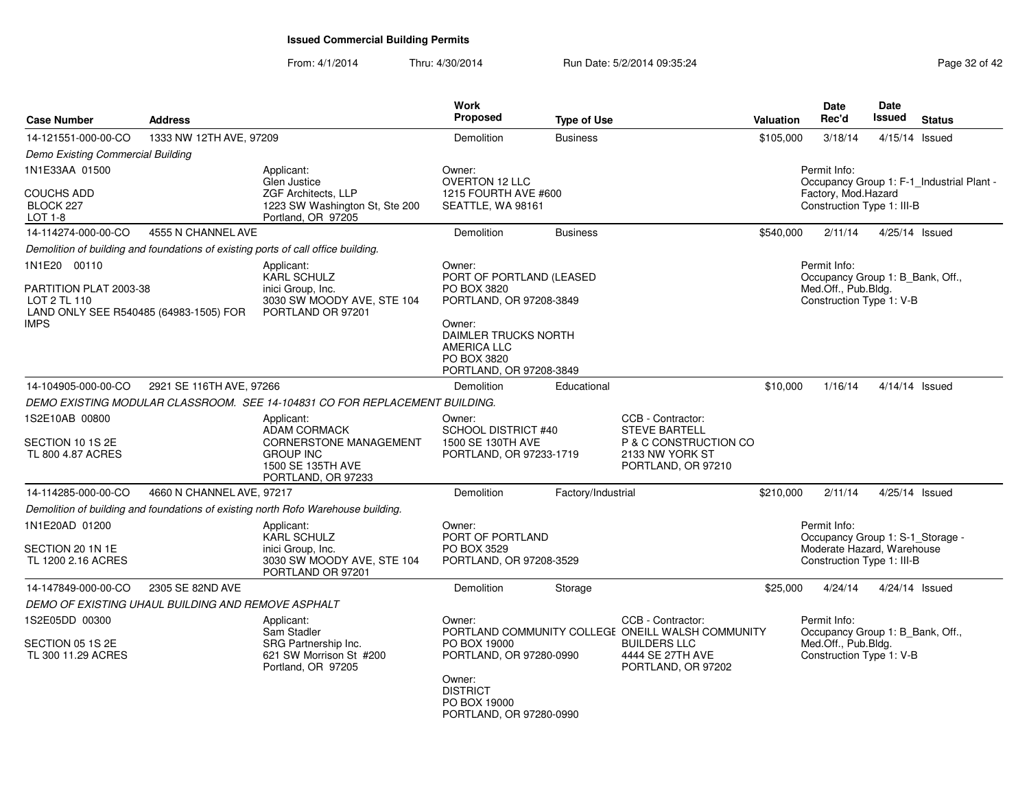## Issued Commercial Building Permits

From: 4/1/2014 Thru: 4/30/2014 Run Date: 5/2/2014 09:35:24

| Case Number | Address | Work Proposed | Type of Use | Valuation | Date Rec'd | Date Issued | Status |
|---|---|---|---|---|---|---|---|
| 14-121551-000-00-CO | 1333 NW 12TH AVE, 97209 | Demolition | Business | $105,000 | 3/18/14 | 4/15/14 | Issued |

*Demo Existing Commercial Building*

1N1E33AA 01500
COUCHS ADD
BLOCK 227
LOT 1-8

Applicant:
Glen Justice
ZGF Architects, LLP
1223 SW Washington St, Ste 200
Portland, OR 97205

Owner:
OVERTON 12 LLC
1215 FOURTH AVE #600
SEATTLE, WA 98161

Permit Info:
Occupancy Group 1: F-1_Industrial Plant - Factory, Mod.Hazard
Construction Type 1: III-B

| Case Number | Address | Work Proposed | Type of Use | Valuation | Date Rec'd | Date Issued | Status |
|---|---|---|---|---|---|---|---|
| 14-114274-000-00-CO | 4555 N CHANNEL AVE | Demolition | Business | $540,000 | 2/11/14 | 4/25/14 | Issued |

*Demolition of building and foundations of existing ports of call office building.*

1N1E20 00110
PARTITION PLAT 2003-38
LOT 2 TL 110
LAND ONLY SEE R540485 (64983-1505) FOR IMPS

Applicant:
KARL SCHULZ
inici Group, Inc.
3030 SW MOODY AVE, STE 104
PORTLAND OR 97201

Owner:
PORT OF PORTLAND (LEASED
PO BOX 3820
PORTLAND, OR 97208-3849

Owner:
DAIMLER TRUCKS NORTH AMERICA LLC
PO BOX 3820
PORTLAND, OR 97208-3849

Permit Info:
Occupancy Group 1: B_Bank, Off., Med.Off., Pub.Bldg.
Construction Type 1: V-B

| Case Number | Address | Work Proposed | Type of Use | Valuation | Date Rec'd | Date Issued | Status |
|---|---|---|---|---|---|---|---|
| 14-104905-000-00-CO | 2921 SE 116TH AVE, 97266 | Demolition | Educational | $10,000 | 1/16/14 | 4/14/14 | Issued |

*DEMO EXISTING MODULAR CLASSROOM. SEE 14-104831 CO FOR REPLACEMENT BUILDING.*

1S2E10AB 00800
SECTION 10 1S 2E
TL 800 4.87 ACRES

Applicant:
ADAM CORMACK
CORNERSTONE MANAGEMENT GROUP INC
1500 SE 135TH AVE
PORTLAND, OR 97233

Owner:
SCHOOL DISTRICT #40
1500 SE 130TH AVE
PORTLAND, OR 97233-1719

CCB - Contractor:
STEVE BARTELL
P & C CONSTRUCTION CO
2133 NW YORK ST
PORTLAND, OR 97210

| Case Number | Address | Work Proposed | Type of Use | Valuation | Date Rec'd | Date Issued | Status |
|---|---|---|---|---|---|---|---|
| 14-114285-000-00-CO | 4660 N CHANNEL AVE, 97217 | Demolition | Factory/Industrial | $210,000 | 2/11/14 | 4/25/14 | Issued |

*Demolition of building and foundations of existing north Rofo Warehouse building.*

1N1E20AD 01200
SECTION 20 1N 1E
TL 1200 2.16 ACRES

Applicant:
KARL SCHULZ
inici Group, Inc.
3030 SW MOODY AVE, STE 104
PORTLAND OR 97201

Owner:
PORT OF PORTLAND
PO BOX 3529
PORTLAND, OR 97208-3529

Permit Info:
Occupancy Group 1: S-1_Storage - Moderate Hazard, Warehouse
Construction Type 1: III-B

| Case Number | Address | Work Proposed | Type of Use | Valuation | Date Rec'd | Date Issued | Status |
|---|---|---|---|---|---|---|---|
| 14-147849-000-00-CO | 2305 SE 82ND AVE | Demolition | Storage | $25,000 | 4/24/14 | 4/24/14 | Issued |

*DEMO OF EXISTING UHAUL BUILDING AND REMOVE ASPHALT*

1S2E05DD 00300
SECTION 05 1S 2E
TL 300 11.29 ACRES

Applicant:
Sam Stadler
SRG Partnership Inc.
621 SW Morrison St #200
Portland, OR 97205

Owner:
PORTLAND COMMUNITY COLLEGE
PO BOX 19000
PORTLAND, OR 97280-0990

Owner:
DISTRICT
PO BOX 19000
PORTLAND, OR 97280-0990

CCB - Contractor:
ONEILL WALSH COMMUNITY BUILDERS LLC
4444 SE 27TH AVE
PORTLAND, OR 97202

Permit Info:
Occupancy Group 1: B_Bank, Off., Med.Off., Pub.Bldg.
Construction Type 1: V-B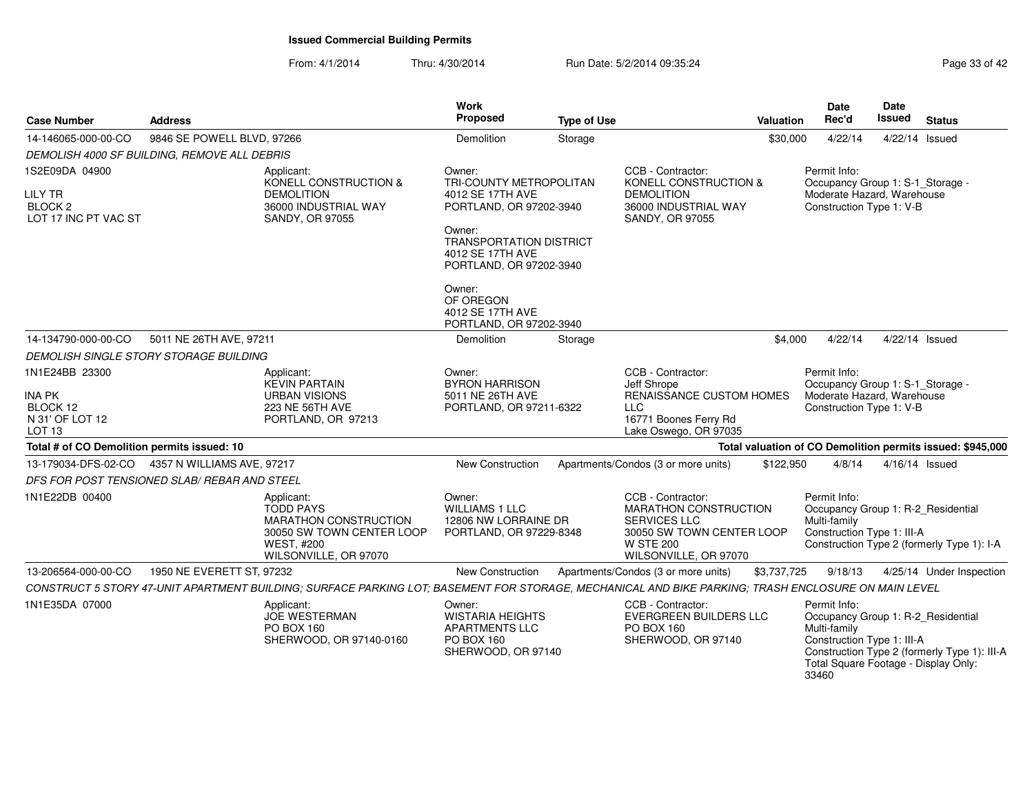# Issued Commercial Building Permits

From: 4/1/2014 Thru: 4/30/2014 Run Date: 5/2/2014 09:35:24

| Case Number | Address | Work Proposed | Type of Use | Valuation | Date Rec'd | Date Issued | Status |
|---|---|---|---|---|---|---|---|
| 14-146065-000-00-CO | 9846 SE POWELL BLVD, 97266 | Demolition | Storage | $30,000 | 4/22/14 | 4/22/14 | Issued |

*DEMOLISH 4000 SF BUILDING, REMOVE ALL DEBRIS*

1S2E09DA 04900
LILY TR
BLOCK 2
LOT 17 INC PT VAC ST

Applicant:
KONELL CONSTRUCTION & DEMOLITION
36000 INDUSTRIAL WAY
SANDY, OR 97055

Owner:
TRI-COUNTY METROPOLITAN
4012 SE 17TH AVE
PORTLAND, OR 97202-3940

Owner:
TRANSPORTATION DISTRICT
4012 SE 17TH AVE
PORTLAND, OR 97202-3940

Owner:
OF OREGON
4012 SE 17TH AVE
PORTLAND, OR 97202-3940

CCB - Contractor:
KONELL CONSTRUCTION & DEMOLITION
36000 INDUSTRIAL WAY
SANDY, OR 97055

Permit Info:
Occupancy Group 1: S-1_Storage - Moderate Hazard, Warehouse
Construction Type 1: V-B

| Case Number | Address | Work Proposed | Type of Use | Valuation | Date Rec'd | Date Issued | Status |
|---|---|---|---|---|---|---|---|
| 14-134790-000-00-CO | 5011 NE 26TH AVE, 97211 | Demolition | Storage | $4,000 | 4/22/14 | 4/22/14 | Issued |

*DEMOLISH SINGLE STORY STORAGE BUILDING*

1N1E24BB 23300
INA PK
BLOCK 12
N 31' OF LOT 12
LOT 13

Applicant:
KEVIN PARTAIN
URBAN VISIONS
223 NE 56TH AVE
PORTLAND, OR 97213

Owner:
BYRON HARRISON
5011 NE 26TH AVE
PORTLAND, OR 97211-6322

CCB - Contractor:
Jeff Shrope
RENAISSANCE CUSTOM HOMES LLC
16771 Boones Ferry Rd
Lake Oswego, OR 97035

Permit Info:
Occupancy Group 1: S-1_Storage - Moderate Hazard, Warehouse
Construction Type 1: V-B

**Total # of CO Demolition permits issued: 10**

**Total valuation of CO Demolition permits issued: $945,000**

| Case Number | Address | Work Proposed | Type of Use | Valuation | Date Rec'd | Date Issued | Status |
|---|---|---|---|---|---|---|---|
| 13-179034-DFS-02-CO | 4357 N WILLIAMS AVE, 97217 | New Construction | Apartments/Condos (3 or more units) | $122,950 | 4/8/14 | 4/16/14 | Issued |

*DFS FOR POST TENSIONED SLAB/ REBAR AND STEEL*

1N1E22DB 00400

Applicant:
TODD PAYS
MARATHON CONSTRUCTION
30050 SW TOWN CENTER LOOP WEST, #200
WILSONVILLE, OR 97070

Owner:
WILLIAMS 1 LLC
12806 NW LORRAINE DR
PORTLAND, OR 97229-8348

CCB - Contractor:
MARATHON CONSTRUCTION SERVICES LLC
30050 SW TOWN CENTER LOOP W STE 200
WILSONVILLE, OR 97070

Permit Info:
Occupancy Group 1: R-2_Residential Multi-family
Construction Type 1: III-A
Construction Type 2 (formerly Type 1): I-A

| Case Number | Address | Work Proposed | Type of Use | Valuation | Date Rec'd | Date Issued | Status |
|---|---|---|---|---|---|---|---|
| 13-206564-000-00-CO | 1950 NE EVERETT ST, 97232 | New Construction | Apartments/Condos (3 or more units) | $3,737,725 | 9/18/13 | 4/25/14 | Under Inspection |

*CONSTRUCT 5 STORY 47-UNIT APARTMENT BUILDING; SURFACE PARKING LOT; BASEMENT FOR STORAGE, MECHANICAL AND BIKE PARKING; TRASH ENCLOSURE ON MAIN LEVEL*

1N1E35DA 07000

Applicant:
JOE WESTERMAN
PO BOX 160
SHERWOOD, OR 97140-0160

Owner:
WISTARIA HEIGHTS APARTMENTS LLC
PO BOX 160
SHERWOOD, OR 97140

CCB - Contractor:
EVERGREEN BUILDERS LLC
PO BOX 160
SHERWOOD, OR 97140

Permit Info:
Occupancy Group 1: R-2_Residential Multi-family
Construction Type 1: III-A
Construction Type 2 (formerly Type 1): III-A
Total Square Footage - Display Only: 33460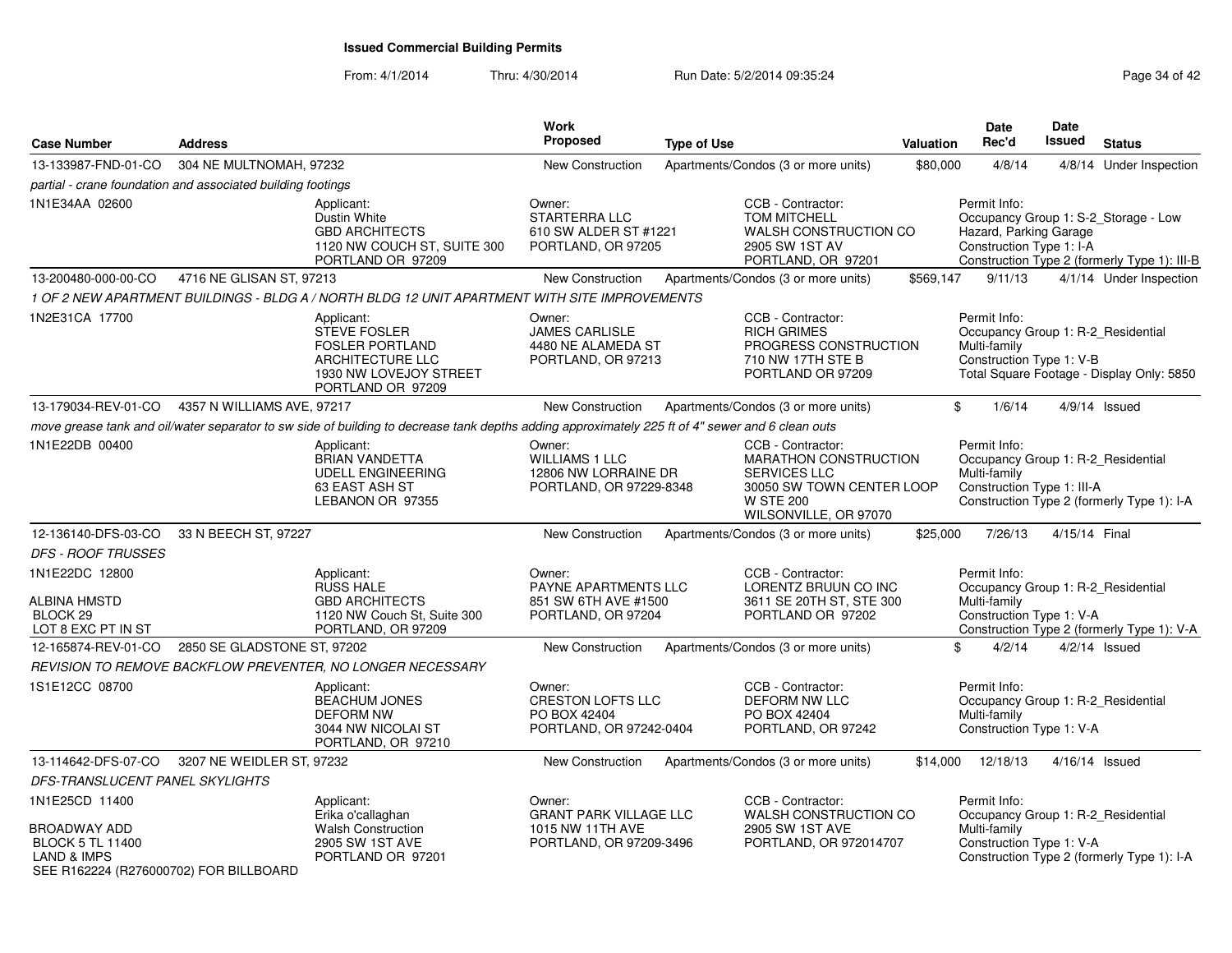# Issued Commercial Building Permits

From: 4/1/2014 Thru: 4/30/2014 Run Date: 5/2/2014 09:35:24

| Case Number | Address | Work Proposed | Type of Use | Valuation | Date Rec'd | Date Issued | Status |
|---|---|---|---|---|---|---|---|
| 13-133987-FND-01-CO | 304 NE MULTNOMAH, 97232 | New Construction | Apartments/Condos (3 or more units) | $80,000 | 4/8/14 | 4/8/14 | Under Inspection |

*partial - crane foundation and associated building footings*

1N1E34AA 02600

Applicant: Dustin White, GBD ARCHITECTS, 1120 NW COUCH ST, SUITE 300, PORTLAND OR 97209

Owner: STARTERRA LLC, 610 SW ALDER ST #1221, PORTLAND, OR 97205

CCB - Contractor: TOM MITCHELL, WALSH CONSTRUCTION CO, 2905 SW 1ST AV, PORTLAND, OR 97201

Permit Info: Occupancy Group 1: S-2_Storage - Low Hazard, Parking Garage; Construction Type 1: I-A; Construction Type 2 (formerly Type 1): III-B

| Case Number | Address | Work Proposed | Type of Use | Valuation | Date Rec'd | Date Issued | Status |
|---|---|---|---|---|---|---|---|
| 13-200480-000-00-CO | 4716 NE GLISAN ST, 97213 | New Construction | Apartments/Condos (3 or more units) | $569,147 | 9/11/13 | 4/1/14 | Under Inspection |

*1 OF 2 NEW APARTMENT BUILDINGS - BLDG A / NORTH BLDG 12 UNIT APARTMENT WITH SITE IMPROVEMENTS*

1N2E31CA 17700

Applicant: STEVE FOSLER, FOSLER PORTLAND ARCHITECTURE LLC, 1930 NW LOVEJOY STREET, PORTLAND OR 97209

Owner: JAMES CARLISLE, 4480 NE ALAMEDA ST, PORTLAND, OR 97213

CCB - Contractor: RICH GRIMES, PROGRESS CONSTRUCTION, 710 NW 17TH STE B, PORTLAND OR 97209

Permit Info: Occupancy Group 1: R-2_Residential Multi-family; Construction Type 1: V-B; Total Square Footage - Display Only: 5850

| Case Number | Address | Work Proposed | Type of Use | Valuation | Date Rec'd | Date Issued | Status |
|---|---|---|---|---|---|---|---|
| 13-179034-REV-01-CO | 4357 N WILLIAMS AVE, 97217 | New Construction | Apartments/Condos (3 or more units) | $ | 1/6/14 | 4/9/14 | Issued |

*move grease tank and oil/water separator to sw side of building to decrease tank depths adding approximately 225 ft of 4" sewer and 6 clean outs*

1N1E22DB 00400

Applicant: BRIAN VANDETTA, UDELL ENGINEERING, 63 EAST ASH ST, LEBANON OR 97355

Owner: WILLIAMS 1 LLC, 12806 NW LORRAINE DR, PORTLAND, OR 97229-8348

CCB - Contractor: MARATHON CONSTRUCTION SERVICES LLC, 30050 SW TOWN CENTER LOOP W STE 200, WILSONVILLE, OR 97070

Permit Info: Occupancy Group 1: R-2_Residential Multi-family; Construction Type 1: III-A; Construction Type 2 (formerly Type 1): I-A

| Case Number | Address | Work Proposed | Type of Use | Valuation | Date Rec'd | Date Issued | Status |
|---|---|---|---|---|---|---|---|
| 12-136140-DFS-03-CO | 33 N BEECH ST, 97227 | New Construction | Apartments/Condos (3 or more units) | $25,000 | 7/26/13 | 4/15/14 | Final |

*DFS - ROOF TRUSSES*

1N1E22DC 12800
ALBINA HMSTD
BLOCK 29
LOT 8 EXC PT IN ST

Applicant: RUSS HALE, GBD ARCHITECTS, 1120 NW Couch St, Suite 300, PORTLAND, OR 97209

Owner: PAYNE APARTMENTS LLC, 851 SW 6TH AVE #1500, PORTLAND, OR 97204

CCB - Contractor: LORENTZ BRUUN CO INC, 3611 SE 20TH ST, STE 300, PORTLAND OR 97202

Permit Info: Occupancy Group 1: R-2_Residential Multi-family; Construction Type 1: V-A; Construction Type 2 (formerly Type 1): V-A

| Case Number | Address | Work Proposed | Type of Use | Valuation | Date Rec'd | Date Issued | Status |
|---|---|---|---|---|---|---|---|
| 12-165874-REV-01-CO | 2850 SE GLADSTONE ST, 97202 | New Construction | Apartments/Condos (3 or more units) | $ | 4/2/14 | 4/2/14 | Issued |

*REVISION TO REMOVE BACKFLOW PREVENTER, NO LONGER NECESSARY*

1S1E12CC 08700

Applicant: BEACHUM JONES, DEFORM NW, 3044 NW NICOLAI ST, PORTLAND, OR 97210

Owner: CRESTON LOFTS LLC, PO BOX 42404, PORTLAND, OR 97242-0404

CCB - Contractor: DEFORM NW LLC, PO BOX 42404, PORTLAND, OR 97242

Permit Info: Occupancy Group 1: R-2_Residential Multi-family; Construction Type 1: V-A

| Case Number | Address | Work Proposed | Type of Use | Valuation | Date Rec'd | Date Issued | Status |
|---|---|---|---|---|---|---|---|
| 13-114642-DFS-07-CO | 3207 NE WEIDLER ST, 97232 | New Construction | Apartments/Condos (3 or more units) | $14,000 | 12/18/13 | 4/16/14 | Issued |

*DFS-TRANSLUCENT PANEL SKYLIGHTS*

1N1E25CD 11400
BROADWAY ADD
BLOCK 5 TL 11400
LAND & IMPS
SEE R162224 (R276000702) FOR BILLBOARD

Applicant: Erika o'callaghan, Walsh Construction, 2905 SW 1ST AVE, PORTLAND OR 97201

Owner: GRANT PARK VILLAGE LLC, 1015 NW 11TH AVE, PORTLAND, OR 97209-3496

CCB - Contractor: WALSH CONSTRUCTION CO, 2905 SW 1ST AVE, PORTLAND, OR 972014707

Permit Info: Occupancy Group 1: R-2_Residential Multi-family; Construction Type 1: V-A; Construction Type 2 (formerly Type 1): I-A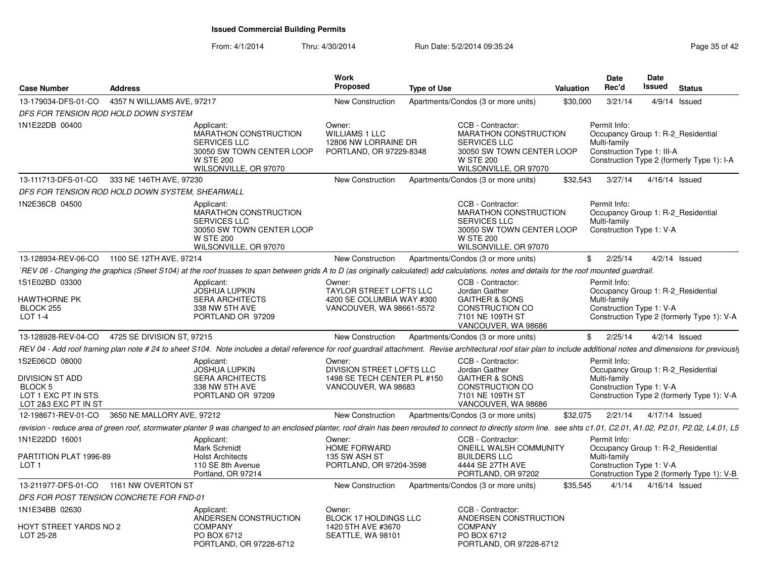# Issued Commercial Building Permits

From: 4/1/2014 Thru: 4/30/2014 Run Date: 5/2/2014 09:35:24

| Case Number | Address | Work Proposed | Type of Use | Valuation | Date Rec'd | Date Issued | Status |
|---|---|---|---|---|---|---|---|
| 13-179034-DFS-01-CO | 4357 N WILLIAMS AVE, 97217 | New Construction | Apartments/Condos (3 or more units) | $30,000 | 3/21/14 | 4/9/14 | Issued |

*DFS FOR TENSION ROD HOLD DOWN SYSTEM*

1N1E22DB 00400

Applicant: MARATHON CONSTRUCTION SERVICES LLC, 30050 SW TOWN CENTER LOOP W STE 200, WILSONVILLE, OR 97070

Owner: WILLIAMS 1 LLC, 12806 NW LORRAINE DR, PORTLAND, OR 97229-8348

CCB - Contractor: MARATHON CONSTRUCTION SERVICES LLC, 30050 SW TOWN CENTER LOOP W STE 200, WILSONVILLE, OR 97070

Permit Info: Occupancy Group 1: R-2_Residential Multi-family; Construction Type 1: III-A; Construction Type 2 (formerly Type 1): I-A

| Case Number | Address | Work Proposed | Type of Use | Valuation | Date Rec'd | Date Issued | Status |
|---|---|---|---|---|---|---|---|
| 13-111713-DFS-01-CO | 333 NE 146TH AVE, 97230 | New Construction | Apartments/Condos (3 or more units) | $32,543 | 3/27/14 | 4/16/14 | Issued |

*DFS FOR TENSION ROD HOLD DOWN SYSTEM, SHEARWALL*

1N2E36CB 04500

Applicant: MARATHON CONSTRUCTION SERVICES LLC, 30050 SW TOWN CENTER LOOP W STE 200, WILSONVILLE, OR 97070

CCB - Contractor: MARATHON CONSTRUCTION SERVICES LLC, 30050 SW TOWN CENTER LOOP W STE 200, WILSONVILLE, OR 97070

Permit Info: Occupancy Group 1: R-2_Residential Multi-family; Construction Type 1: V-A

| Case Number | Address | Work Proposed | Type of Use | Valuation | Date Rec'd | Date Issued | Status |
|---|---|---|---|---|---|---|---|
| 13-128934-REV-06-CO | 1100 SE 12TH AVE, 97214 | New Construction | Apartments/Condos (3 or more units) | $ | 2/25/14 | 4/2/14 | Issued |

*`REV 06 - Changing the graphics (Sheet S104) at the roof trusses to span between grids A to D (as originally calculated) add calculations, notes and details for the roof mounted guardrail.*

1S1E02BD 03300
HAWTHORNE PK
BLOCK 255
LOT 1-4

Applicant: JOSHUA LUPKIN, SERA ARCHITECTS, 338 NW 5TH AVE, PORTLAND OR 97209

Owner: TAYLOR STREET LOFTS LLC, 4200 SE COLUMBIA WAY #300, VANCOUVER, WA 98661-5572

CCB - Contractor: Jordan Gaither, GAITHER & SONS CONSTRUCTION CO, 7101 NE 109TH ST, VANCOUVER, WA 98686

Permit Info: Occupancy Group 1: R-2_Residential Multi-family; Construction Type 1: V-A; Construction Type 2 (formerly Type 1): V-A

| Case Number | Address | Work Proposed | Type of Use | Valuation | Date Rec'd | Date Issued | Status |
|---|---|---|---|---|---|---|---|
| 13-128928-REV-04-CO | 4725 SE DIVISION ST, 97215 | New Construction | Apartments/Condos (3 or more units) | $ | 2/25/14 | 4/2/14 | Issued |

*REV 04 - Add roof framing plan note # 24 to sheet S104. Note includes a detail reference for roof guardrail attachment. Revise architectural roof stair plan to include additional notes and dimensions for previously*

1S2E06CD 08000
DIVISION ST ADD
BLOCK 5
LOT 1 EXC PT IN STS
LOT 2&3 EXC PT IN ST

Applicant: JOSHUA LUPKIN, SERA ARCHITECTS, 338 NW 5TH AVE, PORTLAND OR 97209

Owner: DIVISION STREET LOFTS LLC, 1498 SE TECH CENTER PL #150, VANCOUVER, WA 98683

CCB - Contractor: Jordan Gaither, GAITHER & SONS CONSTRUCTION CO, 7101 NE 109TH ST, VANCOUVER, WA 98686

Permit Info: Occupancy Group 1: R-2_Residential Multi-family; Construction Type 1: V-A; Construction Type 2 (formerly Type 1): V-A

| Case Number | Address | Work Proposed | Type of Use | Valuation | Date Rec'd | Date Issued | Status |
|---|---|---|---|---|---|---|---|
| 12-198671-REV-01-CO | 3650 NE MALLORY AVE, 97212 | New Construction | Apartments/Condos (3 or more units) | $32,075 | 2/21/14 | 4/17/14 | Issued |

*revision - reduce area of green roof, stormwater planter 9 was changed to an enclosed planter, roof drain has been rerouted to connect to directly storm line. see shts c1.01, C2.01, A1.02, P2.01, P2.02, L4.01, L5*

1N1E22DD 16001
PARTITION PLAT 1996-89
LOT 1

Applicant: Mark Schmidt, Holst Architects, 110 SE 8th Avenue, Portland, OR 97214

Owner: HOME FORWARD, 135 SW ASH ST, PORTLAND, OR 97204-3598

CCB - Contractor: ONEILL WALSH COMMUNITY BUILDERS LLC, 4444 SE 27TH AVE, PORTLAND, OR 97202

Permit Info: Occupancy Group 1: R-2_Residential Multi-family; Construction Type 1: V-A; Construction Type 2 (formerly Type 1): V-B

| Case Number | Address | Work Proposed | Type of Use | Valuation | Date Rec'd | Date Issued | Status |
|---|---|---|---|---|---|---|---|
| 13-211977-DFS-01-CO | 1161 NW OVERTON ST | New Construction | Apartments/Condos (3 or more units) | $35,545 | 4/1/14 | 4/16/14 | Issued |

*DFS FOR POST TENSION CONCRETE FOR FND-01*

1N1E34BB 02630
HOYT STREET YARDS NO 2
LOT 25-28

Applicant: ANDERSEN CONSTRUCTION COMPANY, PO BOX 6712, PORTLAND, OR 97228-6712

Owner: BLOCK 17 HOLDINGS LLC, 1420 5TH AVE #3670, SEATTLE, WA 98101

CCB - Contractor: ANDERSEN CONSTRUCTION COMPANY, PO BOX 6712, PORTLAND, OR 97228-6712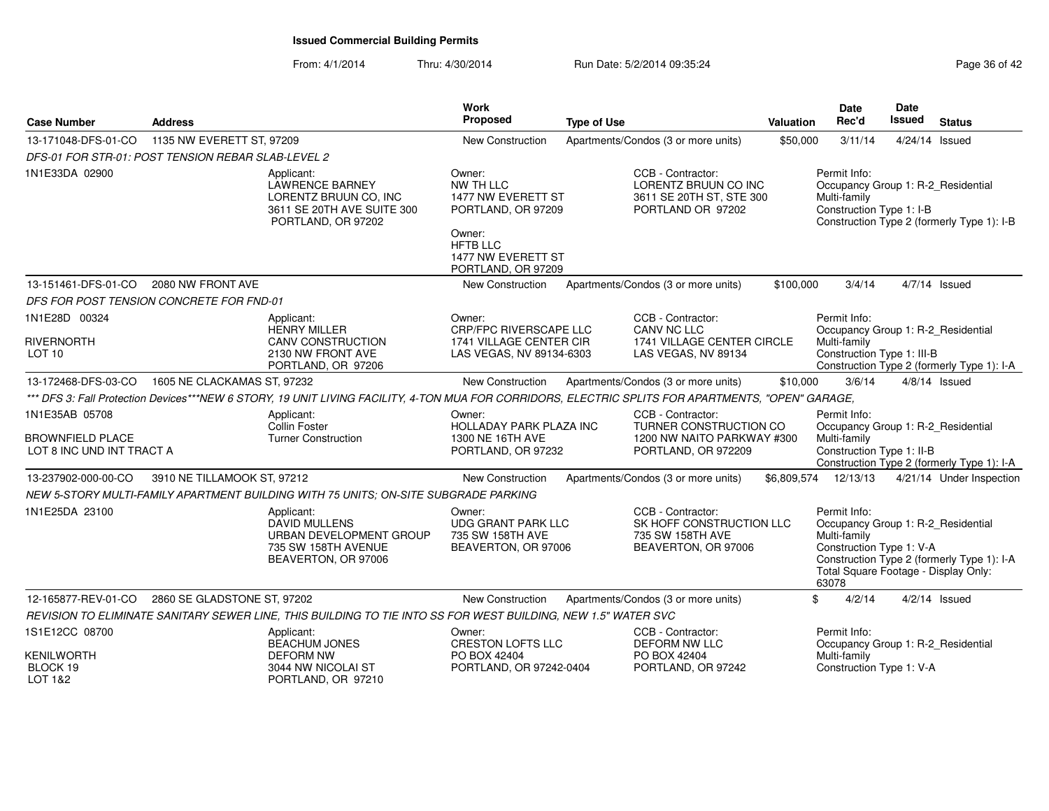**Issued Commercial Building Permits**

From: 4/1/2014 Thru: 4/30/2014 Run Date: 5/2/2014 09:35:24

| Case Number | Address | Work Proposed | Type of Use | Valuation | Date Rec'd | Date Issued | Status |
|---|---|---|---|---|---|---|---|
| 13-171048-DFS-01-CO | 1135 NW EVERETT ST, 97209 | New Construction | Apartments/Condos (3 or more units) | $50,000 | 3/11/14 | 4/24/14 | Issued |

*DFS-01 FOR STR-01: POST TENSION REBAR SLAB-LEVEL 2*

1N1E33DA 02900

Applicant: LAWRENCE BARNEY, LORENTZ BRUUN CO, INC, 3611 SE 20TH AVE SUITE 300, PORTLAND, OR 97202

Owner: NW TH LLC, 1477 NW EVERETT ST, PORTLAND, OR 97209

Owner: HFTB LLC, 1477 NW EVERETT ST, PORTLAND, OR 97209

CCB - Contractor: LORENTZ BRUUN CO INC, 3611 SE 20TH ST, STE 300, PORTLAND OR 97202

Permit Info: Occupancy Group 1: R-2_Residential Multi-family; Construction Type 1: I-B; Construction Type 2 (formerly Type 1): I-B

| Case Number | Address | Work Proposed | Type of Use | Valuation | Date Rec'd | Date Issued | Status |
|---|---|---|---|---|---|---|---|
| 13-151461-DFS-01-CO | 2080 NW FRONT AVE | New Construction | Apartments/Condos (3 or more units) | $100,000 | 3/4/14 | 4/7/14 | Issued |

*DFS FOR POST TENSION CONCRETE FOR FND-01*

1N1E28D 00324, RIVERNORTH, LOT 10

Applicant: HENRY MILLER, CANV CONSTRUCTION, 2130 NW FRONT AVE, PORTLAND, OR 97206

Owner: CRP/FPC RIVERSCAPE LLC, 1741 VILLAGE CENTER CIR, LAS VEGAS, NV 89134-6303

CCB - Contractor: CANV NC LLC, 1741 VILLAGE CENTER CIRCLE, LAS VEGAS, NV 89134

Permit Info: Occupancy Group 1: R-2_Residential Multi-family; Construction Type 1: III-B; Construction Type 2 (formerly Type 1): I-A

| Case Number | Address | Work Proposed | Type of Use | Valuation | Date Rec'd | Date Issued | Status |
|---|---|---|---|---|---|---|---|
| 13-172468-DFS-03-CO | 1605 NE CLACKAMAS ST, 97232 | New Construction | Apartments/Condos (3 or more units) | $10,000 | 3/6/14 | 4/8/14 | Issued |

*\*\*\* DFS 3: Fall Protection Devices\*\*\*NEW 6 STORY, 19 UNIT LIVING FACILITY, 4-TON MUA FOR CORRIDORS, ELECTRIC SPLITS FOR APARTMENTS, "OPEN" GARAGE,*

1N1E35AB 05708, BROWNFIELD PLACE, LOT 8 INC UND INT TRACT A

Applicant: Collin Foster, Turner Construction

Owner: HOLLADAY PARK PLAZA INC, 1300 NE 16TH AVE, PORTLAND, OR 97232

CCB - Contractor: TURNER CONSTRUCTION CO, 1200 NW NAITO PARKWAY #300, PORTLAND, OR 972209

Permit Info: Occupancy Group 1: R-2_Residential Multi-family; Construction Type 1: II-B; Construction Type 2 (formerly Type 1): I-A

| Case Number | Address | Work Proposed | Type of Use | Valuation | Date Rec'd | Date Issued | Status |
|---|---|---|---|---|---|---|---|
| 13-237902-000-00-CO | 3910 NE TILLAMOOK ST, 97212 | New Construction | Apartments/Condos (3 or more units) | $6,809,574 | 12/13/13 | 4/21/14 | Under Inspection |

*NEW 5-STORY MULTI-FAMILY APARTMENT BUILDING WITH 75 UNITS; ON-SITE SUBGRADE PARKING*

1N1E25DA 23100

Applicant: DAVID MULLENS, URBAN DEVELOPMENT GROUP, 735 SW 158TH AVENUE, BEAVERTON, OR 97006

Owner: UDG GRANT PARK LLC, 735 SW 158TH AVE, BEAVERTON, OR 97006

CCB - Contractor: SK HOFF CONSTRUCTION LLC, 735 SW 158TH AVE, BEAVERTON, OR 97006

Permit Info: Occupancy Group 1: R-2_Residential Multi-family; Construction Type 1: V-A; Construction Type 2 (formerly Type 1): I-A; Total Square Footage - Display Only: 63078

| Case Number | Address | Work Proposed | Type of Use | Valuation | Date Rec'd | Date Issued | Status |
|---|---|---|---|---|---|---|---|
| 12-165877-REV-01-CO | 2860 SE GLADSTONE ST, 97202 | New Construction | Apartments/Condos (3 or more units) | $ | 4/2/14 | 4/2/14 | Issued |

*REVISION TO ELIMINATE SANITARY SEWER LINE, THIS BUILDING TO TIE INTO SS FOR WEST BUILDING, NEW 1.5" WATER SVC*

1S1E12CC 08700, KENILWORTH, BLOCK 19, LOT 1&2

Applicant: BEACHUM JONES, DEFORM NW, 3044 NW NICOLAI ST, PORTLAND, OR 97210

Owner: CRESTON LOFTS LLC, PO BOX 42404, PORTLAND, OR 97242-0404

CCB - Contractor: DEFORM NW LLC, PO BOX 42404, PORTLAND, OR 97242

Permit Info: Occupancy Group 1: R-2_Residential Multi-family; Construction Type 1: V-A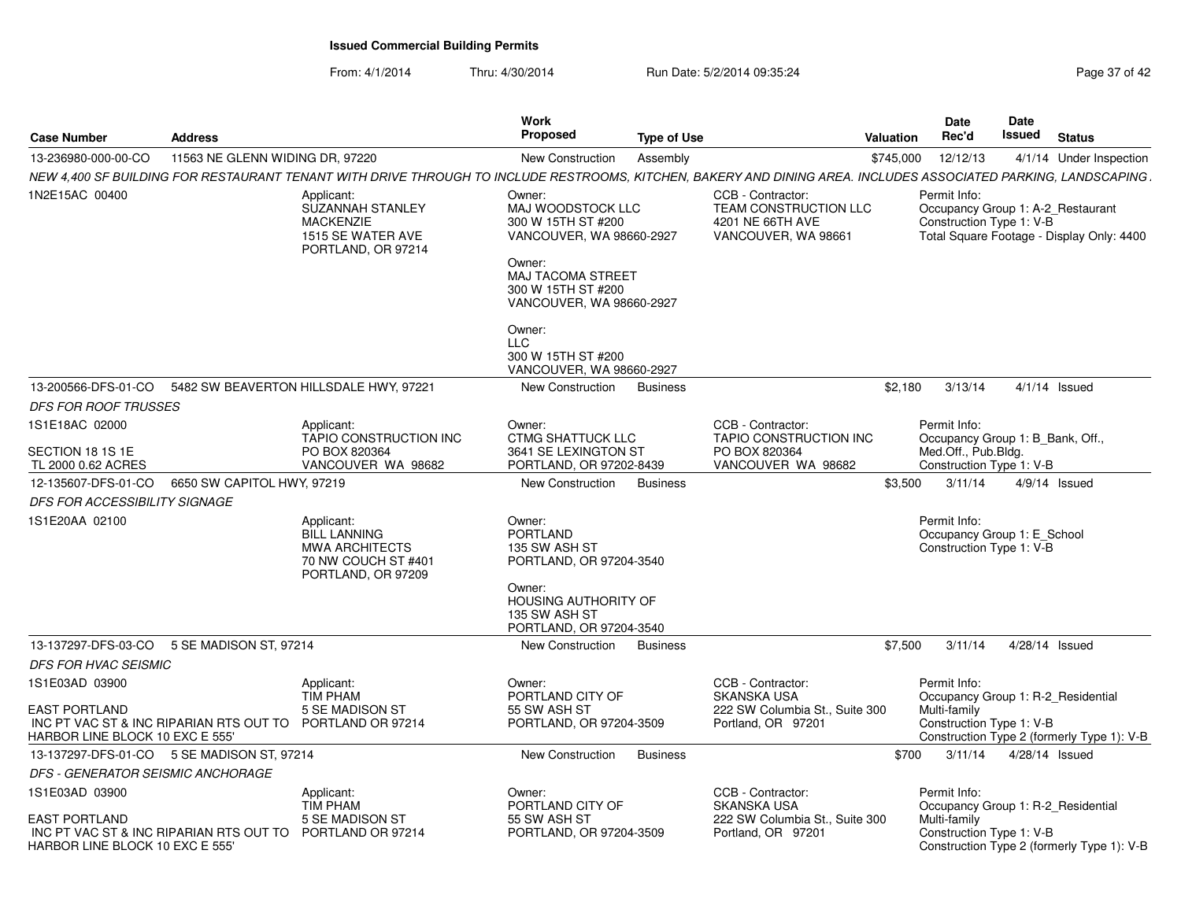# Issued Commercial Building Permits

From: 4/1/2014 Thru: 4/30/2014 Run Date: 5/2/2014 09:35:24

| Case Number | Address | Work Proposed | Type of Use | Valuation | Date Rec'd | Date Issued | Status |
|---|---|---|---|---|---|---|---|
| 13-236980-000-00-CO | 11563 NE GLENN WIDING DR, 97220 | New Construction | Assembly | $745,000 | 12/12/13 | 4/1/14 | Under Inspection |

*NEW 4,400 SF BUILDING FOR RESTAURANT TENANT WITH DRIVE THROUGH TO INCLUDE RESTROOMS, KITCHEN, BAKERY AND DINING AREA. INCLUDES ASSOCIATED PARKING, LANDSCAPING.*

1N2E15AC 00400

Applicant:
SUZANNAH STANLEY
MACKENZIE
1515 SE WATER AVE
PORTLAND, OR 97214

Owner:
MAJ WOODSTOCK LLC
300 W 15TH ST #200
VANCOUVER, WA 98660-2927

Owner:
MAJ TACOMA STREET
300 W 15TH ST #200
VANCOUVER, WA 98660-2927

Owner:
LLC
300 W 15TH ST #200
VANCOUVER, WA 98660-2927

CCB - Contractor:
TEAM CONSTRUCTION LLC
4201 NE 66TH AVE
VANCOUVER, WA 98661

Permit Info:
Occupancy Group 1: A-2_Restaurant
Construction Type 1: V-B
Total Square Footage - Display Only: 4400

| Case Number | Address | Work Proposed | Type of Use | Valuation | Date Rec'd | Date Issued | Status |
|---|---|---|---|---|---|---|---|
| 13-200566-DFS-01-CO | 5482 SW BEAVERTON HILLSDALE HWY, 97221 | New Construction | Business | $2,180 | 3/13/14 | 4/1/14 | Issued |

*DFS FOR ROOF TRUSSES*

1S1E18AC 02000
SECTION 18 1S 1E
TL 2000 0.62 ACRES

Applicant:
TAPIO CONSTRUCTION INC
PO BOX 820364
VANCOUVER WA 98682

Owner:
CTMG SHATTUCK LLC
3641 SE LEXINGTON ST
PORTLAND, OR 97202-8439

CCB - Contractor:
TAPIO CONSTRUCTION INC
PO BOX 820364
VANCOUVER WA 98682

Permit Info:
Occupancy Group 1: B_Bank, Off., Med.Off., Pub.Bldg.
Construction Type 1: V-B

| Case Number | Address | Work Proposed | Type of Use | Valuation | Date Rec'd | Date Issued | Status |
|---|---|---|---|---|---|---|---|
| 12-135607-DFS-01-CO | 6650 SW CAPITOL HWY, 97219 | New Construction | Business | $3,500 | 3/11/14 | 4/9/14 | Issued |

*DFS FOR ACCESSIBILITY SIGNAGE*

1S1E20AA 02100

Applicant:
BILL LANNING
MWA ARCHITECTS
70 NW COUCH ST #401
PORTLAND, OR 97209

Owner:
PORTLAND
135 SW ASH ST
PORTLAND, OR 97204-3540

Owner:
HOUSING AUTHORITY OF
135 SW ASH ST
PORTLAND, OR 97204-3540

Permit Info:
Occupancy Group 1: E_School
Construction Type 1: V-B

| Case Number | Address | Work Proposed | Type of Use | Valuation | Date Rec'd | Date Issued | Status |
|---|---|---|---|---|---|---|---|
| 13-137297-DFS-03-CO | 5 SE MADISON ST, 97214 | New Construction | Business | $7,500 | 3/11/14 | 4/28/14 | Issued |

*DFS FOR HVAC SEISMIC*

1S1E03AD 03900
EAST PORTLAND
INC PT VAC ST & INC RIPARIAN RTS OUT TO HARBOR LINE BLOCK 10 EXC E 555'

Applicant:
TIM PHAM
5 SE MADISON ST
PORTLAND OR 97214

Owner:
PORTLAND CITY OF
55 SW ASH ST
PORTLAND, OR 97204-3509

CCB - Contractor:
SKANSKA USA
222 SW Columbia St., Suite 300
Portland, OR 97201

Permit Info:
Occupancy Group 1: R-2_Residential Multi-family
Construction Type 1: V-B
Construction Type 2 (formerly Type 1): V-B

| Case Number | Address | Work Proposed | Type of Use | Valuation | Date Rec'd | Date Issued | Status |
|---|---|---|---|---|---|---|---|
| 13-137297-DFS-01-CO | 5 SE MADISON ST, 97214 | New Construction | Business | $700 | 3/11/14 | 4/28/14 | Issued |

*DFS - GENERATOR SEISMIC ANCHORAGE*

1S1E03AD 03900
EAST PORTLAND
INC PT VAC ST & INC RIPARIAN RTS OUT TO HARBOR LINE BLOCK 10 EXC E 555'

Applicant:
TIM PHAM
5 SE MADISON ST
PORTLAND OR 97214

Owner:
PORTLAND CITY OF
55 SW ASH ST
PORTLAND, OR 97204-3509

CCB - Contractor:
SKANSKA USA
222 SW Columbia St., Suite 300
Portland, OR 97201

Permit Info:
Occupancy Group 1: R-2_Residential Multi-family
Construction Type 1: V-B
Construction Type 2 (formerly Type 1): V-B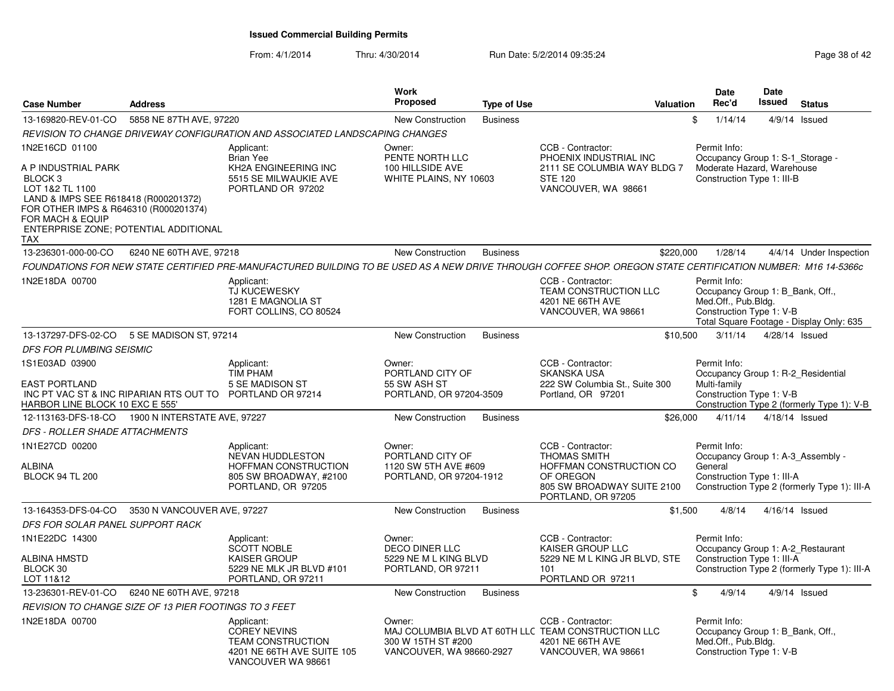# Issued Commercial Building Permits

From: 4/1/2014 Thru: 4/30/2014 Run Date: 5/2/2014 09:35:24

| Case Number | Address | Work Proposed | Type of Use | Valuation | Date Rec'd | Date Issued | Status |
|---|---|---|---|---|---|---|---|
| 13-169820-REV-01-CO | 5858 NE 87TH AVE, 97220 | New Construction | Business | $ | 1/14/14 | 4/9/14 | Issued |

*REVISION TO CHANGE DRIVEWAY CONFIGURATION AND ASSOCIATED LANDSCAPING CHANGES*

1N2E16CD 01100

A P INDUSTRIAL PARK
BLOCK 3
LOT 1&2 TL 1100
LAND & IMPS SEE R618418 (R000201372) FOR OTHER IMPS & R646310 (R000201374) FOR MACH & EQUIP
ENTERPRISE ZONE; POTENTIAL ADDITIONAL TAX

Applicant:
Brian Yee
KH2A ENGINEERING INC
5515 SE MILWAUKIE AVE
PORTLAND OR 97202

Owner:
PENTE NORTH LLC
100 HILLSIDE AVE
WHITE PLAINS, NY 10603

CCB - Contractor:
PHOENIX INDUSTRIAL INC
2111 SE COLUMBIA WAY BLDG 7 STE 120
VANCOUVER, WA 98661

Permit Info:
Occupancy Group 1: S-1_Storage - Moderate Hazard, Warehouse
Construction Type 1: III-B

---

| Case Number | Address | Work Proposed | Type of Use | Valuation | Date Rec'd | Date Issued | Status |
|---|---|---|---|---|---|---|---|
| 13-236301-000-00-CO | 6240 NE 60TH AVE, 97218 | New Construction | Business | $220,000 | 1/28/14 | 4/4/14 | Under Inspection |

*FOUNDATIONS FOR NEW STATE CERTIFIED PRE-MANUFACTURED BUILDING TO BE USED AS A NEW DRIVE THROUGH COFFEE SHOP. OREGON STATE CERTIFICATION NUMBER: M16 14-5366c*

1N2E18DA 00700

Applicant:
TJ KUCEWESKY
1281 E MAGNOLIA ST
FORT COLLINS, CO 80524

CCB - Contractor:
TEAM CONSTRUCTION LLC
4201 NE 66TH AVE
VANCOUVER, WA 98661

Permit Info:
Occupancy Group 1: B_Bank, Off., Med.Off., Pub.Bldg.
Construction Type 1: V-B
Total Square Footage - Display Only: 635

---

| Case Number | Address | Work Proposed | Type of Use | Valuation | Date Rec'd | Date Issued | Status |
|---|---|---|---|---|---|---|---|
| 13-137297-DFS-02-CO | 5 SE MADISON ST, 97214 | New Construction | Business | $10,500 | 3/11/14 | 4/28/14 | Issued |

*DFS FOR PLUMBING SEISMIC*

1S1E03AD 03900

EAST PORTLAND
INC PT VAC ST & INC RIPARIAN RTS OUT TO HARBOR LINE BLOCK 10 EXC E 555'

Applicant:
TIM PHAM
5 SE MADISON ST
PORTLAND OR 97214

Owner:
PORTLAND CITY OF
55 SW ASH ST
PORTLAND, OR 97204-3509

CCB - Contractor:
SKANSKA USA
222 SW Columbia St., Suite 300
Portland, OR 97201

Permit Info:
Occupancy Group 1: R-2_Residential Multi-family
Construction Type 1: V-B
Construction Type 2 (formerly Type 1): V-B

---

| Case Number | Address | Work Proposed | Type of Use | Valuation | Date Rec'd | Date Issued | Status |
|---|---|---|---|---|---|---|---|
| 12-113163-DFS-18-CO | 1900 N INTERSTATE AVE, 97227 | New Construction | Business | $26,000 | 4/11/14 | 4/18/14 | Issued |

*DFS - ROLLER SHADE ATTACHMENTS*

1N1E27CD 00200

ALBINA
BLOCK 94 TL 200

Applicant:
NEVAN HUDDLESTON
HOFFMAN CONSTRUCTION
805 SW BROADWAY, #2100
PORTLAND, OR 97205

Owner:
PORTLAND CITY OF
1120 SW 5TH AVE #609
PORTLAND, OR 97204-1912

CCB - Contractor:
THOMAS SMITH
HOFFMAN CONSTRUCTION CO OF OREGON
805 SW BROADWAY SUITE 2100
PORTLAND, OR 97205

Permit Info:
Occupancy Group 1: A-3_Assembly - General
Construction Type 1: III-A
Construction Type 2 (formerly Type 1): III-A

---

| Case Number | Address | Work Proposed | Type of Use | Valuation | Date Rec'd | Date Issued | Status |
|---|---|---|---|---|---|---|---|
| 13-164353-DFS-04-CO | 3530 N VANCOUVER AVE, 97227 | New Construction | Business | $1,500 | 4/8/14 | 4/16/14 | Issued |

*DFS FOR SOLAR PANEL SUPPORT RACK*

1N1E22DC 14300

ALBINA HMSTD
BLOCK 30
LOT 11&12

Applicant:
SCOTT NOBLE
KAISER GROUP
5229 NE MLK JR BLVD #101
PORTLAND, OR 97211

Owner:
DECO DINER LLC
5229 NE M L KING BLVD
PORTLAND, OR 97211

CCB - Contractor:
KAISER GROUP LLC
5229 NE M L KING JR BLVD, STE 101
PORTLAND OR 97211

Permit Info:
Occupancy Group 1: A-2_Restaurant
Construction Type 1: III-A
Construction Type 2 (formerly Type 1): III-A

---

| Case Number | Address | Work Proposed | Type of Use | Valuation | Date Rec'd | Date Issued | Status |
|---|---|---|---|---|---|---|---|
| 13-236301-REV-01-CO | 6240 NE 60TH AVE, 97218 | New Construction | Business | $ | 4/9/14 | 4/9/14 | Issued |

*REVISION TO CHANGE SIZE OF 13 PIER FOOTINGS TO 3 FEET*

1N2E18DA 00700

Applicant:
COREY NEVINS
TEAM CONSTRUCTION
4201 NE 66TH AVE SUITE 105
VANCOUVER WA 98661

Owner:
MAJ COLUMBIA BLVD AT 60TH LLC
300 W 15TH ST #200
VANCOUVER, WA 98660-2927

CCB - Contractor:
TEAM CONSTRUCTION LLC
4201 NE 66TH AVE
VANCOUVER, WA 98661

Permit Info:
Occupancy Group 1: B_Bank, Off., Med.Off., Pub.Bldg.
Construction Type 1: V-B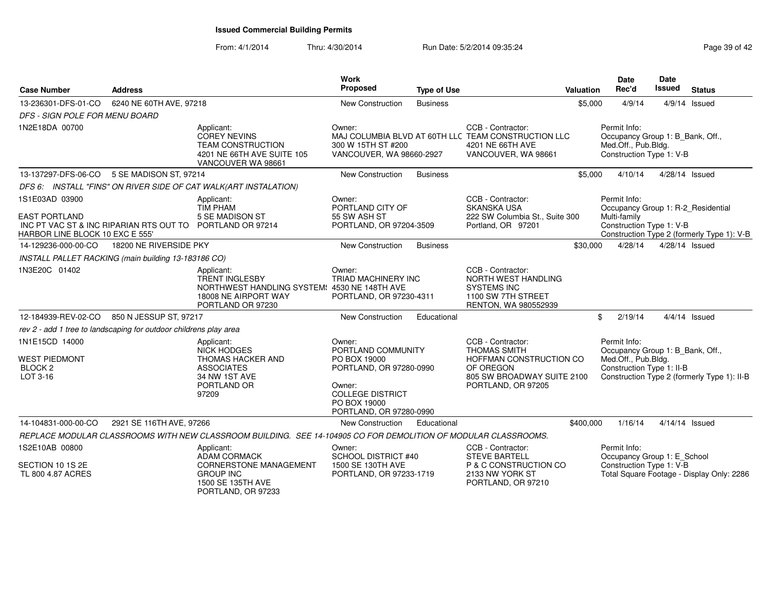**Issued Commercial Building Permits**

From: 4/1/2014 Thru: 4/30/2014 Run Date: 5/2/2014 09:35:24

| Case Number | Address | | Work Proposed | Type of Use | | Valuation | Date Rec'd | Date Issued | Status |
|---|---|---|---|---|---|---|---|---|---|
| 13-236301-DFS-01-CO | 6240 NE 60TH AVE, 97218 | | New Construction | Business | | $5,000 | 4/9/14 | 4/9/14 | Issued |
| DFS - SIGN POLE FOR MENU BOARD | | | | | | | | | |
| 1N2E18DA 00700 | | Applicant: COREY NEVINS TEAM CONSTRUCTION 4201 NE 66TH AVE SUITE 105 VANCOUVER WA 98661 | Owner: MAJ COLUMBIA BLVD AT 60TH LLC 300 W 15TH ST #200 VANCOUVER, WA 98660-2927 | | CCB - Contractor: TEAM CONSTRUCTION LLC 4201 NE 66TH AVE VANCOUVER, WA 98661 | | Permit Info: Occupancy Group 1: B_Bank, Off., Med.Off., Pub.Bldg. Construction Type 1: V-B | | |
| 13-137297-DFS-06-CO | 5 SE MADISON ST, 97214 | | New Construction | Business | | $5,000 | 4/10/14 | 4/28/14 | Issued |
| DFS 6: INSTALL "FINS" ON RIVER SIDE OF CAT WALK(ART INSTALATION) | | | | | | | | | |
| 1S1E03AD 03900 EAST PORTLAND INC PT VAC ST & INC RIPARIAN RTS OUT TO HARBOR LINE BLOCK 10 EXC E 555' | | Applicant: TIM PHAM 5 SE MADISON ST PORTLAND OR 97214 | Owner: PORTLAND CITY OF 55 SW ASH ST PORTLAND, OR 97204-3509 | | CCB - Contractor: SKANSKA USA 222 SW Columbia St., Suite 300 Portland, OR 97201 | | Permit Info: Occupancy Group 1: R-2_Residential Multi-family Construction Type 1: V-B Construction Type 2 (formerly Type 1): V-B | | |
| 14-129236-000-00-CO | 18200 NE RIVERSIDE PKY | | New Construction | Business | | $30,000 | 4/28/14 | 4/28/14 | Issued |
| INSTALL PALLET RACKING (main building 13-183186 CO) | | | | | | | | | |
| 1N3E20C 01402 | | Applicant: TRENT INGLESBY NORTHWEST HANDLING SYSTEMS 18008 NE AIRPORT WAY PORTLAND OR 97230 | Owner: TRIAD MACHINERY INC 4530 NE 148TH AVE PORTLAND, OR 97230-4311 | | CCB - Contractor: NORTH WEST HANDLING SYSTEMS INC 1100 SW 7TH STREET RENTON, WA 980552939 | | | | |
| 12-184939-REV-02-CO | 850 N JESSUP ST, 97217 | | New Construction | Educational | | $ | 2/19/14 | 4/4/14 | Issued |
| rev 2 - add 1 tree to landscaping for outdoor childrens play area | | | | | | | | | |
| 1N1E15CD 14000 WEST PIEDMONT BLOCK 2 LOT 3-16 | | Applicant: NICK HODGES THOMAS HACKER AND ASSOCIATES 34 NW 1ST AVE PORTLAND OR 97209 | Owner: PORTLAND COMMUNITY PO BOX 19000 PORTLAND, OR 97280-0990 Owner: COLLEGE DISTRICT PO BOX 19000 PORTLAND, OR 97280-0990 | | CCB - Contractor: THOMAS SMITH HOFFMAN CONSTRUCTION CO OF OREGON 805 SW BROADWAY SUITE 2100 PORTLAND, OR 97205 | | Permit Info: Occupancy Group 1: B_Bank, Off., Med.Off., Pub.Bldg. Construction Type 1: II-B Construction Type 2 (formerly Type 1): II-B | | |
| 14-104831-000-00-CO | 2921 SE 116TH AVE, 97266 | | New Construction | Educational | | $400,000 | 1/16/14 | 4/14/14 | Issued |
| REPLACE MODULAR CLASSROOMS WITH NEW CLASSROOM BUILDING. SEE 14-104905 CO FOR DEMOLITION OF MODULAR CLASSROOMS. | | | | | | | | | |
| 1S2E10AB 00800 SECTION 10 1S 2E TL 800 4.87 ACRES | | Applicant: ADAM CORMACK CORNERSTONE MANAGEMENT GROUP INC 1500 SE 135TH AVE PORTLAND, OR 97233 | Owner: SCHOOL DISTRICT #40 1500 SE 130TH AVE PORTLAND, OR 97233-1719 | | CCB - Contractor: STEVE BARTELL P & C CONSTRUCTION CO 2133 NW YORK ST PORTLAND, OR 97210 | | Permit Info: Occupancy Group 1: E_School Construction Type 1: V-B Total Square Footage - Display Only: 2286 | | |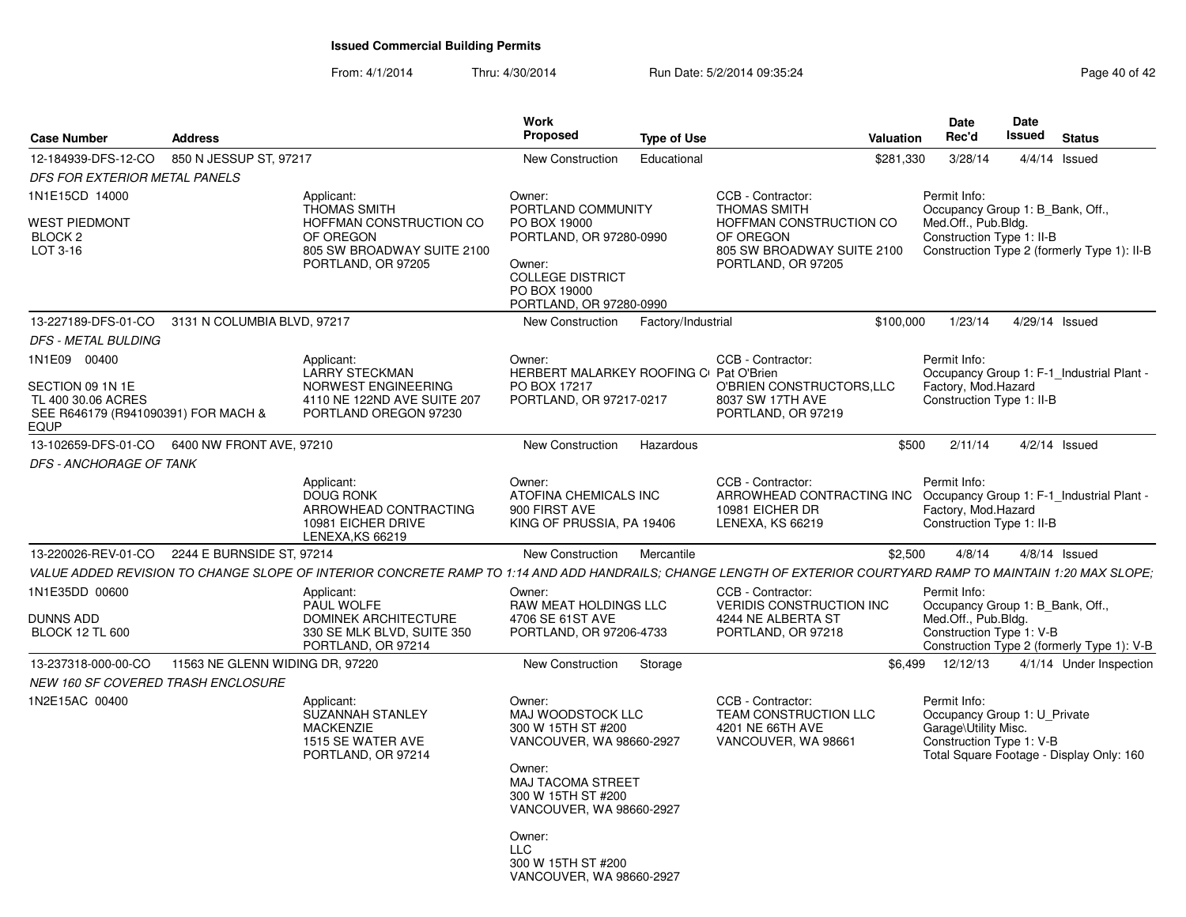**Issued Commercial Building Permits**

From: 4/1/2014 Thru: 4/30/2014 Run Date: 5/2/2014 09:35:24

| Case Number | Address | | Work Proposed | Type of Use | | Valuation | Date Rec'd | Date Issued | Status |
|---|---|---|---|---|---|---|---|---|---|
| 12-184939-DFS-12-CO | 850 N JESSUP ST, 97217 | | New Construction | Educational | | $281,330 | 3/28/14 | 4/4/14 | Issued |
| *DFS FOR EXTERIOR METAL PANELS* | | | | | | | | | |
| 1N1E15CD 14000<br><br>WEST PIEDMONT<br>BLOCK 2<br>LOT 3-16 | | Applicant:<br>THOMAS SMITH<br>HOFFMAN CONSTRUCTION CO OF OREGON<br>805 SW BROADWAY SUITE 2100<br>PORTLAND, OR 97205 | Owner:<br>PORTLAND COMMUNITY<br>PO BOX 19000<br>PORTLAND, OR 97280-0990<br><br>Owner:<br>COLLEGE DISTRICT<br>PO BOX 19000<br>PORTLAND, OR 97280-0990 | | CCB - Contractor:<br>THOMAS SMITH<br>HOFFMAN CONSTRUCTION CO OF OREGON<br>805 SW BROADWAY SUITE 2100<br>PORTLAND, OR 97205 | | Permit Info:<br>Occupancy Group 1: B_Bank, Off., Med.Off., Pub.Bldg.<br>Construction Type 1: II-B<br>Construction Type 2 (formerly Type 1): II-B | | |
| 13-227189-DFS-01-CO | 3131 N COLUMBIA BLVD, 97217 | | New Construction | Factory/Industrial | | $100,000 | 1/23/14 | 4/29/14 | Issued |
| *DFS - METAL BULDING* | | | | | | | | | |
| 1N1E09 00400<br><br>SECTION 09 1N 1E<br>TL 400 30.06 ACRES<br>SEE R646179 (R941090391) FOR MACH & EQUP | | Applicant:<br>LARRY STECKMAN<br>NORWEST ENGINEERING<br>4110 NE 122ND AVE SUITE 207<br>PORTLAND OREGON 97230 | Owner:<br>HERBERT MALARKEY ROOFING C(<br>PO BOX 17217<br>PORTLAND, OR 97217-0217 | | CCB - Contractor:<br>Pat O'Brien<br>O'BRIEN CONSTRUCTORS,LLC<br>8037 SW 17TH AVE<br>PORTLAND, OR 97219 | | Permit Info:<br>Occupancy Group 1: F-1_Industrial Plant - Factory, Mod.Hazard<br>Construction Type 1: II-B | | |
| 13-102659-DFS-01-CO | 6400 NW FRONT AVE, 97210 | | New Construction | Hazardous | | $500 | 2/11/14 | 4/2/14 | Issued |
| *DFS - ANCHORAGE OF TANK* | | | | | | | | | |
| | | Applicant:<br>DOUG RONK<br>ARROWHEAD CONTRACTING<br>10981 EICHER DRIVE<br>LENEXA,KS 66219 | Owner:<br>ATOFINA CHEMICALS INC<br>900 FIRST AVE<br>KING OF PRUSSIA, PA 19406 | | CCB - Contractor:<br>ARROWHEAD CONTRACTING INC<br>10981 EICHER DR<br>LENEXA, KS 66219 | | Permit Info:<br>Occupancy Group 1: F-1_Industrial Plant - Factory, Mod.Hazard<br>Construction Type 1: II-B | | |
| 13-220026-REV-01-CO | 2244 E BURNSIDE ST, 97214 | | New Construction | Mercantile | | $2,500 | 4/8/14 | 4/8/14 | Issued |
| *VALUE ADDED REVISION TO CHANGE SLOPE OF INTERIOR CONCRETE RAMP TO 1:14 AND ADD HANDRAILS; CHANGE LENGTH OF EXTERIOR COURTYARD RAMP TO MAINTAIN 1:20 MAX SLOPE;* | | | | | | | | | |
| 1N1E35DD 00600<br><br>DUNNS ADD<br>BLOCK 12 TL 600 | | Applicant:<br>PAUL WOLFE<br>DOMINEK ARCHITECTURE<br>330 SE MLK BLVD, SUITE 350<br>PORTLAND, OR 97214 | Owner:<br>RAW MEAT HOLDINGS LLC<br>4706 SE 61ST AVE<br>PORTLAND, OR 97206-4733 | | CCB - Contractor:<br>VERIDIS CONSTRUCTION INC<br>4244 NE ALBERTA ST<br>PORTLAND, OR 97218 | | Permit Info:<br>Occupancy Group 1: B_Bank, Off., Med.Off., Pub.Bldg.<br>Construction Type 1: V-B<br>Construction Type 2 (formerly Type 1): V-B | | |
| 13-237318-000-00-CO | 11563 NE GLENN WIDING DR, 97220 | | New Construction | Storage | | $6,499 | 12/12/13 | 4/1/14 | Under Inspection |
| *NEW 160 SF COVERED TRASH ENCLOSURE* | | | | | | | | | |
| 1N2E15AC 00400 | | Applicant:<br>SUZANNAH STANLEY<br>MACKENZIE<br>1515 SE WATER AVE<br>PORTLAND, OR 97214 | Owner:<br>MAJ WOODSTOCK LLC<br>300 W 15TH ST #200<br>VANCOUVER, WA 98660-2927<br><br>Owner:<br>MAJ TACOMA STREET<br>300 W 15TH ST #200<br>VANCOUVER, WA 98660-2927<br><br>Owner:<br>LLC<br>300 W 15TH ST #200<br>VANCOUVER, WA 98660-2927 | | CCB - Contractor:<br>TEAM CONSTRUCTION LLC<br>4201 NE 66TH AVE<br>VANCOUVER, WA 98661 | | Permit Info:<br>Occupancy Group 1: U_Private Garage\Utility Misc.<br>Construction Type 1: V-B<br>Total Square Footage - Display Only: 160 | | |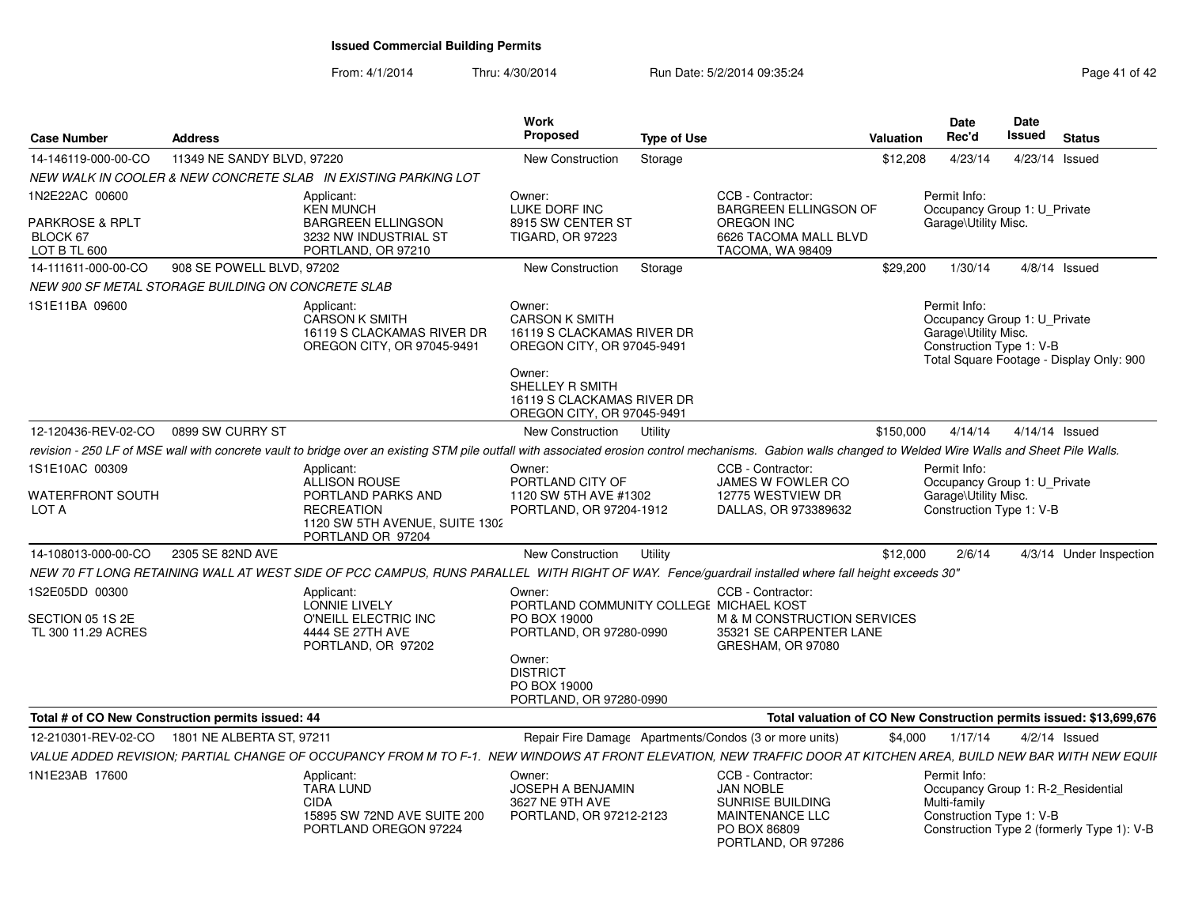**Issued Commercial Building Permits**

From: 4/1/2014 Thru: 4/30/2014 Run Date: 5/2/2014 09:35:24

| Case Number | Address | Work Proposed | Type of Use | Valuation | Date Rec'd | Date Issued | Status |
|---|---|---|---|---|---|---|---|
| 14-146119-000-00-CO | 11349 NE SANDY BLVD, 97220 | New Construction | Storage | $12,208 | 4/23/14 | 4/23/14 | Issued |

*NEW WALK IN COOLER & NEW CONCRETE SLAB IN EXISTING PARKING LOT*

1N2E22AC 00600
PARKROSE & RPLT
BLOCK 67
LOT B TL 600

Applicant:
KEN MUNCH
BARGREEN ELLINGSON
3232 NW INDUSTRIAL ST
PORTLAND, OR 97210

Owner:
LUKE DORF INC
8915 SW CENTER ST
TIGARD, OR 97223

CCB - Contractor:
BARGREEN ELLINGSON OF OREGON INC
6626 TACOMA MALL BLVD
TACOMA, WA 98409

Permit Info:
Occupancy Group 1: U_Private Garage\Utility Misc.

| Case Number | Address | Work Proposed | Type of Use | Valuation | Date Rec'd | Date Issued | Status |
|---|---|---|---|---|---|---|---|
| 14-111611-000-00-CO | 908 SE POWELL BLVD, 97202 | New Construction | Storage | $29,200 | 1/30/14 | 4/8/14 | Issued |

*NEW 900 SF METAL STORAGE BUILDING ON CONCRETE SLAB*

1S1E11BA 09600

Applicant:
CARSON K SMITH
16119 S CLACKAMAS RIVER DR
OREGON CITY, OR 97045-9491

Owner:
CARSON K SMITH
16119 S CLACKAMAS RIVER DR
OREGON CITY, OR 97045-9491

Owner:
SHELLEY R SMITH
16119 S CLACKAMAS RIVER DR
OREGON CITY, OR 97045-9491

Permit Info:
Occupancy Group 1: U_Private Garage\Utility Misc.
Construction Type 1: V-B
Total Square Footage - Display Only: 900

| Case Number | Address | Work Proposed | Type of Use | Valuation | Date Rec'd | Date Issued | Status |
|---|---|---|---|---|---|---|---|
| 12-120436-REV-02-CO | 0899 SW CURRY ST | New Construction | Utility | $150,000 | 4/14/14 | 4/14/14 | Issued |

*revision - 250 LF of MSE wall with concrete vault to bridge over an existing STM pile outfall with associated erosion control mechanisms. Gabion walls changed to Welded Wire Walls and Sheet Pile Walls.*

1S1E10AC 00309
WATERFRONT SOUTH
LOT A

Applicant:
ALLISON ROUSE
PORTLAND PARKS AND RECREATION
1120 SW 5TH AVENUE, SUITE 1302
PORTLAND OR 97204

Owner:
PORTLAND CITY OF
1120 SW 5TH AVE #1302
PORTLAND, OR 97204-1912

CCB - Contractor:
JAMES W FOWLER CO
12775 WESTVIEW DR
DALLAS, OR 973389632

Permit Info:
Occupancy Group 1: U_Private Garage\Utility Misc.
Construction Type 1: V-B

| Case Number | Address | Work Proposed | Type of Use | Valuation | Date Rec'd | Date Issued | Status |
|---|---|---|---|---|---|---|---|
| 14-108013-000-00-CO | 2305 SE 82ND AVE | New Construction | Utility | $12,000 | 2/6/14 | 4/3/14 | Under Inspection |

*NEW 70 FT LONG RETAINING WALL AT WEST SIDE OF PCC CAMPUS, RUNS PARALLEL WITH RIGHT OF WAY. Fence/guardrail installed where fall height exceeds 30"*

1S2E05DD 00300
SECTION 05 1S 2E
TL 300 11.29 ACRES

Applicant:
LONNIE LIVELY
O'NEILL ELECTRIC INC
4444 SE 27TH AVE
PORTLAND, OR 97202

Owner:
PORTLAND COMMUNITY COLLEGE
PO BOX 19000
PORTLAND, OR 97280-0990

Owner:
DISTRICT
PO BOX 19000
PORTLAND, OR 97280-0990

CCB - Contractor:
MICHAEL KOST
M & M CONSTRUCTION SERVICES
35321 SE CARPENTER LANE
GRESHAM, OR 97080

**Total # of CO New Construction permits issued: 44**

**Total valuation of CO New Construction permits issued: $13,699,676**

| Case Number | Address | Work Proposed | Type of Use | Valuation | Date Rec'd | Date Issued | Status |
|---|---|---|---|---|---|---|---|
| 12-210301-REV-02-CO | 1801 NE ALBERTA ST, 97211 | Repair Fire Damage | Apartments/Condos (3 or more units) | $4,000 | 1/17/14 | 4/2/14 | Issued |

*VALUE ADDED REVISION; PARTIAL CHANGE OF OCCUPANCY FROM M TO F-1. NEW WINDOWS AT FRONT ELEVATION, NEW TRAFFIC DOOR AT KITCHEN AREA, BUILD NEW BAR WITH NEW EQUIP*

1N1E23AB 17600

Applicant:
TARA LUND
CIDA
15895 SW 72ND AVE SUITE 200
PORTLAND OREGON 97224

Owner:
JOSEPH A BENJAMIN
3627 NE 9TH AVE
PORTLAND, OR 97212-2123

CCB - Contractor:
JAN NOBLE
SUNRISE BUILDING MAINTENANCE LLC
PO BOX 86809
PORTLAND, OR 97286

Permit Info:
Occupancy Group 1: R-2_Residential Multi-family
Construction Type 1: V-B
Construction Type 2 (formerly Type 1): V-B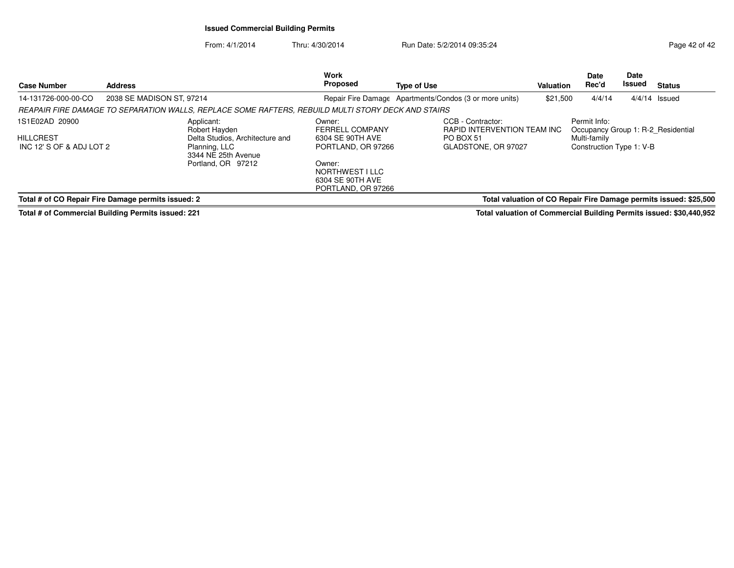**Issued Commercial Building Permits**

From: 4/1/2014 Thru: 4/30/2014 Run Date: 5/2/2014 09:35:24

| Case Number | Address | Work Proposed | Type of Use | Valuation | Date Rec'd | Date Issued | Status |
|---|---|---|---|---|---|---|---|
| 14-131726-000-00-CO | 2038 SE MADISON ST, 97214 | Repair Fire Damage | Apartments/Condos (3 or more units) | $21,500 | 4/4/14 | 4/4/14 | Issued |

*REAPAIR FIRE DAMAGE TO SEPARATION WALLS, REPLACE SOME RAFTERS, REBUILD MULTI STORY DECK AND STAIRS*

| | | | | |
|---|---|---|---|---|
| 1S1E02AD 20900<br><br>HILLCREST<br>INC 12' S OF & ADJ LOT 2 | Applicant:<br>Robert Hayden<br>Delta Studios, Architecture and Planning, LLC<br>3344 NE 25th Avenue<br>Portland, OR 97212 | Owner:<br>FERRELL COMPANY<br>6304 SE 90TH AVE<br>PORTLAND, OR 97266<br><br>Owner:<br>NORTHWEST I LLC<br>6304 SE 90TH AVE<br>PORTLAND, OR 97266 | CCB - Contractor:<br>RAPID INTERVENTION TEAM INC<br>PO BOX 51<br>GLADSTONE, OR 97027 | Permit Info:<br>Occupancy Group 1: R-2_Residential Multi-family<br>Construction Type 1: V-B |

**Total # of CO Repair Fire Damage permits issued: 2** **Total valuation of CO Repair Fire Damage permits issued: $25,500**

**Total # of Commercial Building Permits issued: 221** **Total valuation of Commercial Building Permits issued: $30,440,952**